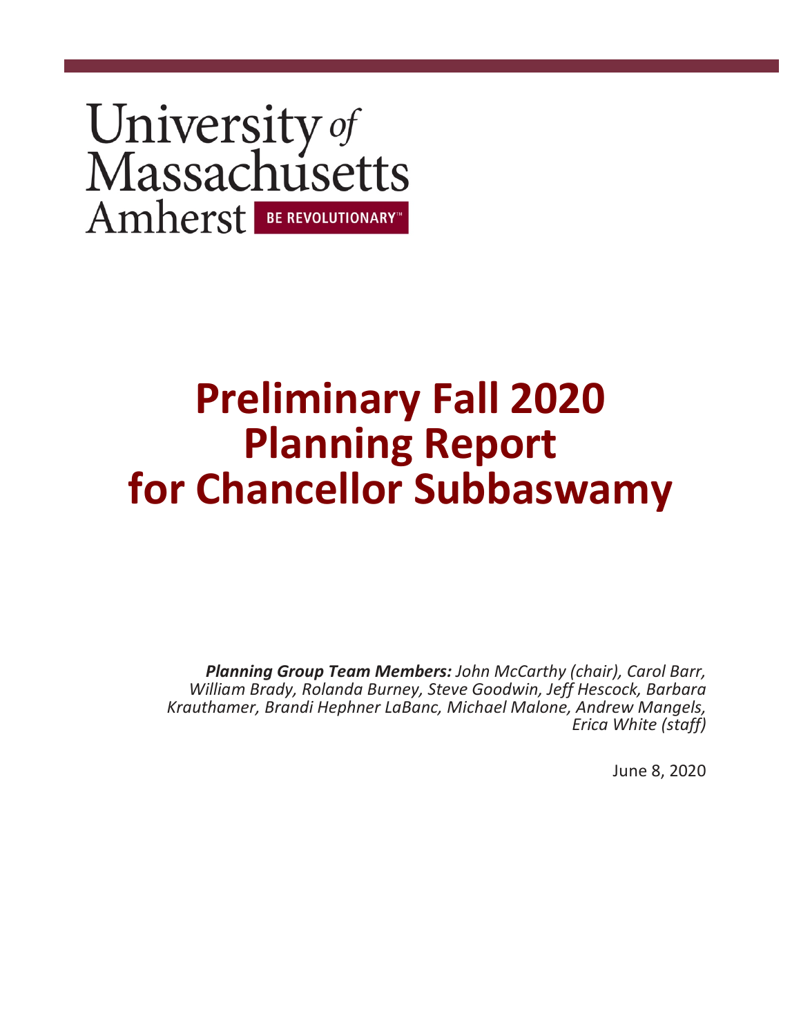University *of* Massachusetts Amherst BE REVOLUTIONARY™

# Preliminary Fall 2020 Planning Report for Chancellor Subbaswamy

***Planning Group Team Members:*** *John McCarthy (chair), Carol Barr, William Brady, Rolanda Burney, Steve Goodwin, Jeff Hescock, Barbara Krauthamer, Brandi Hephner LaBanc, Michael Malone, Andrew Mangels, Erica White (staff)*

June 8, 2020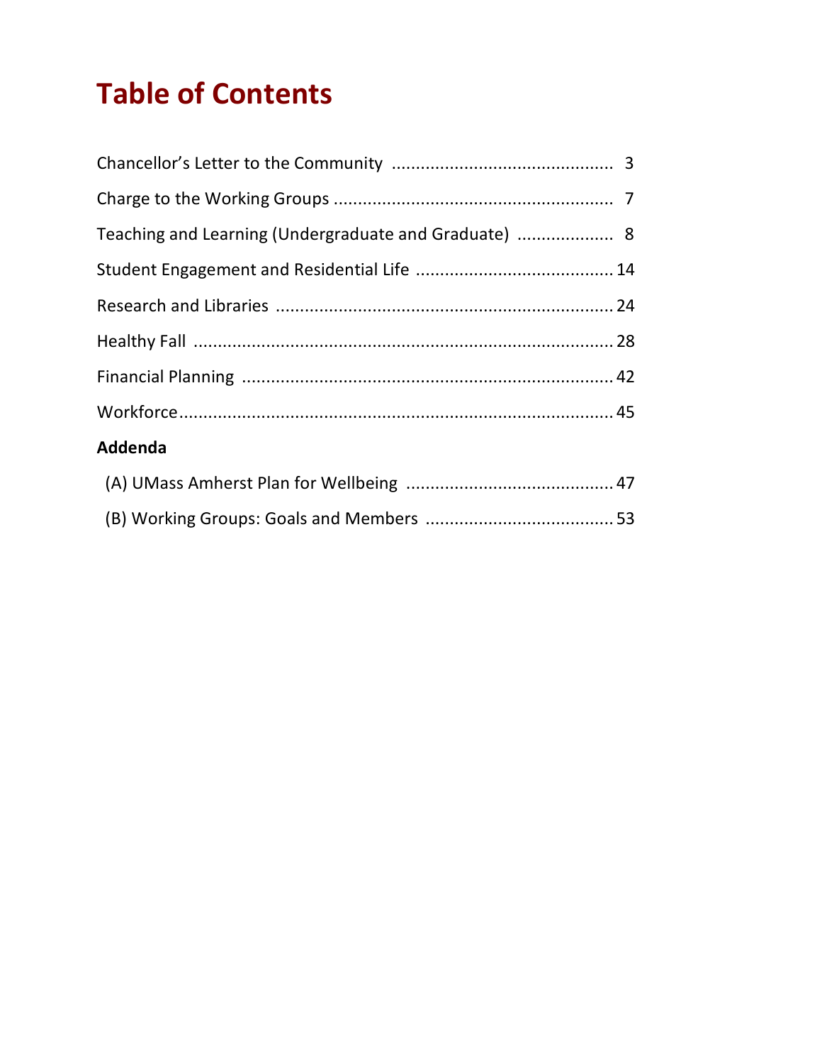# Table of Contents

Chancellor's Letter to the Community .............................................. 3

Charge to the Working Groups .......................................................... 7

Teaching and Learning (Undergraduate and Graduate) .................... 8

Student Engagement and Residential Life ......................................... 14

Research and Libraries ...................................................................... 24

Healthy Fall ....................................................................................... 28

Financial Planning ............................................................................ 42

Workforce.......................................................................................... 45

**Addenda**

(A) UMass Amherst Plan for Wellbeing ............................................ 47

(B) Working Groups: Goals and Members ....................................... 53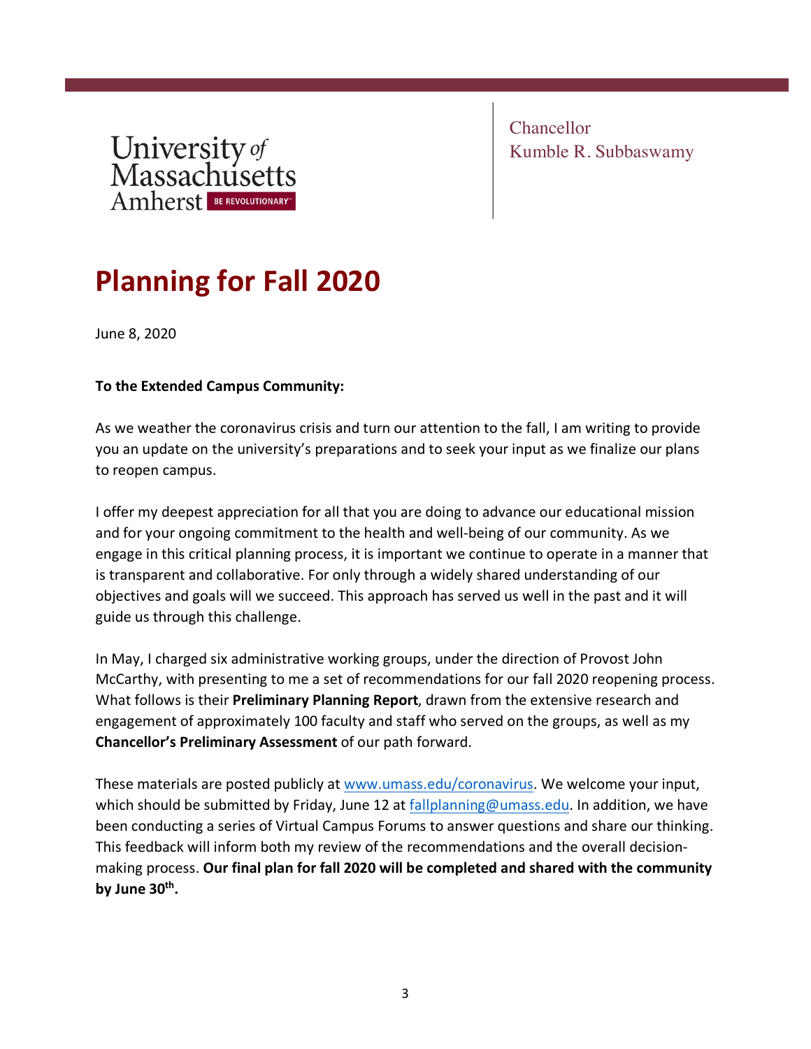University *of* Massachusetts Amherst BE REVOLUTIONARY™

Chancellor
Kumble R. Subbaswamy

# Planning for Fall 2020

June 8, 2020

**To the Extended Campus Community:**

As we weather the coronavirus crisis and turn our attention to the fall, I am writing to provide you an update on the university's preparations and to seek your input as we finalize our plans to reopen campus.

I offer my deepest appreciation for all that you are doing to advance our educational mission and for your ongoing commitment to the health and well-being of our community. As we engage in this critical planning process, it is important we continue to operate in a manner that is transparent and collaborative. For only through a widely shared understanding of our objectives and goals will we succeed. This approach has served us well in the past and it will guide us through this challenge.

In May, I charged six administrative working groups, under the direction of Provost John McCarthy, with presenting to me a set of recommendations for our fall 2020 reopening process. What follows is their **Preliminary Planning Report**, drawn from the extensive research and engagement of approximately 100 faculty and staff who served on the groups, as well as my **Chancellor's Preliminary Assessment** of our path forward.

These materials are posted publicly at www.umass.edu/coronavirus. We welcome your input, which should be submitted by Friday, June 12 at fallplanning@umass.edu. In addition, we have been conducting a series of Virtual Campus Forums to answer questions and share our thinking. This feedback will inform both my review of the recommendations and the overall decision-making process. **Our final plan for fall 2020 will be completed and shared with the community by June 30th.**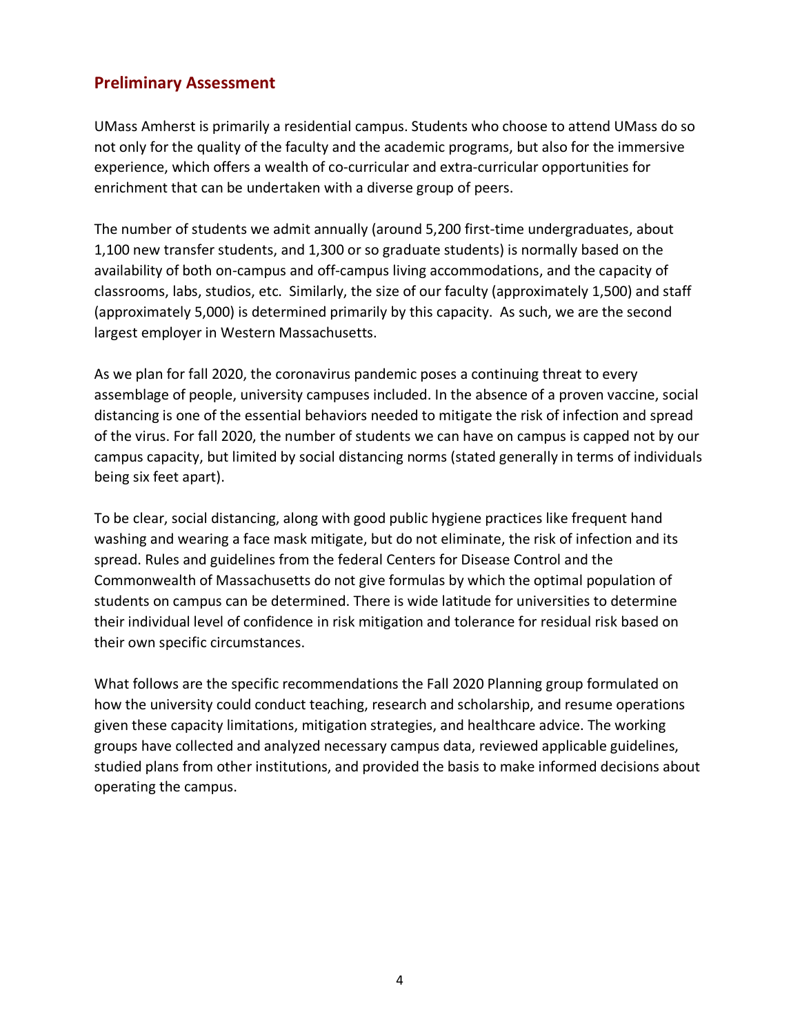## Preliminary Assessment

UMass Amherst is primarily a residential campus. Students who choose to attend UMass do so not only for the quality of the faculty and the academic programs, but also for the immersive experience, which offers a wealth of co-curricular and extra-curricular opportunities for enrichment that can be undertaken with a diverse group of peers.

The number of students we admit annually (around 5,200 first-time undergraduates, about 1,100 new transfer students, and 1,300 or so graduate students) is normally based on the availability of both on-campus and off-campus living accommodations, and the capacity of classrooms, labs, studios, etc. Similarly, the size of our faculty (approximately 1,500) and staff (approximately 5,000) is determined primarily by this capacity. As such, we are the second largest employer in Western Massachusetts.

As we plan for fall 2020, the coronavirus pandemic poses a continuing threat to every assemblage of people, university campuses included. In the absence of a proven vaccine, social distancing is one of the essential behaviors needed to mitigate the risk of infection and spread of the virus. For fall 2020, the number of students we can have on campus is capped not by our campus capacity, but limited by social distancing norms (stated generally in terms of individuals being six feet apart).

To be clear, social distancing, along with good public hygiene practices like frequent hand washing and wearing a face mask mitigate, but do not eliminate, the risk of infection and its spread. Rules and guidelines from the federal Centers for Disease Control and the Commonwealth of Massachusetts do not give formulas by which the optimal population of students on campus can be determined. There is wide latitude for universities to determine their individual level of confidence in risk mitigation and tolerance for residual risk based on their own specific circumstances.

What follows are the specific recommendations the Fall 2020 Planning group formulated on how the university could conduct teaching, research and scholarship, and resume operations given these capacity limitations, mitigation strategies, and healthcare advice. The working groups have collected and analyzed necessary campus data, reviewed applicable guidelines, studied plans from other institutions, and provided the basis to make informed decisions about operating the campus.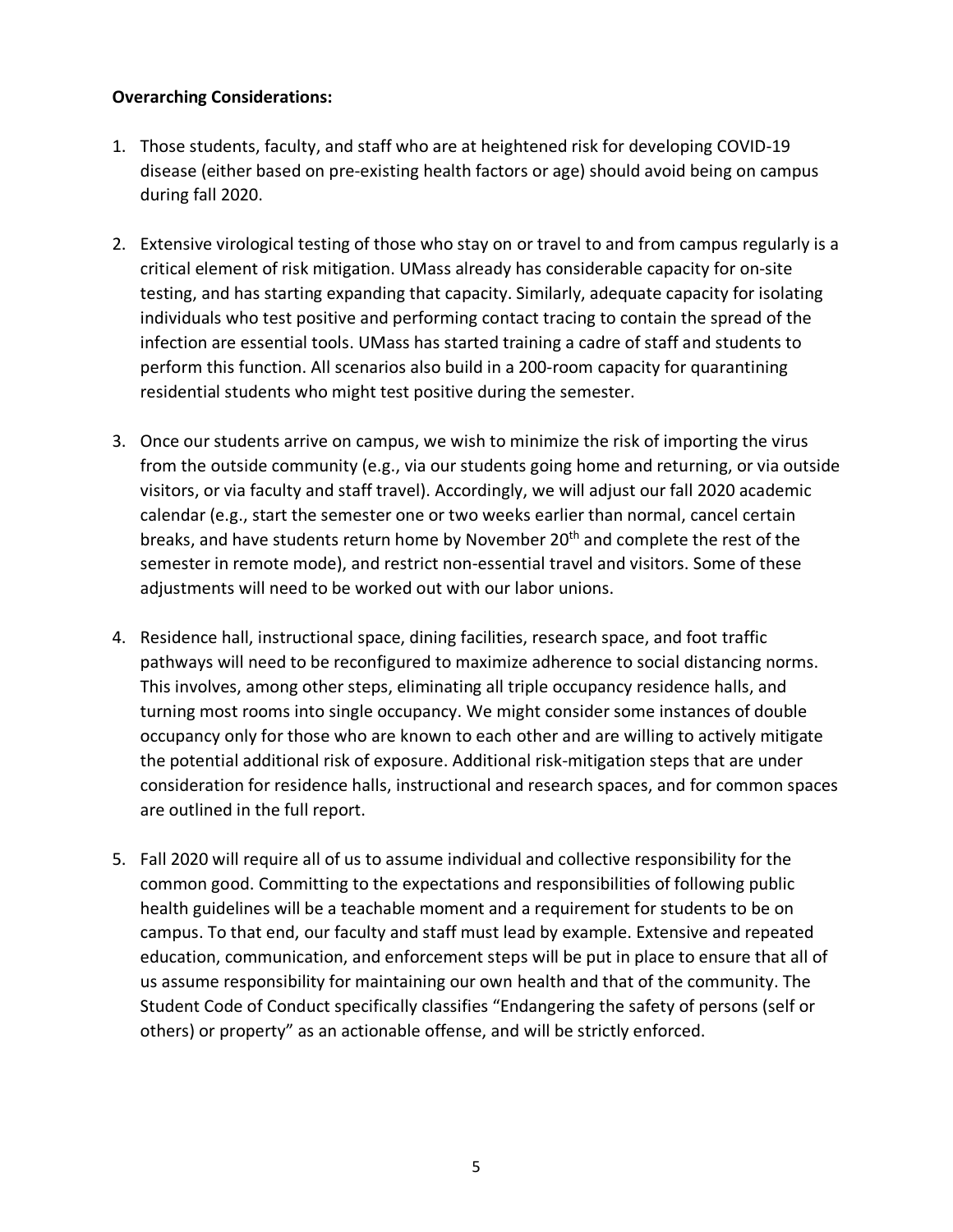**Overarching Considerations:**

1. Those students, faculty, and staff who are at heightened risk for developing COVID-19 disease (either based on pre-existing health factors or age) should avoid being on campus during fall 2020.

2. Extensive virological testing of those who stay on or travel to and from campus regularly is a critical element of risk mitigation. UMass already has considerable capacity for on-site testing, and has starting expanding that capacity. Similarly, adequate capacity for isolating individuals who test positive and performing contact tracing to contain the spread of the infection are essential tools. UMass has started training a cadre of staff and students to perform this function. All scenarios also build in a 200-room capacity for quarantining residential students who might test positive during the semester.

3. Once our students arrive on campus, we wish to minimize the risk of importing the virus from the outside community (e.g., via our students going home and returning, or via outside visitors, or via faculty and staff travel). Accordingly, we will adjust our fall 2020 academic calendar (e.g., start the semester one or two weeks earlier than normal, cancel certain breaks, and have students return home by November 20th and complete the rest of the semester in remote mode), and restrict non-essential travel and visitors. Some of these adjustments will need to be worked out with our labor unions.

4. Residence hall, instructional space, dining facilities, research space, and foot traffic pathways will need to be reconfigured to maximize adherence to social distancing norms. This involves, among other steps, eliminating all triple occupancy residence halls, and turning most rooms into single occupancy. We might consider some instances of double occupancy only for those who are known to each other and are willing to actively mitigate the potential additional risk of exposure. Additional risk-mitigation steps that are under consideration for residence halls, instructional and research spaces, and for common spaces are outlined in the full report.

5. Fall 2020 will require all of us to assume individual and collective responsibility for the common good. Committing to the expectations and responsibilities of following public health guidelines will be a teachable moment and a requirement for students to be on campus. To that end, our faculty and staff must lead by example. Extensive and repeated education, communication, and enforcement steps will be put in place to ensure that all of us assume responsibility for maintaining our own health and that of the community. The Student Code of Conduct specifically classifies "Endangering the safety of persons (self or others) or property" as an actionable offense, and will be strictly enforced.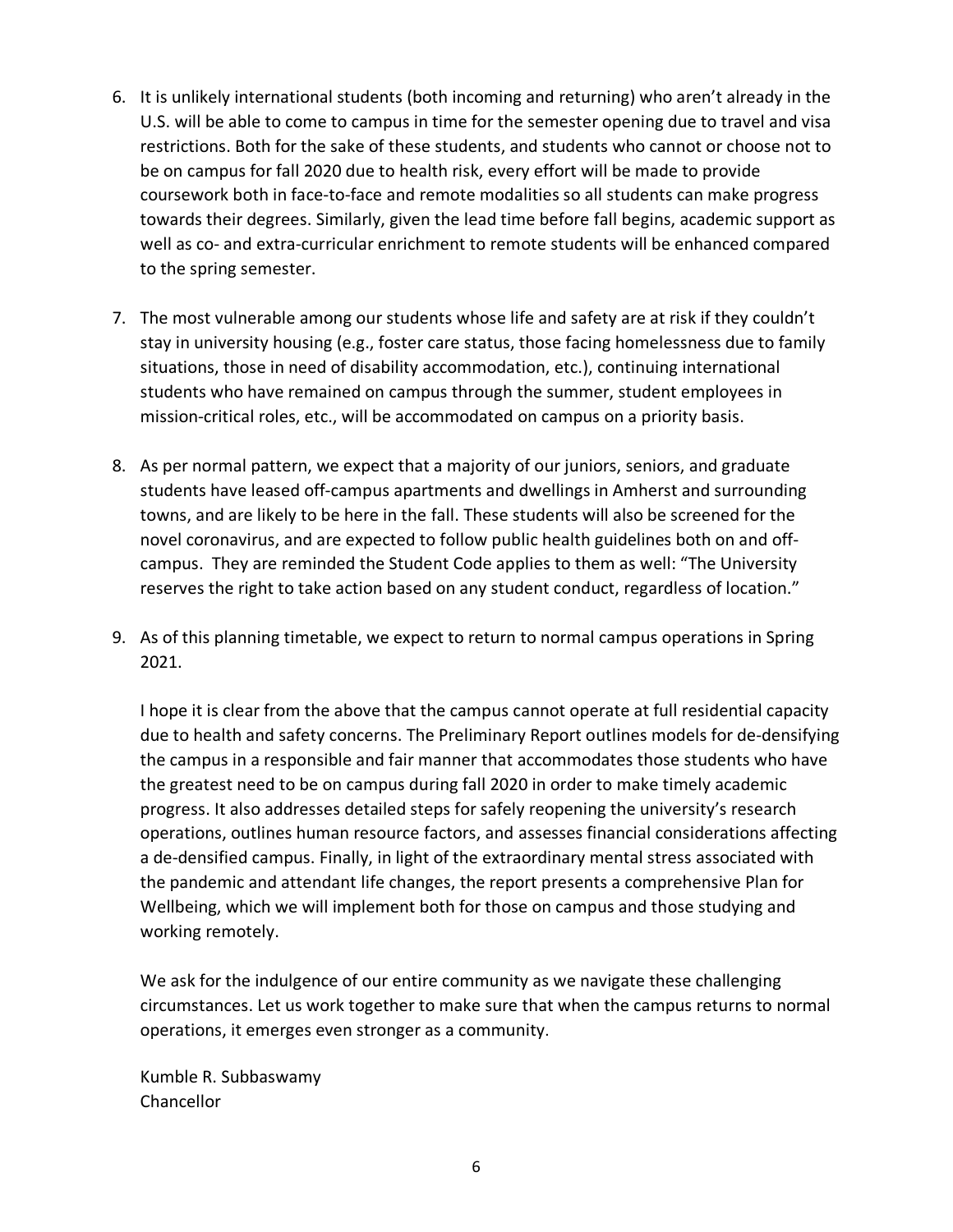6. It is unlikely international students (both incoming and returning) who aren't already in the U.S. will be able to come to campus in time for the semester opening due to travel and visa restrictions. Both for the sake of these students, and students who cannot or choose not to be on campus for fall 2020 due to health risk, every effort will be made to provide coursework both in face-to-face and remote modalities so all students can make progress towards their degrees. Similarly, given the lead time before fall begins, academic support as well as co- and extra-curricular enrichment to remote students will be enhanced compared to the spring semester.

7. The most vulnerable among our students whose life and safety are at risk if they couldn't stay in university housing (e.g., foster care status, those facing homelessness due to family situations, those in need of disability accommodation, etc.), continuing international students who have remained on campus through the summer, student employees in mission-critical roles, etc., will be accommodated on campus on a priority basis.

8. As per normal pattern, we expect that a majority of our juniors, seniors, and graduate students have leased off-campus apartments and dwellings in Amherst and surrounding towns, and are likely to be here in the fall. These students will also be screened for the novel coronavirus, and are expected to follow public health guidelines both on and off-campus. They are reminded the Student Code applies to them as well: "The University reserves the right to take action based on any student conduct, regardless of location."

9. As of this planning timetable, we expect to return to normal campus operations in Spring 2021.

I hope it is clear from the above that the campus cannot operate at full residential capacity due to health and safety concerns. The Preliminary Report outlines models for de-densifying the campus in a responsible and fair manner that accommodates those students who have the greatest need to be on campus during fall 2020 in order to make timely academic progress. It also addresses detailed steps for safely reopening the university's research operations, outlines human resource factors, and assesses financial considerations affecting a de-densified campus. Finally, in light of the extraordinary mental stress associated with the pandemic and attendant life changes, the report presents a comprehensive Plan for Wellbeing, which we will implement both for those on campus and those studying and working remotely.

We ask for the indulgence of our entire community as we navigate these challenging circumstances. Let us work together to make sure that when the campus returns to normal operations, it emerges even stronger as a community.

Kumble R. Subbaswamy
Chancellor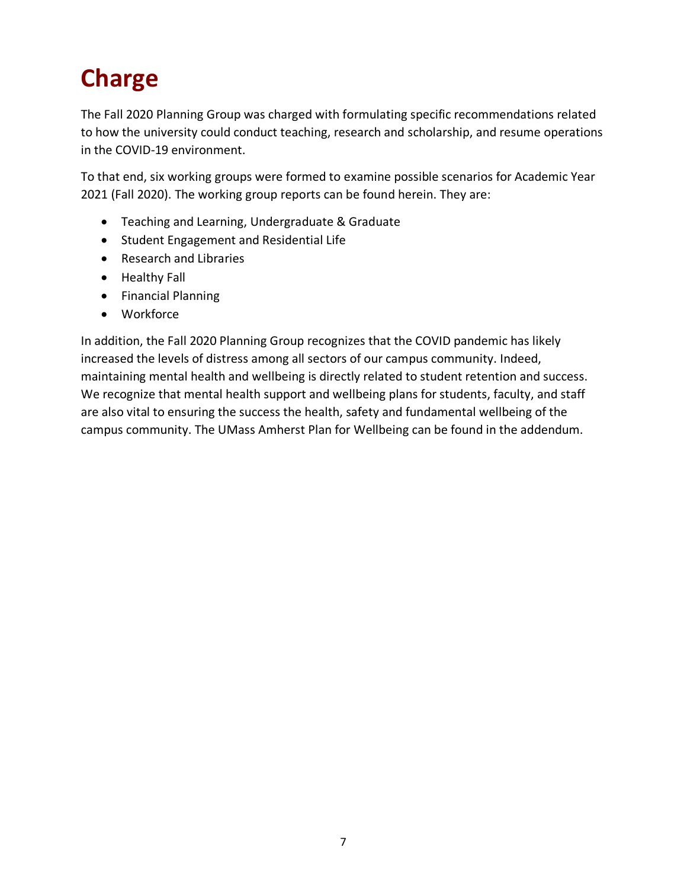# Charge

The Fall 2020 Planning Group was charged with formulating specific recommendations related to how the university could conduct teaching, research and scholarship, and resume operations in the COVID-19 environment.

To that end, six working groups were formed to examine possible scenarios for Academic Year 2021 (Fall 2020). The working group reports can be found herein. They are:

- Teaching and Learning, Undergraduate & Graduate
- Student Engagement and Residential Life
- Research and Libraries
- Healthy Fall
- Financial Planning
- Workforce

In addition, the Fall 2020 Planning Group recognizes that the COVID pandemic has likely increased the levels of distress among all sectors of our campus community. Indeed, maintaining mental health and wellbeing is directly related to student retention and success. We recognize that mental health support and wellbeing plans for students, faculty, and staff are also vital to ensuring the success the health, safety and fundamental wellbeing of the campus community. The UMass Amherst Plan for Wellbeing can be found in the addendum.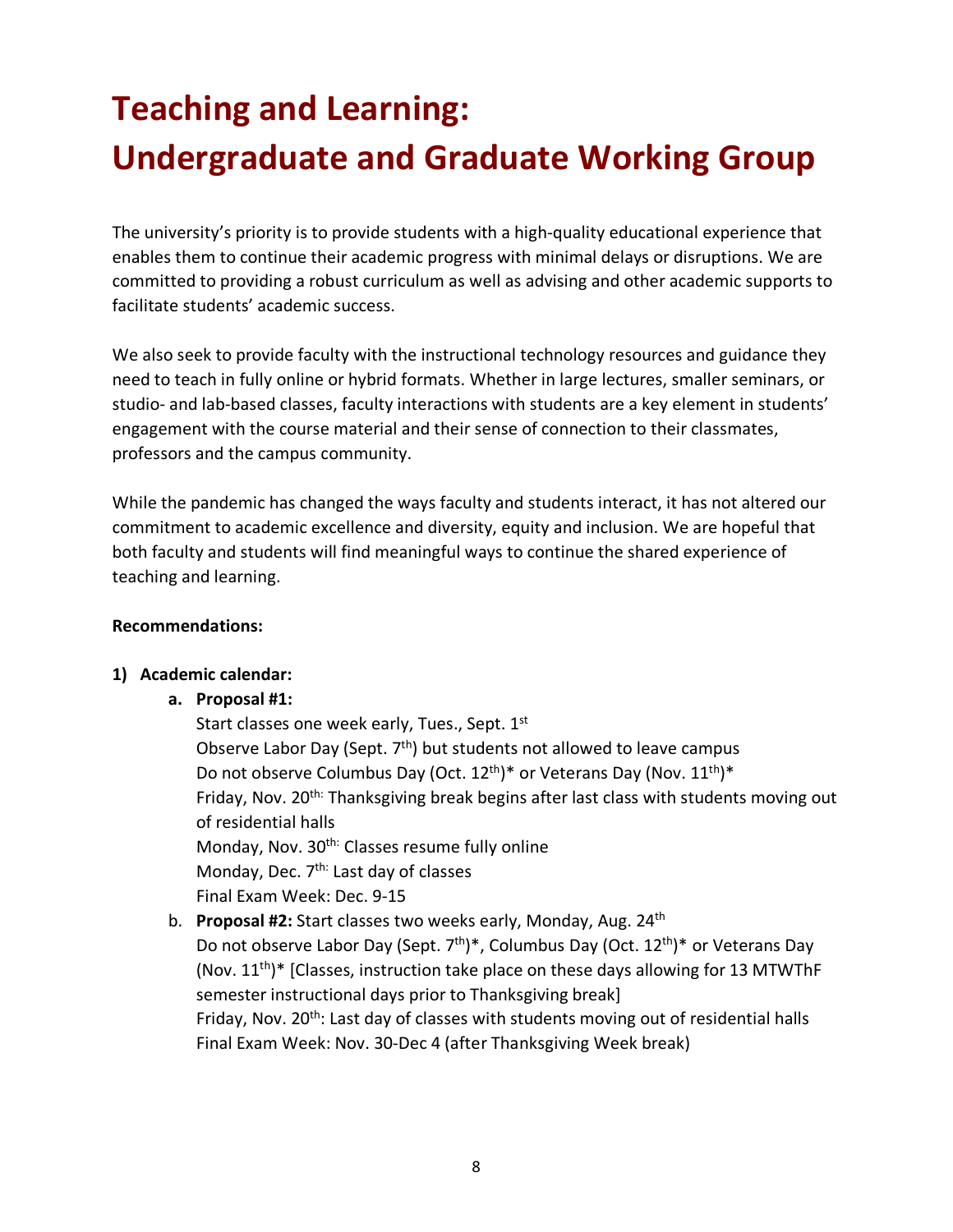# Teaching and Learning: Undergraduate and Graduate Working Group

The university's priority is to provide students with a high-quality educational experience that enables them to continue their academic progress with minimal delays or disruptions. We are committed to providing a robust curriculum as well as advising and other academic supports to facilitate students' academic success.

We also seek to provide faculty with the instructional technology resources and guidance they need to teach in fully online or hybrid formats. Whether in large lectures, smaller seminars, or studio- and lab-based classes, faculty interactions with students are a key element in students' engagement with the course material and their sense of connection to their classmates, professors and the campus community.

While the pandemic has changed the ways faculty and students interact, it has not altered our commitment to academic excellence and diversity, equity and inclusion. We are hopeful that both faculty and students will find meaningful ways to continue the shared experience of teaching and learning.

**Recommendations:**

1) **Academic calendar:**
   a. **Proposal #1:**
      Start classes one week early, Tues., Sept. 1st
      Observe Labor Day (Sept. 7th) but students not allowed to leave campus
      Do not observe Columbus Day (Oct. 12th)* or Veterans Day (Nov. 11th)*
      Friday, Nov. 20th: Thanksgiving break begins after last class with students moving out of residential halls
      Monday, Nov. 30th: Classes resume fully online
      Monday, Dec. 7th: Last day of classes
      Final Exam Week: Dec. 9-15
   b. **Proposal #2:** Start classes two weeks early, Monday, Aug. 24th
      Do not observe Labor Day (Sept. 7th)*, Columbus Day (Oct. 12th)* or Veterans Day (Nov. 11th)* [Classes, instruction take place on these days allowing for 13 MTWThF semester instructional days prior to Thanksgiving break]
      Friday, Nov. 20th: Last day of classes with students moving out of residential halls
      Final Exam Week: Nov. 30-Dec 4 (after Thanksgiving Week break)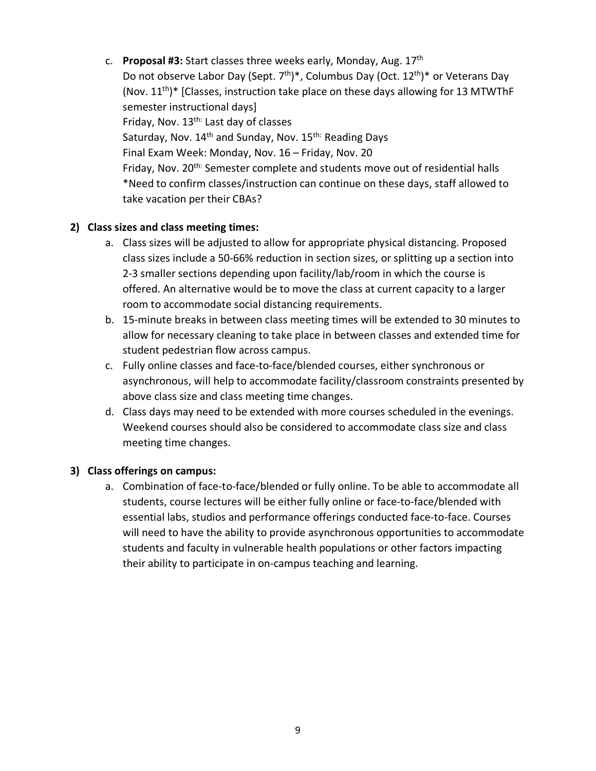c. **Proposal #3:** Start classes three weeks early, Monday, Aug. 17th
   Do not observe Labor Day (Sept. 7th)*, Columbus Day (Oct. 12th)* or Veterans Day (Nov. 11th)* [Classes, instruction take place on these days allowing for 13 MTWThF semester instructional days]
   Friday, Nov. 13th: Last day of classes
   Saturday, Nov. 14th and Sunday, Nov. 15th: Reading Days
   Final Exam Week: Monday, Nov. 16 – Friday, Nov. 20
   Friday, Nov. 20th: Semester complete and students move out of residential halls
   *Need to confirm classes/instruction can continue on these days, staff allowed to take vacation per their CBAs?

**2) Class sizes and class meeting times:**

a. Class sizes will be adjusted to allow for appropriate physical distancing. Proposed class sizes include a 50-66% reduction in section sizes, or splitting up a section into 2-3 smaller sections depending upon facility/lab/room in which the course is offered. An alternative would be to move the class at current capacity to a larger room to accommodate social distancing requirements.
b. 15-minute breaks in between class meeting times will be extended to 30 minutes to allow for necessary cleaning to take place in between classes and extended time for student pedestrian flow across campus.
c. Fully online classes and face-to-face/blended courses, either synchronous or asynchronous, will help to accommodate facility/classroom constraints presented by above class size and class meeting time changes.
d. Class days may need to be extended with more courses scheduled in the evenings. Weekend courses should also be considered to accommodate class size and class meeting time changes.

**3) Class offerings on campus:**

a. Combination of face-to-face/blended or fully online. To be able to accommodate all students, course lectures will be either fully online or face-to-face/blended with essential labs, studios and performance offerings conducted face-to-face. Courses will need to have the ability to provide asynchronous opportunities to accommodate students and faculty in vulnerable health populations or other factors impacting their ability to participate in on-campus teaching and learning.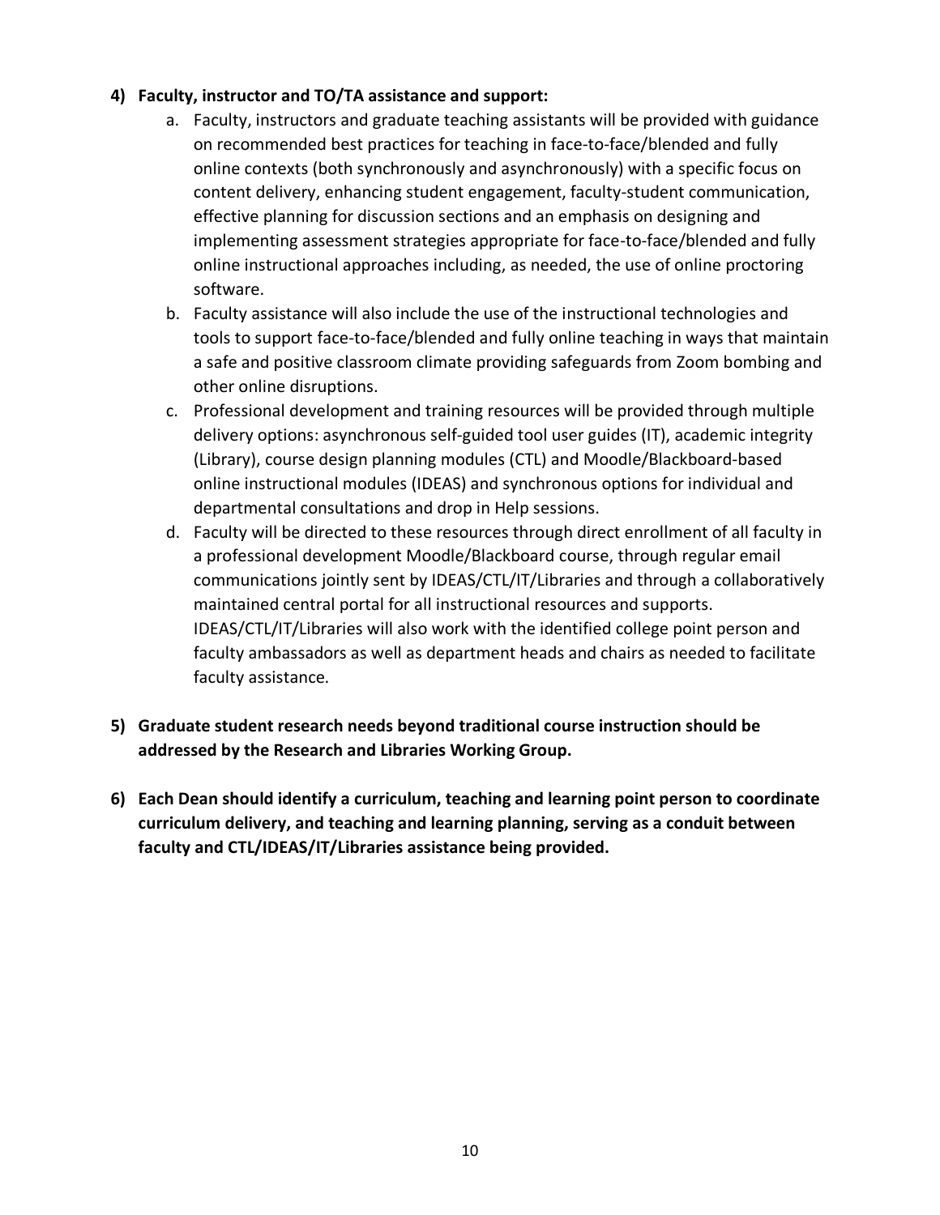**4) Faculty, instructor and TO/TA assistance and support:**

a. Faculty, instructors and graduate teaching assistants will be provided with guidance on recommended best practices for teaching in face-to-face/blended and fully online contexts (both synchronously and asynchronously) with a specific focus on content delivery, enhancing student engagement, faculty-student communication, effective planning for discussion sections and an emphasis on designing and implementing assessment strategies appropriate for face-to-face/blended and fully online instructional approaches including, as needed, the use of online proctoring software.

b. Faculty assistance will also include the use of the instructional technologies and tools to support face-to-face/blended and fully online teaching in ways that maintain a safe and positive classroom climate providing safeguards from Zoom bombing and other online disruptions.

c. Professional development and training resources will be provided through multiple delivery options: asynchronous self-guided tool user guides (IT), academic integrity (Library), course design planning modules (CTL) and Moodle/Blackboard-based online instructional modules (IDEAS) and synchronous options for individual and departmental consultations and drop in Help sessions.

d. Faculty will be directed to these resources through direct enrollment of all faculty in a professional development Moodle/Blackboard course, through regular email communications jointly sent by IDEAS/CTL/IT/Libraries and through a collaboratively maintained central portal for all instructional resources and supports. IDEAS/CTL/IT/Libraries will also work with the identified college point person and faculty ambassadors as well as department heads and chairs as needed to facilitate faculty assistance.

**5) Graduate student research needs beyond traditional course instruction should be addressed by the Research and Libraries Working Group.**

**6) Each Dean should identify a curriculum, teaching and learning point person to coordinate curriculum delivery, and teaching and learning planning, serving as a conduit between faculty and CTL/IDEAS/IT/Libraries assistance being provided.**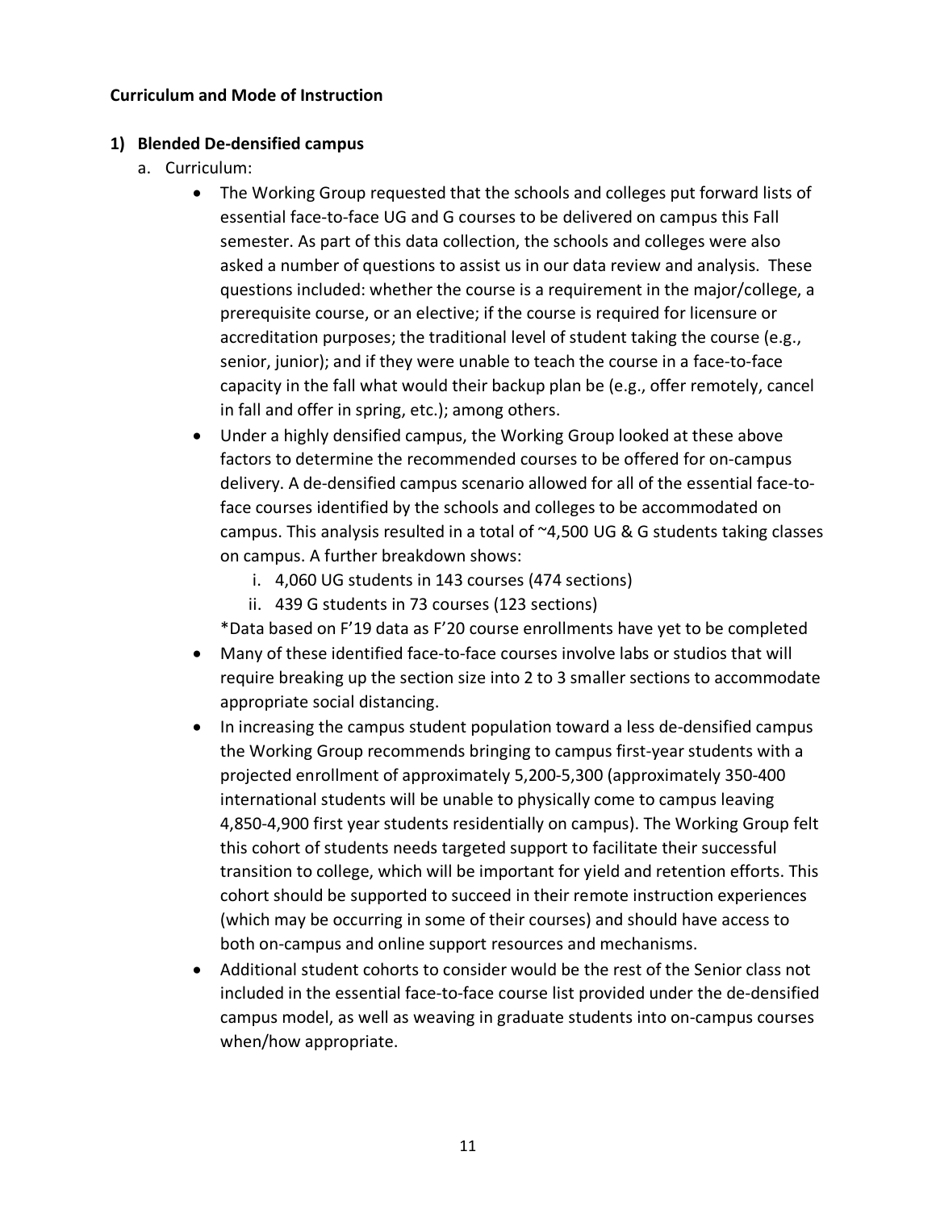**Curriculum and Mode of Instruction**

**1) Blended De-densified campus**

a. Curriculum:

- The Working Group requested that the schools and colleges put forward lists of essential face-to-face UG and G courses to be delivered on campus this Fall semester. As part of this data collection, the schools and colleges were also asked a number of questions to assist us in our data review and analysis. These questions included: whether the course is a requirement in the major/college, a prerequisite course, or an elective; if the course is required for licensure or accreditation purposes; the traditional level of student taking the course (e.g., senior, junior); and if they were unable to teach the course in a face-to-face capacity in the fall what would their backup plan be (e.g., offer remotely, cancel in fall and offer in spring, etc.); among others.
- Under a highly densified campus, the Working Group looked at these above factors to determine the recommended courses to be offered for on-campus delivery. A de-densified campus scenario allowed for all of the essential face-to-face courses identified by the schools and colleges to be accommodated on campus. This analysis resulted in a total of ~4,500 UG & G students taking classes on campus. A further breakdown shows:
  - i. 4,060 UG students in 143 courses (474 sections)
  - ii. 439 G students in 73 courses (123 sections)

  *Data based on F'19 data as F'20 course enrollments have yet to be completed
- Many of these identified face-to-face courses involve labs or studios that will require breaking up the section size into 2 to 3 smaller sections to accommodate appropriate social distancing.
- In increasing the campus student population toward a less de-densified campus the Working Group recommends bringing to campus first-year students with a projected enrollment of approximately 5,200-5,300 (approximately 350-400 international students will be unable to physically come to campus leaving 4,850-4,900 first year students residentially on campus). The Working Group felt this cohort of students needs targeted support to facilitate their successful transition to college, which will be important for yield and retention efforts. This cohort should be supported to succeed in their remote instruction experiences (which may be occurring in some of their courses) and should have access to both on-campus and online support resources and mechanisms.
- Additional student cohorts to consider would be the rest of the Senior class not included in the essential face-to-face course list provided under the de-densified campus model, as well as weaving in graduate students into on-campus courses when/how appropriate.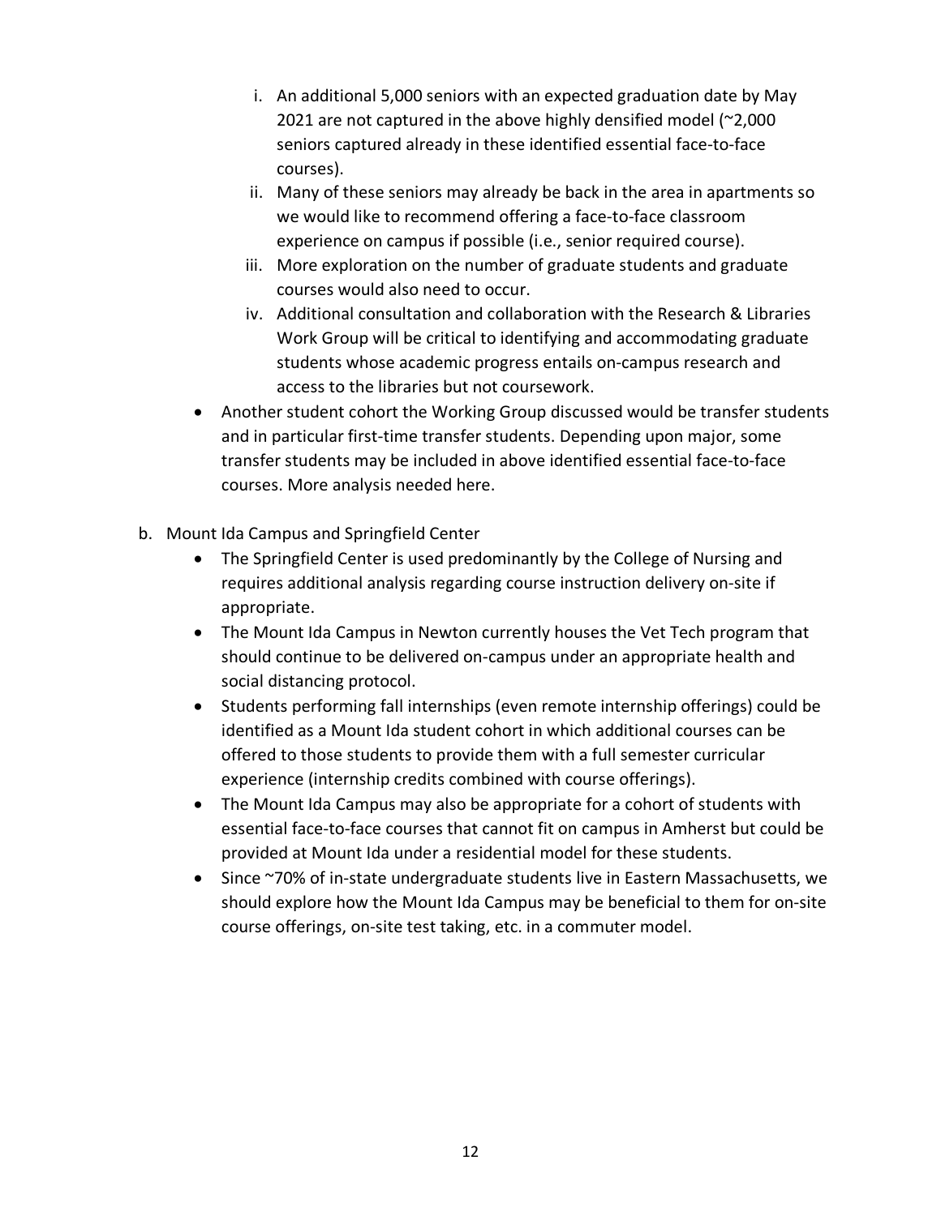i. An additional 5,000 seniors with an expected graduation date by May 2021 are not captured in the above highly densified model (~2,000 seniors captured already in these identified essential face-to-face courses).
   ii. Many of these seniors may already be back in the area in apartments so we would like to recommend offering a face-to-face classroom experience on campus if possible (i.e., senior required course).
   iii. More exploration on the number of graduate students and graduate courses would also need to occur.
   iv. Additional consultation and collaboration with the Research & Libraries Work Group will be critical to identifying and accommodating graduate students whose academic progress entails on-campus research and access to the libraries but not coursework.

- Another student cohort the Working Group discussed would be transfer students and in particular first-time transfer students. Depending upon major, some transfer students may be included in above identified essential face-to-face courses. More analysis needed here.

b. Mount Ida Campus and Springfield Center

- The Springfield Center is used predominantly by the College of Nursing and requires additional analysis regarding course instruction delivery on-site if appropriate.
- The Mount Ida Campus in Newton currently houses the Vet Tech program that should continue to be delivered on-campus under an appropriate health and social distancing protocol.
- Students performing fall internships (even remote internship offerings) could be identified as a Mount Ida student cohort in which additional courses can be offered to those students to provide them with a full semester curricular experience (internship credits combined with course offerings).
- The Mount Ida Campus may also be appropriate for a cohort of students with essential face-to-face courses that cannot fit on campus in Amherst but could be provided at Mount Ida under a residential model for these students.
- Since ~70% of in-state undergraduate students live in Eastern Massachusetts, we should explore how the Mount Ida Campus may be beneficial to them for on-site course offerings, on-site test taking, etc. in a commuter model.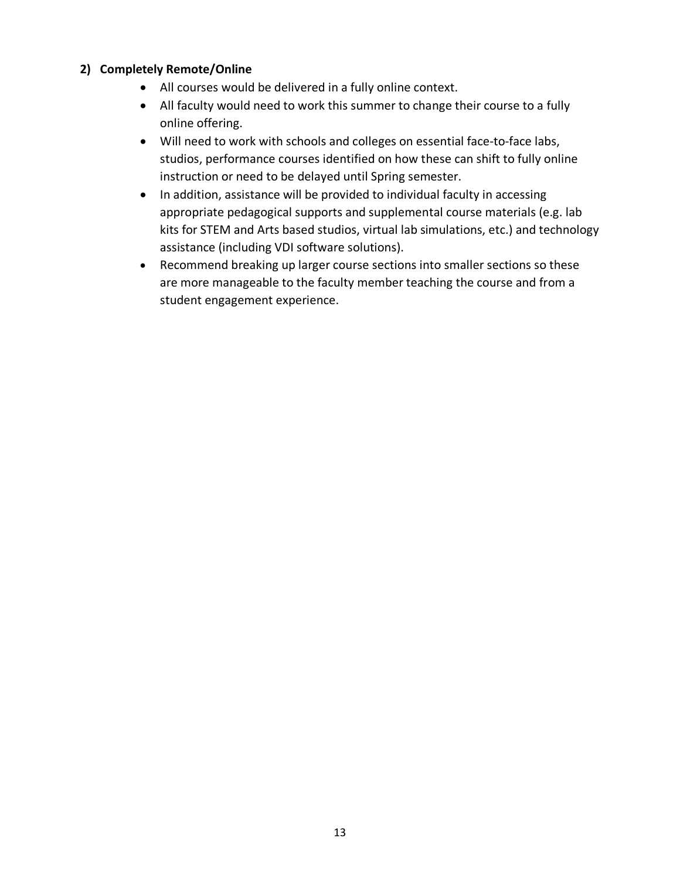**2) Completely Remote/Online**

- All courses would be delivered in a fully online context.
- All faculty would need to work this summer to change their course to a fully online offering.
- Will need to work with schools and colleges on essential face-to-face labs, studios, performance courses identified on how these can shift to fully online instruction or need to be delayed until Spring semester.
- In addition, assistance will be provided to individual faculty in accessing appropriate pedagogical supports and supplemental course materials (e.g. lab kits for STEM and Arts based studios, virtual lab simulations, etc.) and technology assistance (including VDI software solutions).
- Recommend breaking up larger course sections into smaller sections so these are more manageable to the faculty member teaching the course and from a student engagement experience.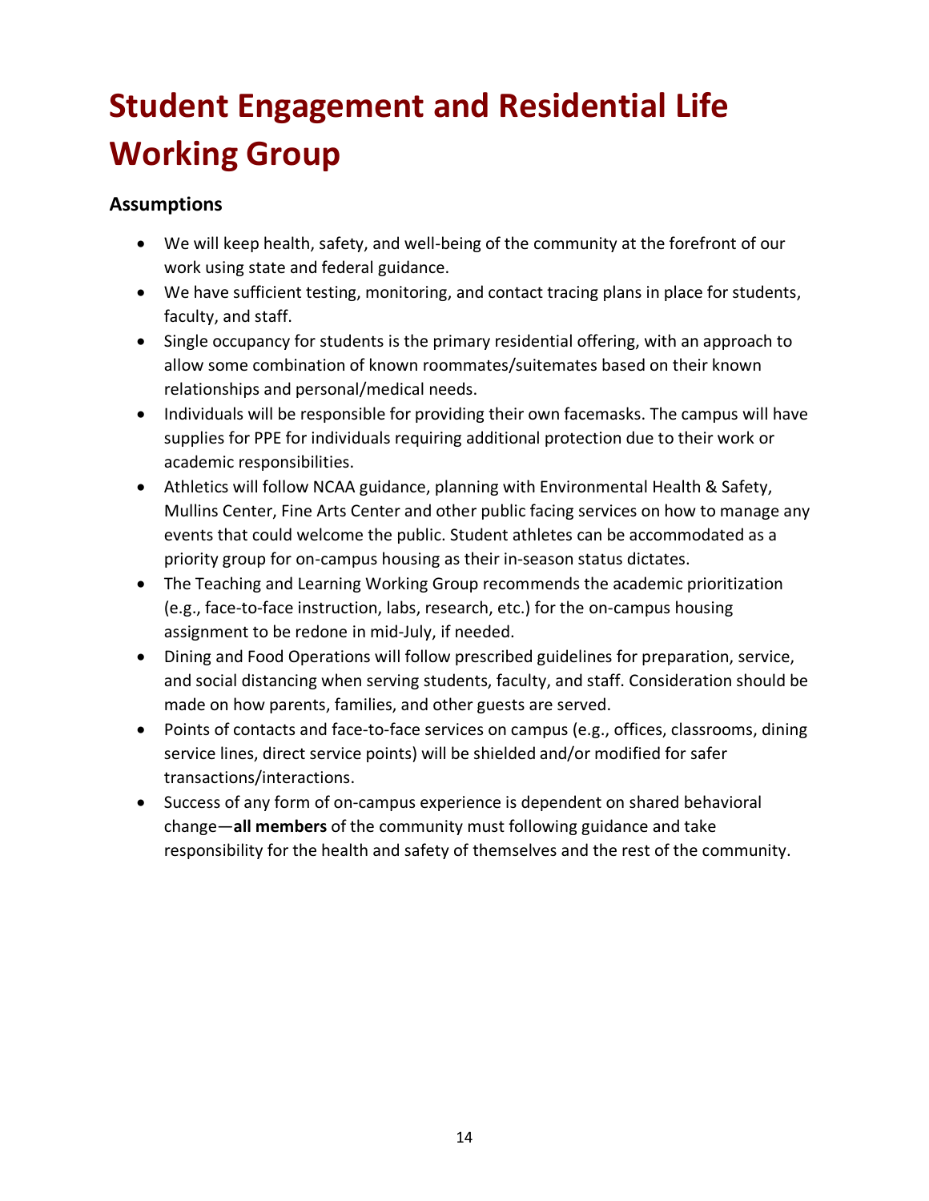# Student Engagement and Residential Life Working Group

## Assumptions

- We will keep health, safety, and well-being of the community at the forefront of our work using state and federal guidance.
- We have sufficient testing, monitoring, and contact tracing plans in place for students, faculty, and staff.
- Single occupancy for students is the primary residential offering, with an approach to allow some combination of known roommates/suitemates based on their known relationships and personal/medical needs.
- Individuals will be responsible for providing their own facemasks. The campus will have supplies for PPE for individuals requiring additional protection due to their work or academic responsibilities.
- Athletics will follow NCAA guidance, planning with Environmental Health & Safety, Mullins Center, Fine Arts Center and other public facing services on how to manage any events that could welcome the public. Student athletes can be accommodated as a priority group for on-campus housing as their in-season status dictates.
- The Teaching and Learning Working Group recommends the academic prioritization (e.g., face-to-face instruction, labs, research, etc.) for the on-campus housing assignment to be redone in mid-July, if needed.
- Dining and Food Operations will follow prescribed guidelines for preparation, service, and social distancing when serving students, faculty, and staff. Consideration should be made on how parents, families, and other guests are served.
- Points of contacts and face-to-face services on campus (e.g., offices, classrooms, dining service lines, direct service points) will be shielded and/or modified for safer transactions/interactions.
- Success of any form of on-campus experience is dependent on shared behavioral change—**all members** of the community must following guidance and take responsibility for the health and safety of themselves and the rest of the community.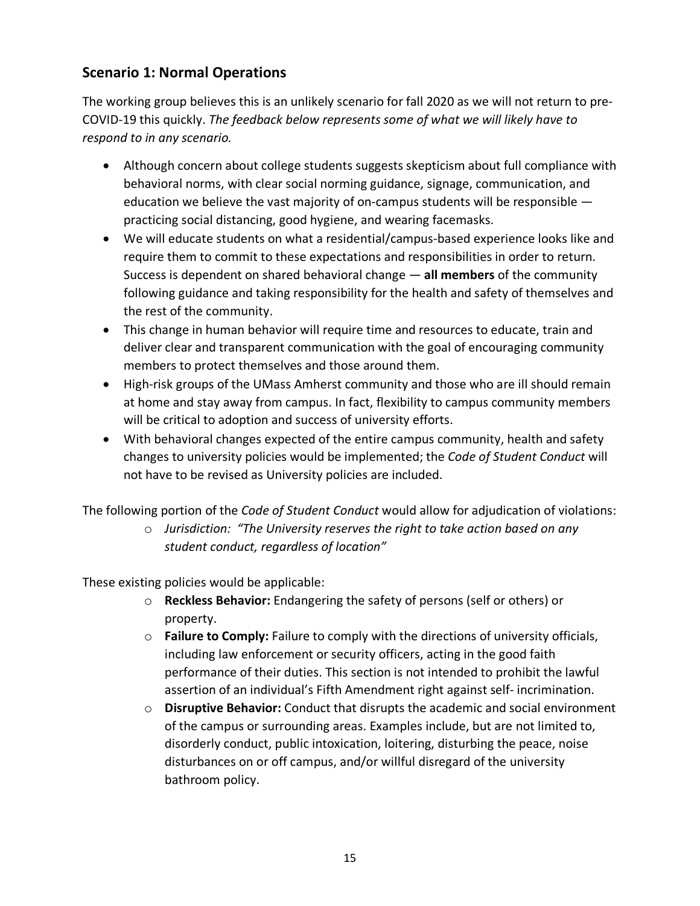## Scenario 1: Normal Operations

The working group believes this is an unlikely scenario for fall 2020 as we will not return to pre-COVID-19 this quickly. *The feedback below represents some of what we will likely have to respond to in any scenario.*

- Although concern about college students suggests skepticism about full compliance with behavioral norms, with clear social norming guidance, signage, communication, and education we believe the vast majority of on-campus students will be responsible — practicing social distancing, good hygiene, and wearing facemasks.
- We will educate students on what a residential/campus-based experience looks like and require them to commit to these expectations and responsibilities in order to return. Success is dependent on shared behavioral change — **all members** of the community following guidance and taking responsibility for the health and safety of themselves and the rest of the community.
- This change in human behavior will require time and resources to educate, train and deliver clear and transparent communication with the goal of encouraging community members to protect themselves and those around them.
- High-risk groups of the UMass Amherst community and those who are ill should remain at home and stay away from campus. In fact, flexibility to campus community members will be critical to adoption and success of university efforts.
- With behavioral changes expected of the entire campus community, health and safety changes to university policies would be implemented; the *Code of Student Conduct* will not have to be revised as University policies are included.

The following portion of the *Code of Student Conduct* would allow for adjudication of violations:

- *Jurisdiction: "The University reserves the right to take action based on any student conduct, regardless of location"*

These existing policies would be applicable:

- **Reckless Behavior:** Endangering the safety of persons (self or others) or property.
- **Failure to Comply:** Failure to comply with the directions of university officials, including law enforcement or security officers, acting in the good faith performance of their duties. This section is not intended to prohibit the lawful assertion of an individual's Fifth Amendment right against self- incrimination.
- **Disruptive Behavior:** Conduct that disrupts the academic and social environment of the campus or surrounding areas. Examples include, but are not limited to, disorderly conduct, public intoxication, loitering, disturbing the peace, noise disturbances on or off campus, and/or willful disregard of the university bathroom policy.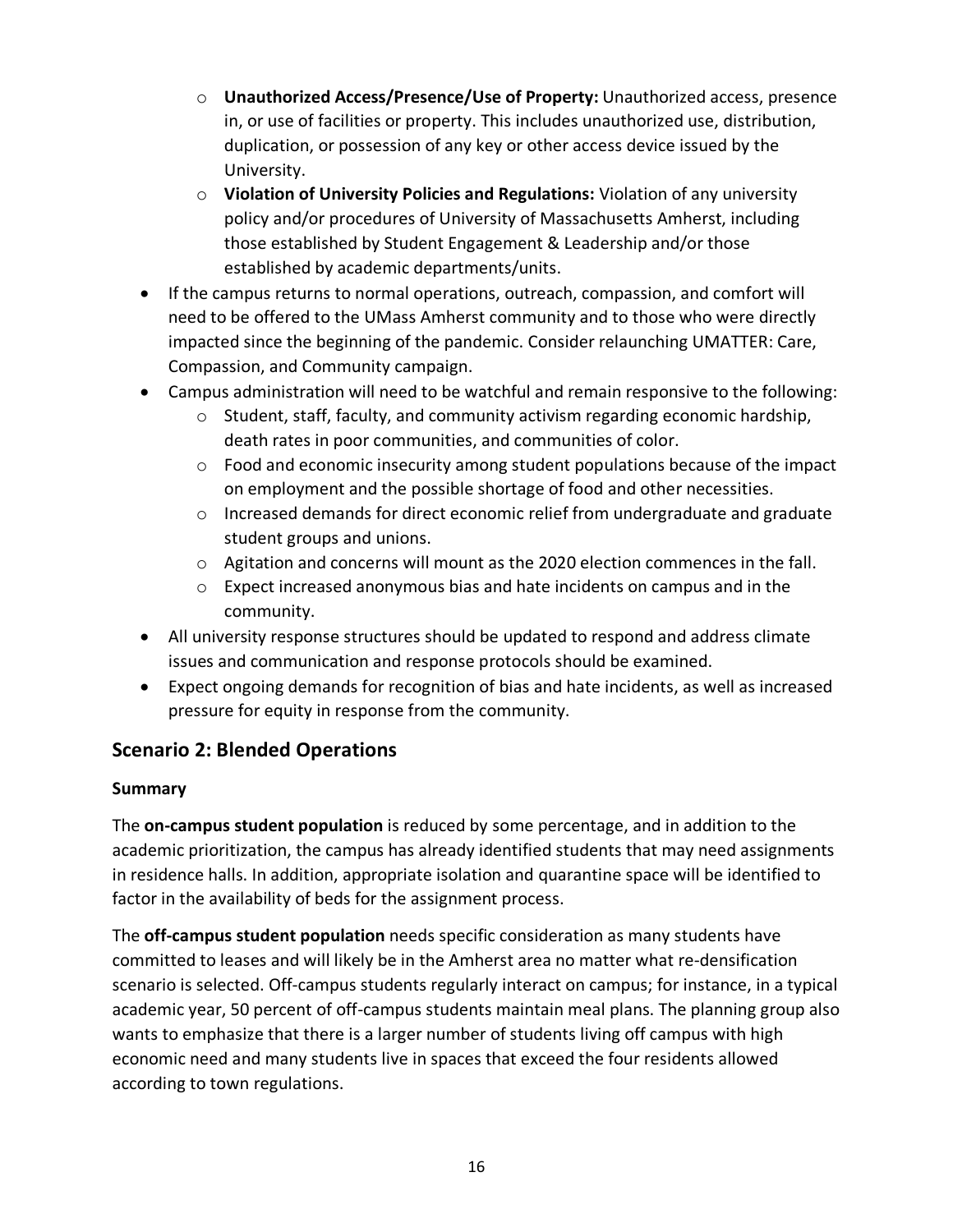- **Unauthorized Access/Presence/Use of Property:** Unauthorized access, presence in, or use of facilities or property. This includes unauthorized use, distribution, duplication, or possession of any key or other access device issued by the University.
    - **Violation of University Policies and Regulations:** Violation of any university policy and/or procedures of University of Massachusetts Amherst, including those established by Student Engagement & Leadership and/or those established by academic departments/units.
- If the campus returns to normal operations, outreach, compassion, and comfort will need to be offered to the UMass Amherst community and to those who were directly impacted since the beginning of the pandemic. Consider relaunching UMATTER: Care, Compassion, and Community campaign.
- Campus administration will need to be watchful and remain responsive to the following:
    - Student, staff, faculty, and community activism regarding economic hardship, death rates in poor communities, and communities of color.
    - Food and economic insecurity among student populations because of the impact on employment and the possible shortage of food and other necessities.
    - Increased demands for direct economic relief from undergraduate and graduate student groups and unions.
    - Agitation and concerns will mount as the 2020 election commences in the fall.
    - Expect increased anonymous bias and hate incidents on campus and in the community.
- All university response structures should be updated to respond and address climate issues and communication and response protocols should be examined.
- Expect ongoing demands for recognition of bias and hate incidents, as well as increased pressure for equity in response from the community.

## Scenario 2: Blended Operations

### Summary

The **on-campus student population** is reduced by some percentage, and in addition to the academic prioritization, the campus has already identified students that may need assignments in residence halls. In addition, appropriate isolation and quarantine space will be identified to factor in the availability of beds for the assignment process.

The **off-campus student population** needs specific consideration as many students have committed to leases and will likely be in the Amherst area no matter what re-densification scenario is selected. Off-campus students regularly interact on campus; for instance, in a typical academic year, 50 percent of off-campus students maintain meal plans. The planning group also wants to emphasize that there is a larger number of students living off campus with high economic need and many students live in spaces that exceed the four residents allowed according to town regulations.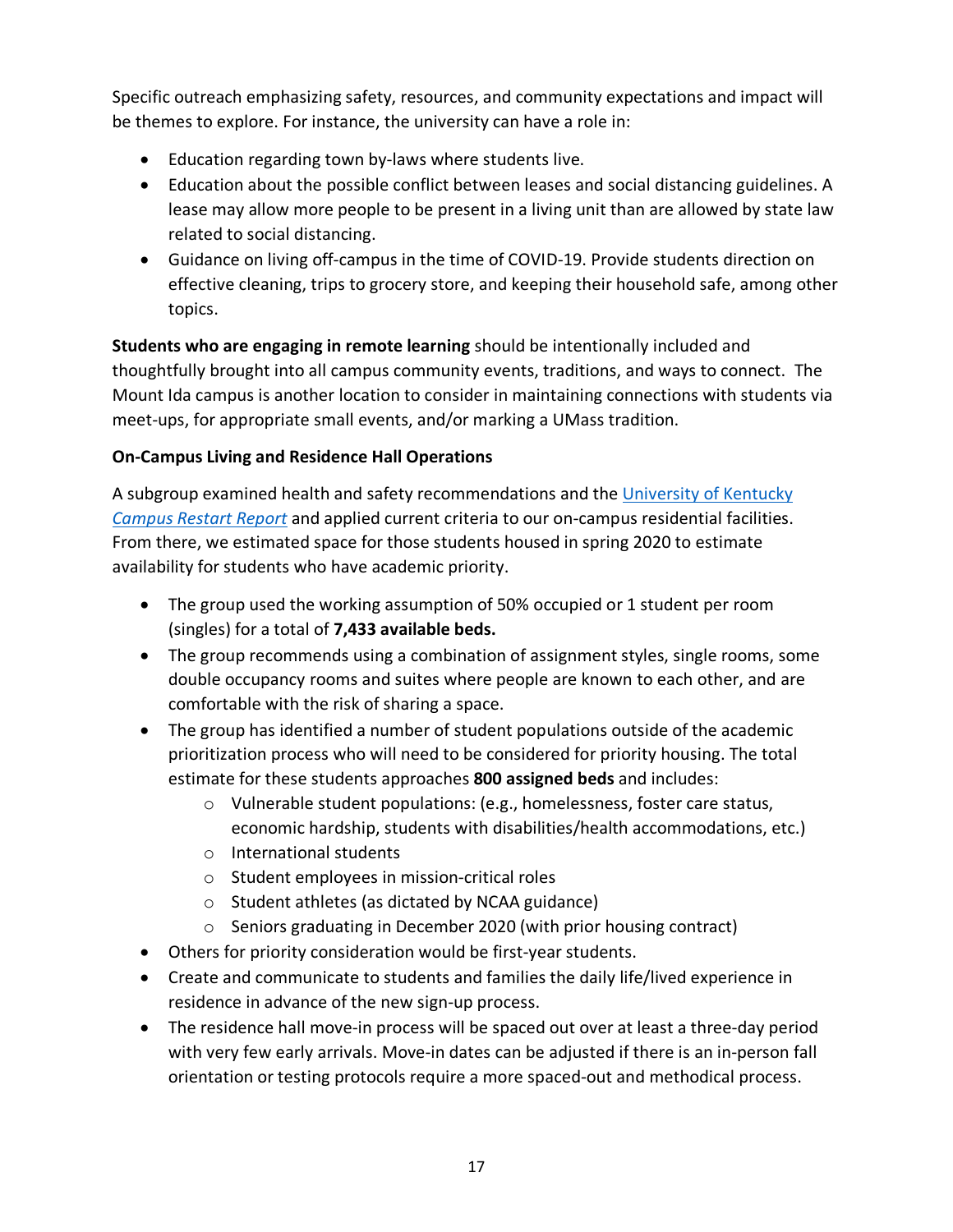Specific outreach emphasizing safety, resources, and community expectations and impact will be themes to explore. For instance, the university can have a role in:

- Education regarding town by-laws where students live.
- Education about the possible conflict between leases and social distancing guidelines. A lease may allow more people to be present in a living unit than are allowed by state law related to social distancing.
- Guidance on living off-campus in the time of COVID-19. Provide students direction on effective cleaning, trips to grocery store, and keeping their household safe, among other topics.

**Students who are engaging in remote learning** should be intentionally included and thoughtfully brought into all campus community events, traditions, and ways to connect. The Mount Ida campus is another location to consider in maintaining connections with students via meet-ups, for appropriate small events, and/or marking a UMass tradition.

**On-Campus Living and Residence Hall Operations**

A subgroup examined health and safety recommendations and the [University of Kentucky *Campus Restart Report*] and applied current criteria to our on-campus residential facilities. From there, we estimated space for those students housed in spring 2020 to estimate availability for students who have academic priority.

- The group used the working assumption of 50% occupied or 1 student per room (singles) for a total of **7,433 available beds.**
- The group recommends using a combination of assignment styles, single rooms, some double occupancy rooms and suites where people are known to each other, and are comfortable with the risk of sharing a space.
- The group has identified a number of student populations outside of the academic prioritization process who will need to be considered for priority housing. The total estimate for these students approaches **800 assigned beds** and includes:
  - Vulnerable student populations: (e.g., homelessness, foster care status, economic hardship, students with disabilities/health accommodations, etc.)
  - International students
  - Student employees in mission-critical roles
  - Student athletes (as dictated by NCAA guidance)
  - Seniors graduating in December 2020 (with prior housing contract)
- Others for priority consideration would be first-year students.
- Create and communicate to students and families the daily life/lived experience in residence in advance of the new sign-up process.
- The residence hall move-in process will be spaced out over at least a three-day period with very few early arrivals. Move-in dates can be adjusted if there is an in-person fall orientation or testing protocols require a more spaced-out and methodical process.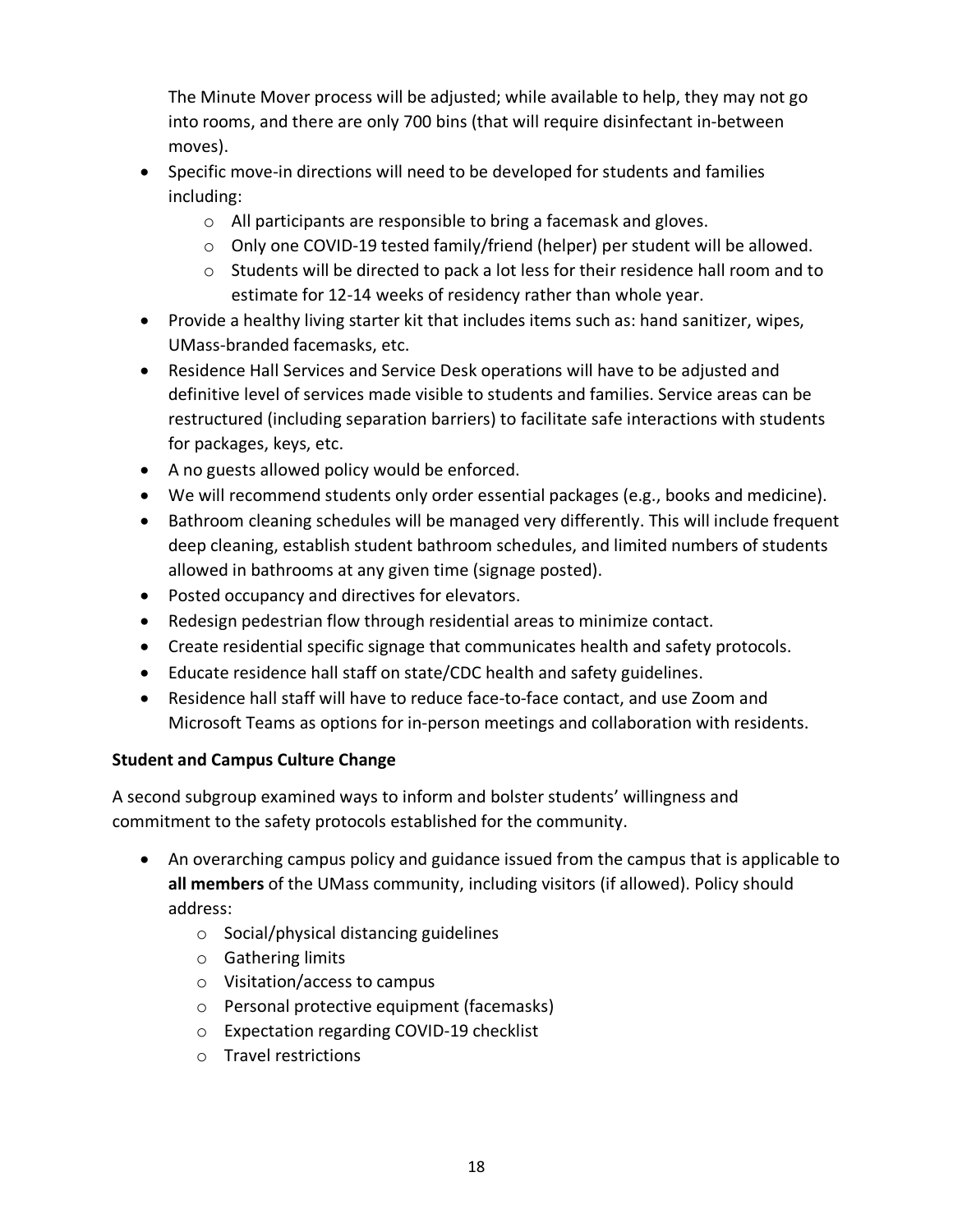The Minute Mover process will be adjusted; while available to help, they may not go into rooms, and there are only 700 bins (that will require disinfectant in-between moves).

- Specific move-in directions will need to be developed for students and families including:
    - All participants are responsible to bring a facemask and gloves.
    - Only one COVID-19 tested family/friend (helper) per student will be allowed.
    - Students will be directed to pack a lot less for their residence hall room and to estimate for 12-14 weeks of residency rather than whole year.
- Provide a healthy living starter kit that includes items such as: hand sanitizer, wipes, UMass-branded facemasks, etc.
- Residence Hall Services and Service Desk operations will have to be adjusted and definitive level of services made visible to students and families. Service areas can be restructured (including separation barriers) to facilitate safe interactions with students for packages, keys, etc.
- A no guests allowed policy would be enforced.
- We will recommend students only order essential packages (e.g., books and medicine).
- Bathroom cleaning schedules will be managed very differently. This will include frequent deep cleaning, establish student bathroom schedules, and limited numbers of students allowed in bathrooms at any given time (signage posted).
- Posted occupancy and directives for elevators.
- Redesign pedestrian flow through residential areas to minimize contact.
- Create residential specific signage that communicates health and safety protocols.
- Educate residence hall staff on state/CDC health and safety guidelines.
- Residence hall staff will have to reduce face-to-face contact, and use Zoom and Microsoft Teams as options for in-person meetings and collaboration with residents.

**Student and Campus Culture Change**

A second subgroup examined ways to inform and bolster students' willingness and commitment to the safety protocols established for the community.

- An overarching campus policy and guidance issued from the campus that is applicable to **all members** of the UMass community, including visitors (if allowed). Policy should address:
    - Social/physical distancing guidelines
    - Gathering limits
    - Visitation/access to campus
    - Personal protective equipment (facemasks)
    - Expectation regarding COVID-19 checklist
    - Travel restrictions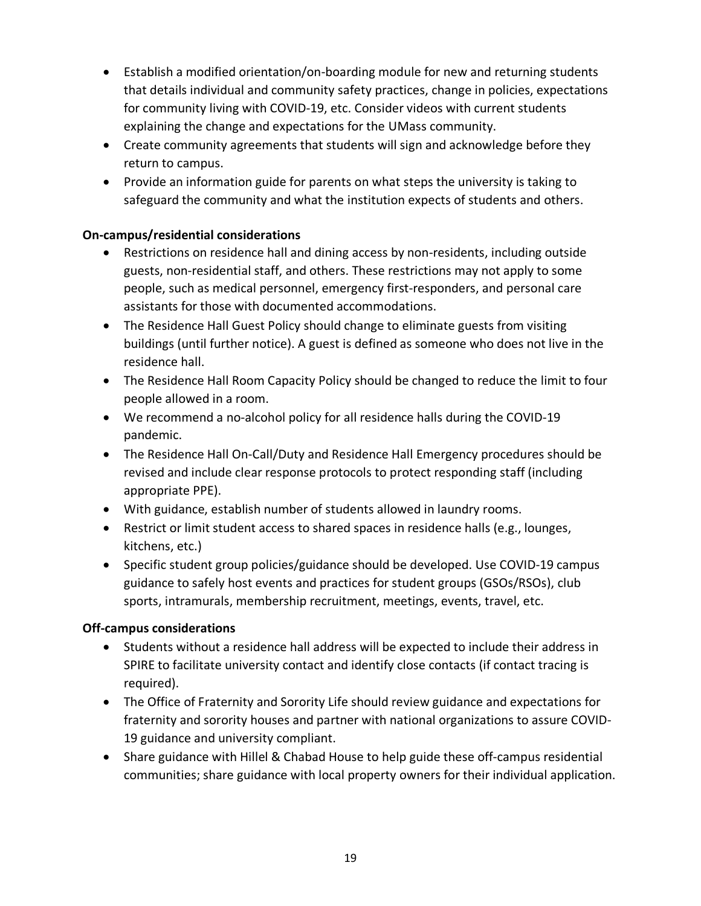- Establish a modified orientation/on-boarding module for new and returning students that details individual and community safety practices, change in policies, expectations for community living with COVID-19, etc. Consider videos with current students explaining the change and expectations for the UMass community.
- Create community agreements that students will sign and acknowledge before they return to campus.
- Provide an information guide for parents on what steps the university is taking to safeguard the community and what the institution expects of students and others.

**On-campus/residential considerations**

- Restrictions on residence hall and dining access by non-residents, including outside guests, non-residential staff, and others. These restrictions may not apply to some people, such as medical personnel, emergency first-responders, and personal care assistants for those with documented accommodations.
- The Residence Hall Guest Policy should change to eliminate guests from visiting buildings (until further notice). A guest is defined as someone who does not live in the residence hall.
- The Residence Hall Room Capacity Policy should be changed to reduce the limit to four people allowed in a room.
- We recommend a no-alcohol policy for all residence halls during the COVID-19 pandemic.
- The Residence Hall On-Call/Duty and Residence Hall Emergency procedures should be revised and include clear response protocols to protect responding staff (including appropriate PPE).
- With guidance, establish number of students allowed in laundry rooms.
- Restrict or limit student access to shared spaces in residence halls (e.g., lounges, kitchens, etc.)
- Specific student group policies/guidance should be developed. Use COVID-19 campus guidance to safely host events and practices for student groups (GSOs/RSOs), club sports, intramurals, membership recruitment, meetings, events, travel, etc.

**Off-campus considerations**

- Students without a residence hall address will be expected to include their address in SPIRE to facilitate university contact and identify close contacts (if contact tracing is required).
- The Office of Fraternity and Sorority Life should review guidance and expectations for fraternity and sorority houses and partner with national organizations to assure COVID-19 guidance and university compliant.
- Share guidance with Hillel & Chabad House to help guide these off-campus residential communities; share guidance with local property owners for their individual application.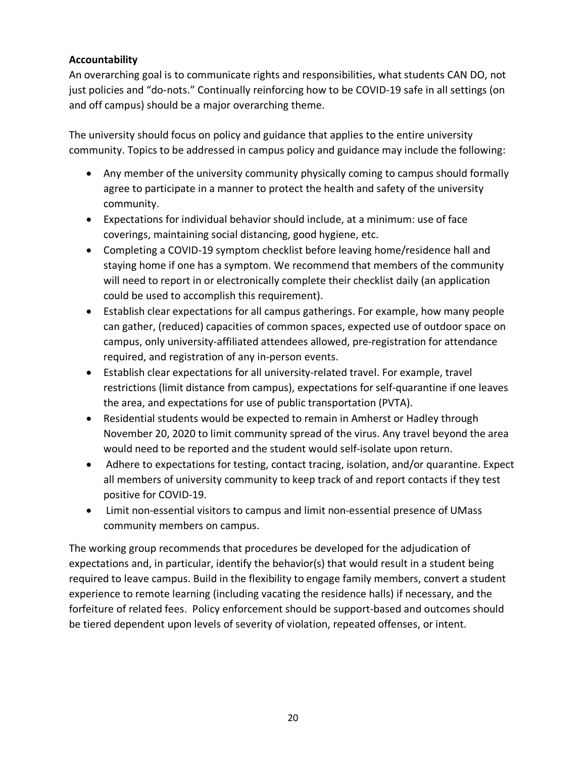**Accountability**

An overarching goal is to communicate rights and responsibilities, what students CAN DO, not just policies and "do-nots." Continually reinforcing how to be COVID-19 safe in all settings (on and off campus) should be a major overarching theme.

The university should focus on policy and guidance that applies to the entire university community. Topics to be addressed in campus policy and guidance may include the following:

- Any member of the university community physically coming to campus should formally agree to participate in a manner to protect the health and safety of the university community.
- Expectations for individual behavior should include, at a minimum: use of face coverings, maintaining social distancing, good hygiene, etc.
- Completing a COVID-19 symptom checklist before leaving home/residence hall and staying home if one has a symptom. We recommend that members of the community will need to report in or electronically complete their checklist daily (an application could be used to accomplish this requirement).
- Establish clear expectations for all campus gatherings. For example, how many people can gather, (reduced) capacities of common spaces, expected use of outdoor space on campus, only university-affiliated attendees allowed, pre-registration for attendance required, and registration of any in-person events.
- Establish clear expectations for all university-related travel. For example, travel restrictions (limit distance from campus), expectations for self-quarantine if one leaves the area, and expectations for use of public transportation (PVTA).
- Residential students would be expected to remain in Amherst or Hadley through November 20, 2020 to limit community spread of the virus. Any travel beyond the area would need to be reported and the student would self-isolate upon return.
- Adhere to expectations for testing, contact tracing, isolation, and/or quarantine. Expect all members of university community to keep track of and report contacts if they test positive for COVID-19.
- Limit non-essential visitors to campus and limit non-essential presence of UMass community members on campus.

The working group recommends that procedures be developed for the adjudication of expectations and, in particular, identify the behavior(s) that would result in a student being required to leave campus. Build in the flexibility to engage family members, convert a student experience to remote learning (including vacating the residence halls) if necessary, and the forfeiture of related fees. Policy enforcement should be support-based and outcomes should be tiered dependent upon levels of severity of violation, repeated offenses, or intent.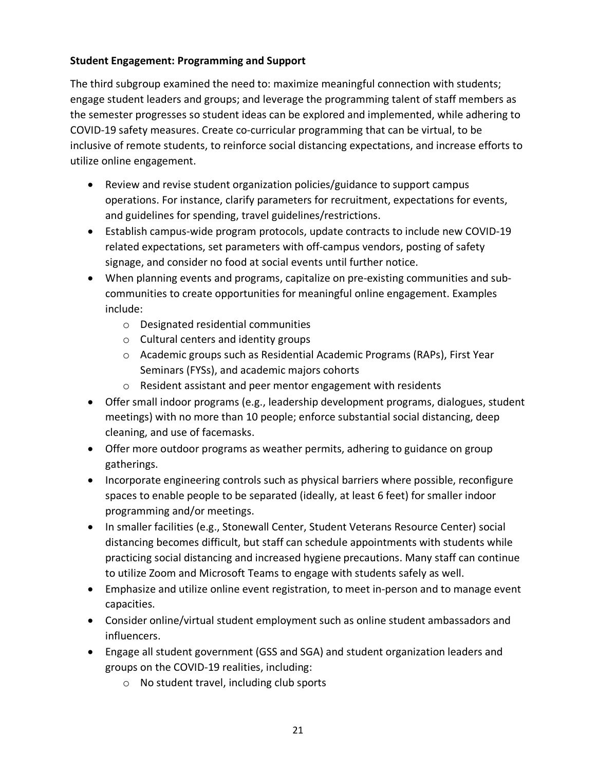**Student Engagement: Programming and Support**

The third subgroup examined the need to: maximize meaningful connection with students; engage student leaders and groups; and leverage the programming talent of staff members as the semester progresses so student ideas can be explored and implemented, while adhering to COVID-19 safety measures. Create co-curricular programming that can be virtual, to be inclusive of remote students, to reinforce social distancing expectations, and increase efforts to utilize online engagement.

- Review and revise student organization policies/guidance to support campus operations. For instance, clarify parameters for recruitment, expectations for events, and guidelines for spending, travel guidelines/restrictions.
- Establish campus-wide program protocols, update contracts to include new COVID-19 related expectations, set parameters with off-campus vendors, posting of safety signage, and consider no food at social events until further notice.
- When planning events and programs, capitalize on pre-existing communities and sub-communities to create opportunities for meaningful online engagement. Examples include:
  - Designated residential communities
  - Cultural centers and identity groups
  - Academic groups such as Residential Academic Programs (RAPs), First Year Seminars (FYSs), and academic majors cohorts
  - Resident assistant and peer mentor engagement with residents
- Offer small indoor programs (e.g., leadership development programs, dialogues, student meetings) with no more than 10 people; enforce substantial social distancing, deep cleaning, and use of facemasks.
- Offer more outdoor programs as weather permits, adhering to guidance on group gatherings.
- Incorporate engineering controls such as physical barriers where possible, reconfigure spaces to enable people to be separated (ideally, at least 6 feet) for smaller indoor programming and/or meetings.
- In smaller facilities (e.g., Stonewall Center, Student Veterans Resource Center) social distancing becomes difficult, but staff can schedule appointments with students while practicing social distancing and increased hygiene precautions. Many staff can continue to utilize Zoom and Microsoft Teams to engage with students safely as well.
- Emphasize and utilize online event registration, to meet in-person and to manage event capacities.
- Consider online/virtual student employment such as online student ambassadors and influencers.
- Engage all student government (GSS and SGA) and student organization leaders and groups on the COVID-19 realities, including:
  - No student travel, including club sports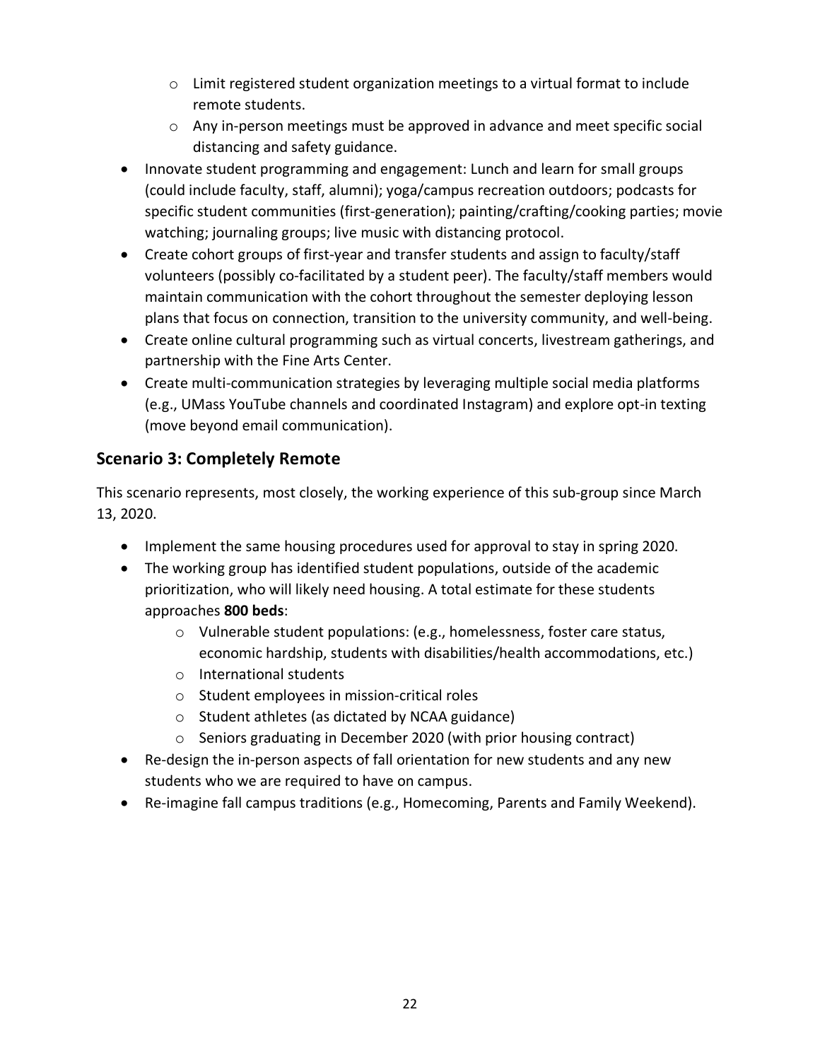- Limit registered student organization meetings to a virtual format to include remote students.
  - Any in-person meetings must be approved in advance and meet specific social distancing and safety guidance.
- Innovate student programming and engagement: Lunch and learn for small groups (could include faculty, staff, alumni); yoga/campus recreation outdoors; podcasts for specific student communities (first-generation); painting/crafting/cooking parties; movie watching; journaling groups; live music with distancing protocol.
- Create cohort groups of first-year and transfer students and assign to faculty/staff volunteers (possibly co-facilitated by a student peer). The faculty/staff members would maintain communication with the cohort throughout the semester deploying lesson plans that focus on connection, transition to the university community, and well-being.
- Create online cultural programming such as virtual concerts, livestream gatherings, and partnership with the Fine Arts Center.
- Create multi-communication strategies by leveraging multiple social media platforms (e.g., UMass YouTube channels and coordinated Instagram) and explore opt-in texting (move beyond email communication).

## Scenario 3: Completely Remote

This scenario represents, most closely, the working experience of this sub-group since March 13, 2020.

- Implement the same housing procedures used for approval to stay in spring 2020.
- The working group has identified student populations, outside of the academic prioritization, who will likely need housing. A total estimate for these students approaches **800 beds**:
  - Vulnerable student populations: (e.g., homelessness, foster care status, economic hardship, students with disabilities/health accommodations, etc.)
  - International students
  - Student employees in mission-critical roles
  - Student athletes (as dictated by NCAA guidance)
  - Seniors graduating in December 2020 (with prior housing contract)
- Re-design the in-person aspects of fall orientation for new students and any new students who we are required to have on campus.
- Re-imagine fall campus traditions (e.g., Homecoming, Parents and Family Weekend).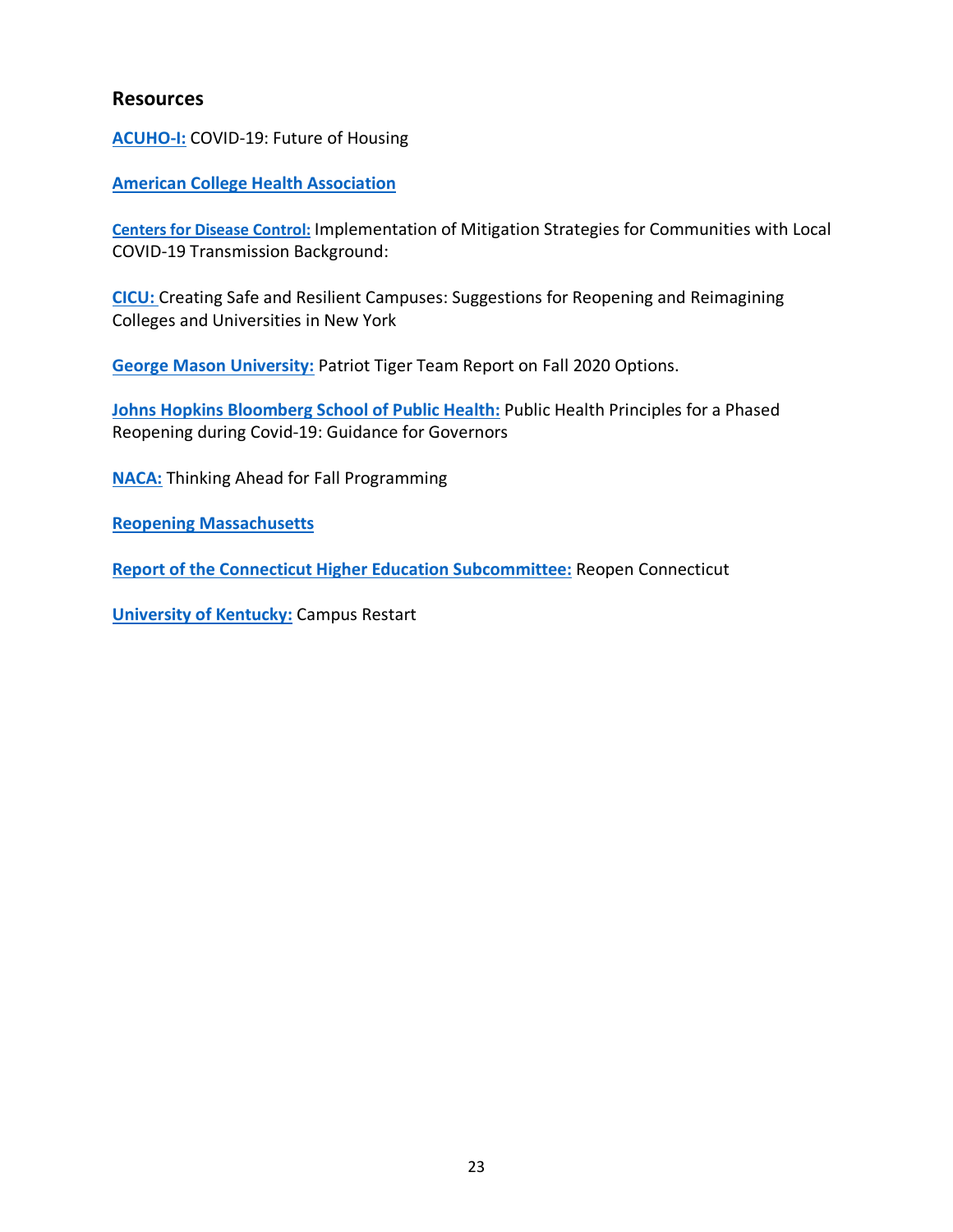## Resources

**ACUHO-I:** COVID-19: Future of Housing

**American College Health Association**

**Centers for Disease Control:** Implementation of Mitigation Strategies for Communities with Local COVID-19 Transmission Background:

**CICU:** Creating Safe and Resilient Campuses: Suggestions for Reopening and Reimagining Colleges and Universities in New York

**George Mason University:** Patriot Tiger Team Report on Fall 2020 Options.

**Johns Hopkins Bloomberg School of Public Health:** Public Health Principles for a Phased Reopening during Covid-19: Guidance for Governors

**NACA:** Thinking Ahead for Fall Programming

**Reopening Massachusetts**

**Report of the Connecticut Higher Education Subcommittee:** Reopen Connecticut

**University of Kentucky:** Campus Restart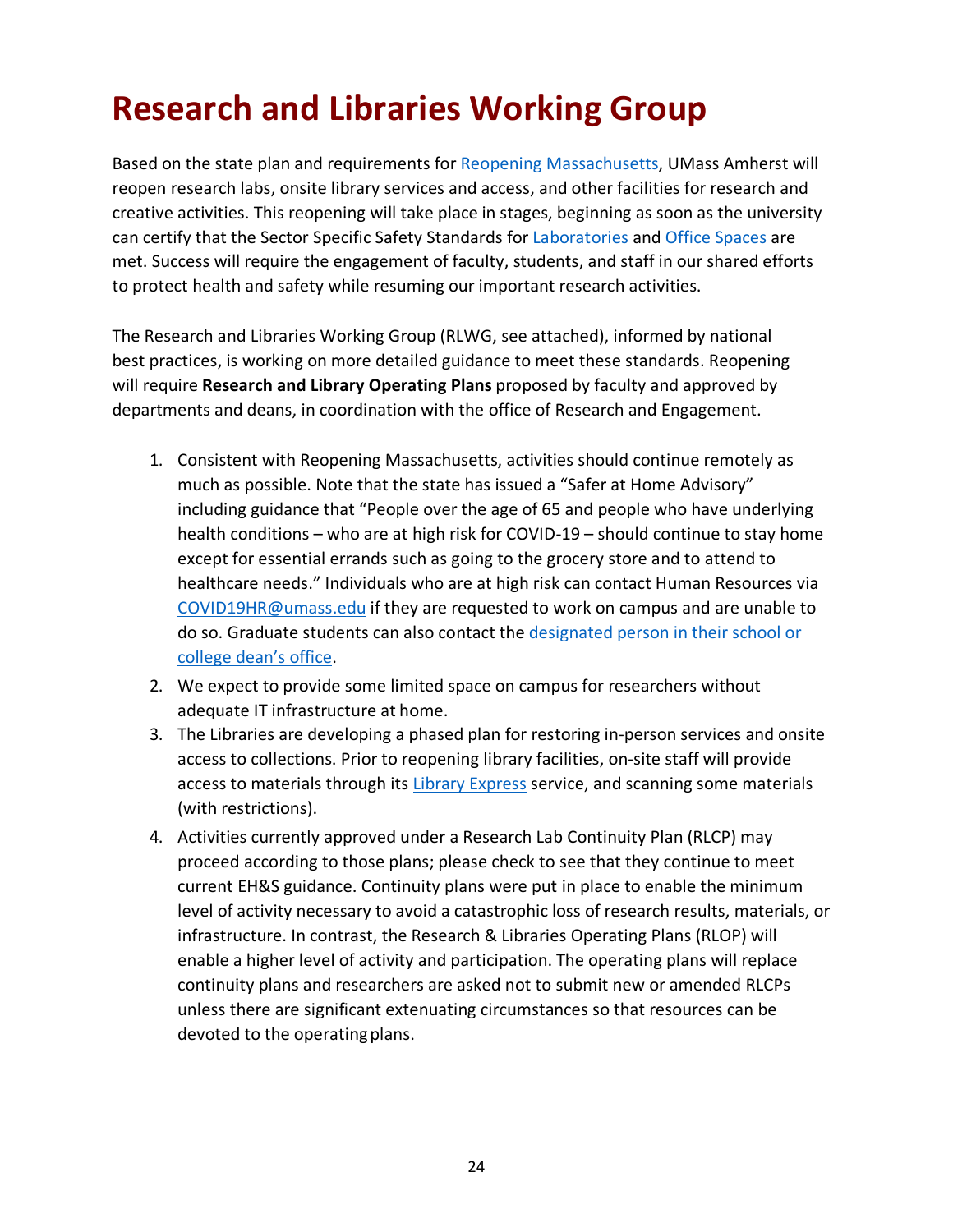# Research and Libraries Working Group

Based on the state plan and requirements for Reopening Massachusetts, UMass Amherst will reopen research labs, onsite library services and access, and other facilities for research and creative activities. This reopening will take place in stages, beginning as soon as the university can certify that the Sector Specific Safety Standards for Laboratories and Office Spaces are met. Success will require the engagement of faculty, students, and staff in our shared efforts to protect health and safety while resuming our important research activities.

The Research and Libraries Working Group (RLWG, see attached), informed by national best practices, is working on more detailed guidance to meet these standards. Reopening will require **Research and Library Operating Plans** proposed by faculty and approved by departments and deans, in coordination with the office of Research and Engagement.

1. Consistent with Reopening Massachusetts, activities should continue remotely as much as possible. Note that the state has issued a "Safer at Home Advisory" including guidance that "People over the age of 65 and people who have underlying health conditions – who are at high risk for COVID-19 – should continue to stay home except for essential errands such as going to the grocery store and to attend to healthcare needs." Individuals who are at high risk can contact Human Resources via COVID19HR@umass.edu if they are requested to work on campus and are unable to do so. Graduate students can also contact the designated person in their school or college dean's office.
2. We expect to provide some limited space on campus for researchers without adequate IT infrastructure at home.
3. The Libraries are developing a phased plan for restoring in-person services and onsite access to collections. Prior to reopening library facilities, on-site staff will provide access to materials through its Library Express service, and scanning some materials (with restrictions).
4. Activities currently approved under a Research Lab Continuity Plan (RLCP) may proceed according to those plans; please check to see that they continue to meet current EH&S guidance. Continuity plans were put in place to enable the minimum level of activity necessary to avoid a catastrophic loss of research results, materials, or infrastructure. In contrast, the Research & Libraries Operating Plans (RLOP) will enable a higher level of activity and participation. The operating plans will replace continuity plans and researchers are asked not to submit new or amended RLCPs unless there are significant extenuating circumstances so that resources can be devoted to the operating plans.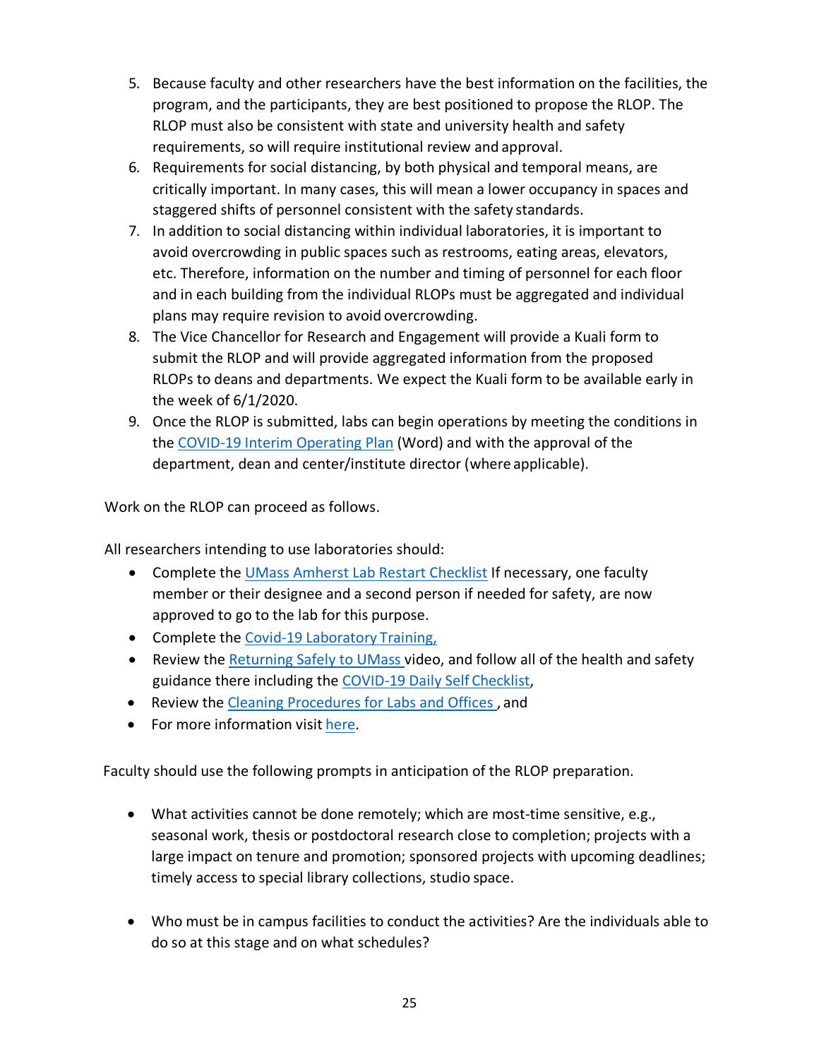5. Because faculty and other researchers have the best information on the facilities, the program, and the participants, they are best positioned to propose the RLOP. The RLOP must also be consistent with state and university health and safety requirements, so will require institutional review and approval.
6. Requirements for social distancing, by both physical and temporal means, are critically important. In many cases, this will mean a lower occupancy in spaces and staggered shifts of personnel consistent with the safety standards.
7. In addition to social distancing within individual laboratories, it is important to avoid overcrowding in public spaces such as restrooms, eating areas, elevators, etc. Therefore, information on the number and timing of personnel for each floor and in each building from the individual RLOPs must be aggregated and individual plans may require revision to avoid overcrowding.
8. The Vice Chancellor for Research and Engagement will provide a Kuali form to submit the RLOP and will provide aggregated information from the proposed RLOPs to deans and departments. We expect the Kuali form to be available early in the week of 6/1/2020.
9. Once the RLOP is submitted, labs can begin operations by meeting the conditions in the COVID-19 Interim Operating Plan (Word) and with the approval of the department, dean and center/institute director (where applicable).

Work on the RLOP can proceed as follows.

All researchers intending to use laboratories should:

- Complete the UMass Amherst Lab Restart Checklist If necessary, one faculty member or their designee and a second person if needed for safety, are now approved to go to the lab for this purpose.
- Complete the Covid-19 Laboratory Training,
- Review the Returning Safely to UMass video, and follow all of the health and safety guidance there including the COVID-19 Daily Self Checklist,
- Review the Cleaning Procedures for Labs and Offices , and
- For more information visit here.

Faculty should use the following prompts in anticipation of the RLOP preparation.

- What activities cannot be done remotely; which are most-time sensitive, e.g., seasonal work, thesis or postdoctoral research close to completion; projects with a large impact on tenure and promotion; sponsored projects with upcoming deadlines; timely access to special library collections, studio space.

- Who must be in campus facilities to conduct the activities? Are the individuals able to do so at this stage and on what schedules?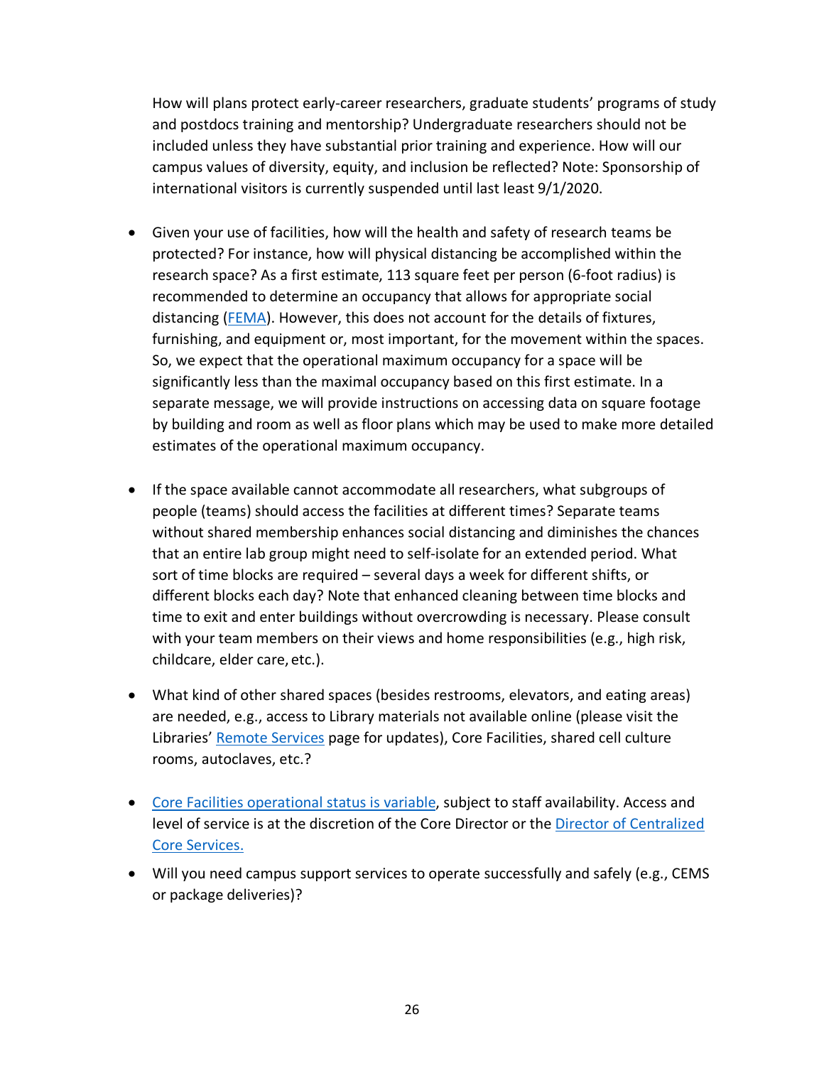How will plans protect early-career researchers, graduate students' programs of study and postdocs training and mentorship? Undergraduate researchers should not be included unless they have substantial prior training and experience. How will our campus values of diversity, equity, and inclusion be reflected? Note: Sponsorship of international visitors is currently suspended until last least 9/1/2020.

- Given your use of facilities, how will the health and safety of research teams be protected? For instance, how will physical distancing be accomplished within the research space? As a first estimate, 113 square feet per person (6-foot radius) is recommended to determine an occupancy that allows for appropriate social distancing (FEMA). However, this does not account for the details of fixtures, furnishing, and equipment or, most important, for the movement within the spaces. So, we expect that the operational maximum occupancy for a space will be significantly less than the maximal occupancy based on this first estimate. In a separate message, we will provide instructions on accessing data on square footage by building and room as well as floor plans which may be used to make more detailed estimates of the operational maximum occupancy.

- If the space available cannot accommodate all researchers, what subgroups of people (teams) should access the facilities at different times? Separate teams without shared membership enhances social distancing and diminishes the chances that an entire lab group might need to self-isolate for an extended period. What sort of time blocks are required – several days a week for different shifts, or different blocks each day? Note that enhanced cleaning between time blocks and time to exit and enter buildings without overcrowding is necessary. Please consult with your team members on their views and home responsibilities (e.g., high risk, childcare, elder care, etc.).

- What kind of other shared spaces (besides restrooms, elevators, and eating areas) are needed, e.g., access to Library materials not available online (please visit the Libraries' Remote Services page for updates), Core Facilities, shared cell culture rooms, autoclaves, etc.?

- Core Facilities operational status is variable, subject to staff availability. Access and level of service is at the discretion of the Core Director or the Director of Centralized Core Services.

- Will you need campus support services to operate successfully and safely (e.g., CEMS or package deliveries)?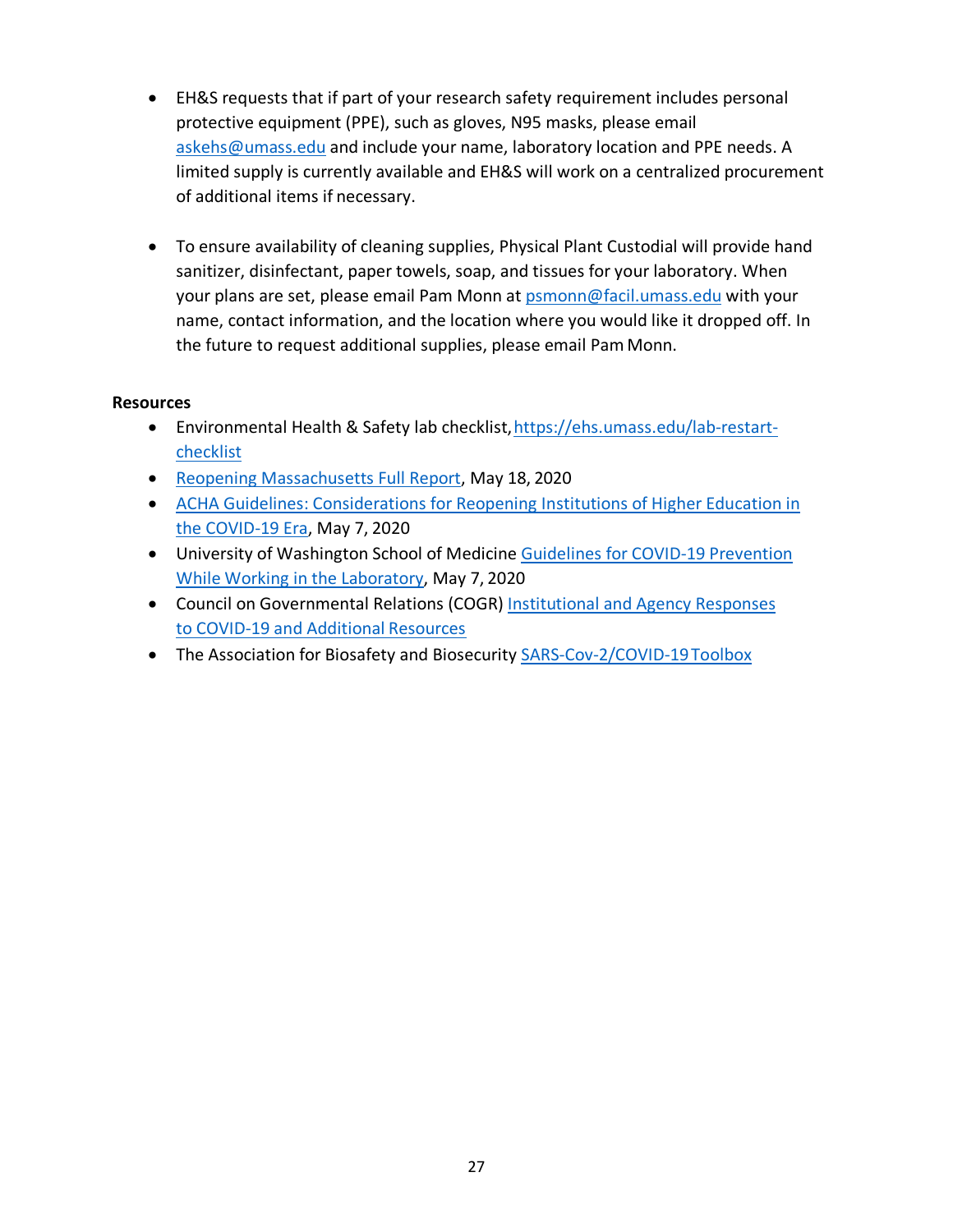- EH&S requests that if part of your research safety requirement includes personal protective equipment (PPE), such as gloves, N95 masks, please email [askehs@umass.edu](mailto:askehs@umass.edu) and include your name, laboratory location and PPE needs. A limited supply is currently available and EH&S will work on a centralized procurement of additional items if necessary.

- To ensure availability of cleaning supplies, Physical Plant Custodial will provide hand sanitizer, disinfectant, paper towels, soap, and tissues for your laboratory. When your plans are set, please email Pam Monn at [psmonn@facil.umass.edu](mailto:psmonn@facil.umass.edu) with your name, contact information, and the location where you would like it dropped off. In the future to request additional supplies, please email Pam Monn.

**Resources**

- Environmental Health & Safety lab checklist, [https://ehs.umass.edu/lab-restart-checklist](https://ehs.umass.edu/lab-restart-checklist)
- Reopening Massachusetts Full Report, May 18, 2020
- ACHA Guidelines: Considerations for Reopening Institutions of Higher Education in the COVID-19 Era, May 7, 2020
- University of Washington School of Medicine Guidelines for COVID-19 Prevention While Working in the Laboratory, May 7, 2020
- Council on Governmental Relations (COGR) Institutional and Agency Responses to COVID-19 and Additional Resources
- The Association for Biosafety and Biosecurity SARS-Cov-2/COVID-19 Toolbox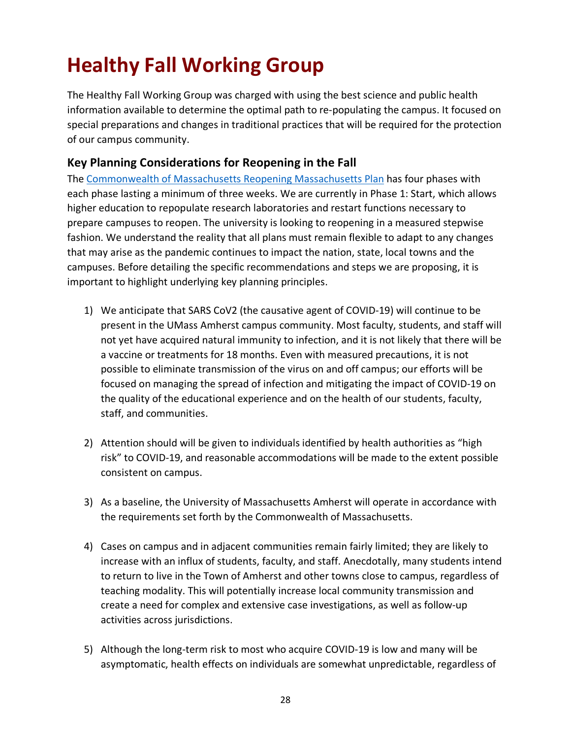# Healthy Fall Working Group

The Healthy Fall Working Group was charged with using the best science and public health information available to determine the optimal path to re-populating the campus. It focused on special preparations and changes in traditional practices that will be required for the protection of our campus community.

## Key Planning Considerations for Reopening in the Fall

The [Commonwealth of Massachusetts Reopening Massachusetts Plan](#) has four phases with each phase lasting a minimum of three weeks. We are currently in Phase 1: Start, which allows higher education to repopulate research laboratories and restart functions necessary to prepare campuses to reopen. The university is looking to reopening in a measured stepwise fashion. We understand the reality that all plans must remain flexible to adapt to any changes that may arise as the pandemic continues to impact the nation, state, local towns and the campuses. Before detailing the specific recommendations and steps we are proposing, it is important to highlight underlying key planning principles.

1) We anticipate that SARS CoV2 (the causative agent of COVID-19) will continue to be present in the UMass Amherst campus community. Most faculty, students, and staff will not yet have acquired natural immunity to infection, and it is not likely that there will be a vaccine or treatments for 18 months. Even with measured precautions, it is not possible to eliminate transmission of the virus on and off campus; our efforts will be focused on managing the spread of infection and mitigating the impact of COVID-19 on the quality of the educational experience and on the health of our students, faculty, staff, and communities.

2) Attention should will be given to individuals identified by health authorities as "high risk" to COVID-19, and reasonable accommodations will be made to the extent possible consistent on campus.

3) As a baseline, the University of Massachusetts Amherst will operate in accordance with the requirements set forth by the Commonwealth of Massachusetts.

4) Cases on campus and in adjacent communities remain fairly limited; they are likely to increase with an influx of students, faculty, and staff. Anecdotally, many students intend to return to live in the Town of Amherst and other towns close to campus, regardless of teaching modality. This will potentially increase local community transmission and create a need for complex and extensive case investigations, as well as follow-up activities across jurisdictions.

5) Although the long-term risk to most who acquire COVID-19 is low and many will be asymptomatic, health effects on individuals are somewhat unpredictable, regardless of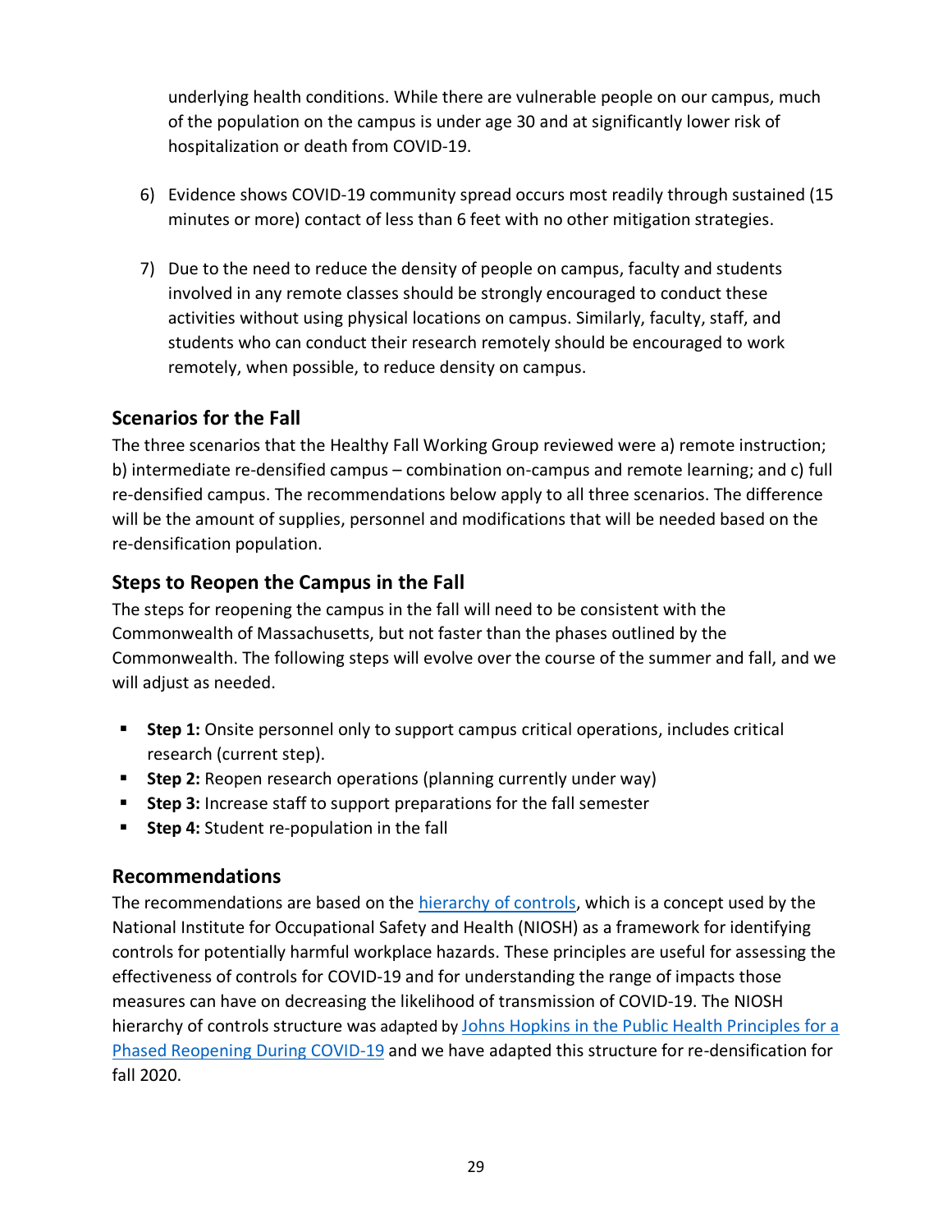underlying health conditions. While there are vulnerable people on our campus, much of the population on the campus is under age 30 and at significantly lower risk of hospitalization or death from COVID-19.

6) Evidence shows COVID-19 community spread occurs most readily through sustained (15 minutes or more) contact of less than 6 feet with no other mitigation strategies.

7) Due to the need to reduce the density of people on campus, faculty and students involved in any remote classes should be strongly encouraged to conduct these activities without using physical locations on campus. Similarly, faculty, staff, and students who can conduct their research remotely should be encouraged to work remotely, when possible, to reduce density on campus.

## Scenarios for the Fall

The three scenarios that the Healthy Fall Working Group reviewed were a) remote instruction; b) intermediate re-densified campus – combination on-campus and remote learning; and c) full re-densified campus. The recommendations below apply to all three scenarios. The difference will be the amount of supplies, personnel and modifications that will be needed based on the re-densification population.

## Steps to Reopen the Campus in the Fall

The steps for reopening the campus in the fall will need to be consistent with the Commonwealth of Massachusetts, but not faster than the phases outlined by the Commonwealth. The following steps will evolve over the course of the summer and fall, and we will adjust as needed.

- **Step 1:** Onsite personnel only to support campus critical operations, includes critical research (current step).
- **Step 2:** Reopen research operations (planning currently under way)
- **Step 3:** Increase staff to support preparations for the fall semester
- **Step 4:** Student re-population in the fall

## Recommendations

The recommendations are based on the hierarchy of controls, which is a concept used by the National Institute for Occupational Safety and Health (NIOSH) as a framework for identifying controls for potentially harmful workplace hazards. These principles are useful for assessing the effectiveness of controls for COVID-19 and for understanding the range of impacts those measures can have on decreasing the likelihood of transmission of COVID-19. The NIOSH hierarchy of controls structure was adapted by Johns Hopkins in the Public Health Principles for a Phased Reopening During COVID-19 and we have adapted this structure for re-densification for fall 2020.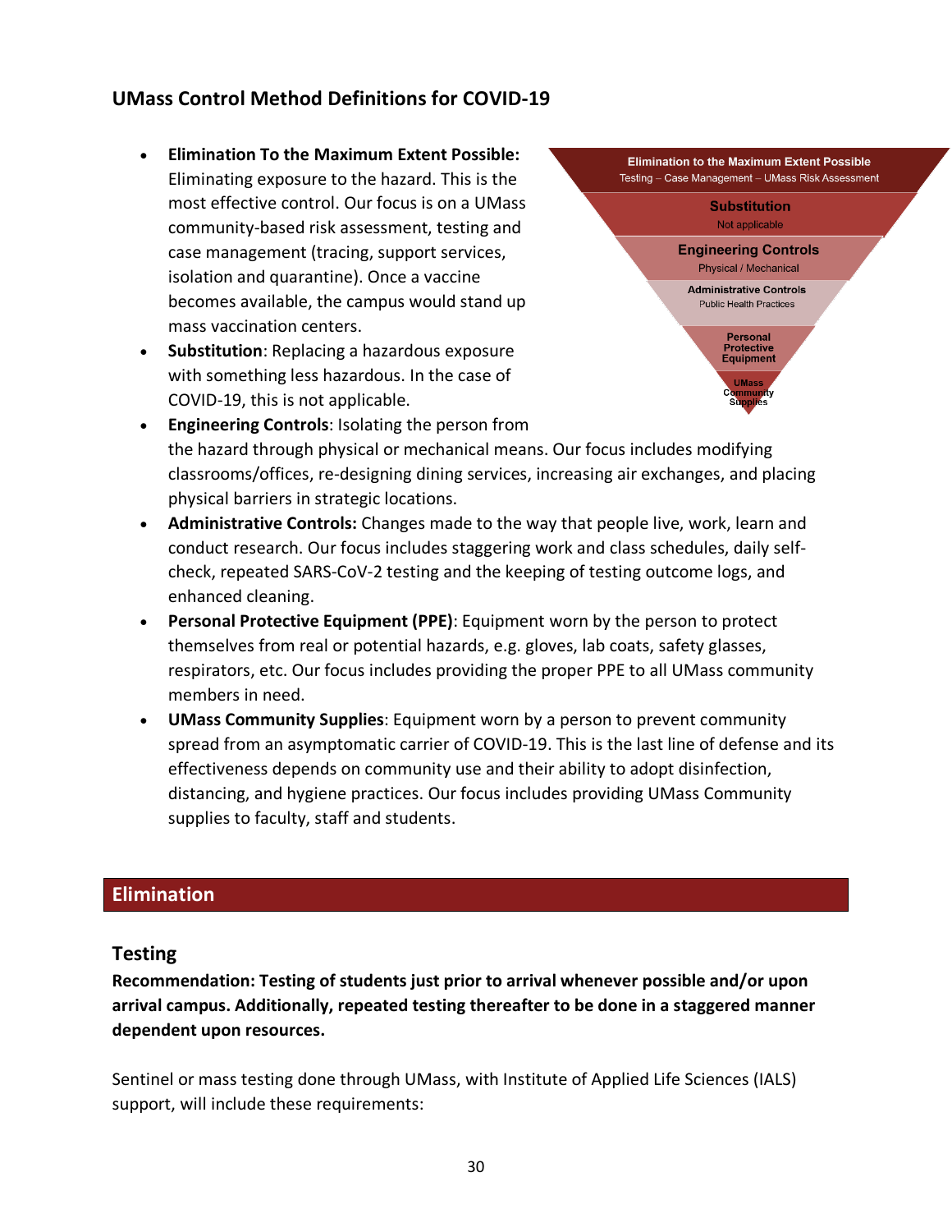## UMass Control Method Definitions for COVID-19

- **Elimination To the Maximum Extent Possible:** Eliminating exposure to the hazard. This is the most effective control. Our focus is on a UMass community-based risk assessment, testing and case management (tracing, support services, isolation and quarantine). Once a vaccine becomes available, the campus would stand up mass vaccination centers.
- **Substitution**: Replacing a hazardous exposure with something less hazardous. In the case of COVID-19, this is not applicable.
- **Engineering Controls**: Isolating the person from the hazard through physical or mechanical means. Our focus includes modifying classrooms/offices, re-designing dining services, increasing air exchanges, and placing physical barriers in strategic locations.
- **Administrative Controls:** Changes made to the way that people live, work, learn and conduct research. Our focus includes staggering work and class schedules, daily self-check, repeated SARS-CoV-2 testing and the keeping of testing outcome logs, and enhanced cleaning.
- **Personal Protective Equipment (PPE)**: Equipment worn by the person to protect themselves from real or potential hazards, e.g. gloves, lab coats, safety glasses, respirators, etc. Our focus includes providing the proper PPE to all UMass community members in need.
- **UMass Community Supplies**: Equipment worn by a person to prevent community spread from an asymptomatic carrier of COVID-19. This is the last line of defense and its effectiveness depends on community use and their ability to adopt disinfection, distancing, and hygiene practices. Our focus includes providing UMass Community supplies to faculty, staff and students.

Elimination to the Maximum Extent Possible
Testing – Case Management – UMass Risk Assessment

Substitution
Not applicable

Engineering Controls
Physical / Mechanical

Administrative Controls
Public Health Practices

Personal Protective Equipment

UMass Community Supplies

## Elimination

### Testing

**Recommendation: Testing of students just prior to arrival whenever possible and/or upon arrival campus. Additionally, repeated testing thereafter to be done in a staggered manner dependent upon resources.**

Sentinel or mass testing done through UMass, with Institute of Applied Life Sciences (IALS) support, will include these requirements: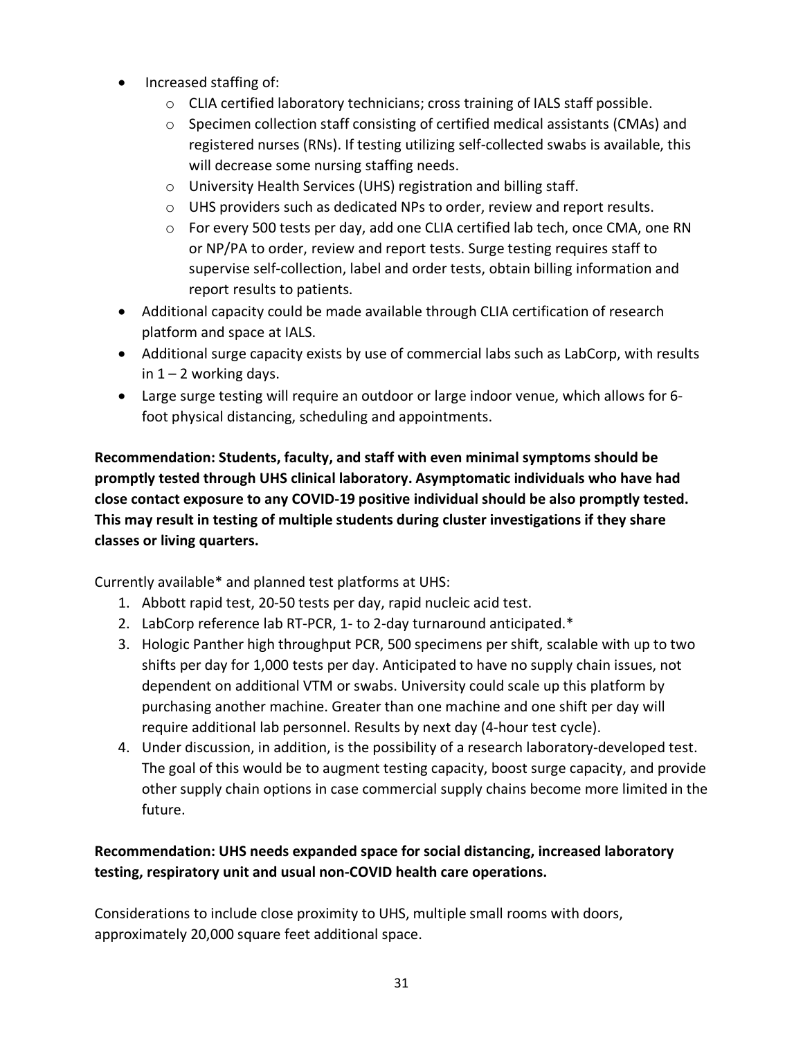- Increased staffing of:
  - CLIA certified laboratory technicians; cross training of IALS staff possible.
  - Specimen collection staff consisting of certified medical assistants (CMAs) and registered nurses (RNs). If testing utilizing self-collected swabs is available, this will decrease some nursing staffing needs.
  - University Health Services (UHS) registration and billing staff.
  - UHS providers such as dedicated NPs to order, review and report results.
  - For every 500 tests per day, add one CLIA certified lab tech, once CMA, one RN or NP/PA to order, review and report tests. Surge testing requires staff to supervise self-collection, label and order tests, obtain billing information and report results to patients.
- Additional capacity could be made available through CLIA certification of research platform and space at IALS.
- Additional surge capacity exists by use of commercial labs such as LabCorp, with results in 1 – 2 working days.
- Large surge testing will require an outdoor or large indoor venue, which allows for 6-foot physical distancing, scheduling and appointments.

**Recommendation: Students, faculty, and staff with even minimal symptoms should be promptly tested through UHS clinical laboratory. Asymptomatic individuals who have had close contact exposure to any COVID-19 positive individual should be also promptly tested. This may result in testing of multiple students during cluster investigations if they share classes or living quarters.**

Currently available* and planned test platforms at UHS:

1. Abbott rapid test, 20-50 tests per day, rapid nucleic acid test.
2. LabCorp reference lab RT-PCR, 1- to 2-day turnaround anticipated.*
3. Hologic Panther high throughput PCR, 500 specimens per shift, scalable with up to two shifts per day for 1,000 tests per day. Anticipated to have no supply chain issues, not dependent on additional VTM or swabs. University could scale up this platform by purchasing another machine. Greater than one machine and one shift per day will require additional lab personnel. Results by next day (4-hour test cycle).
4. Under discussion, in addition, is the possibility of a research laboratory-developed test. The goal of this would be to augment testing capacity, boost surge capacity, and provide other supply chain options in case commercial supply chains become more limited in the future.

**Recommendation: UHS needs expanded space for social distancing, increased laboratory testing, respiratory unit and usual non-COVID health care operations.**

Considerations to include close proximity to UHS, multiple small rooms with doors, approximately 20,000 square feet additional space.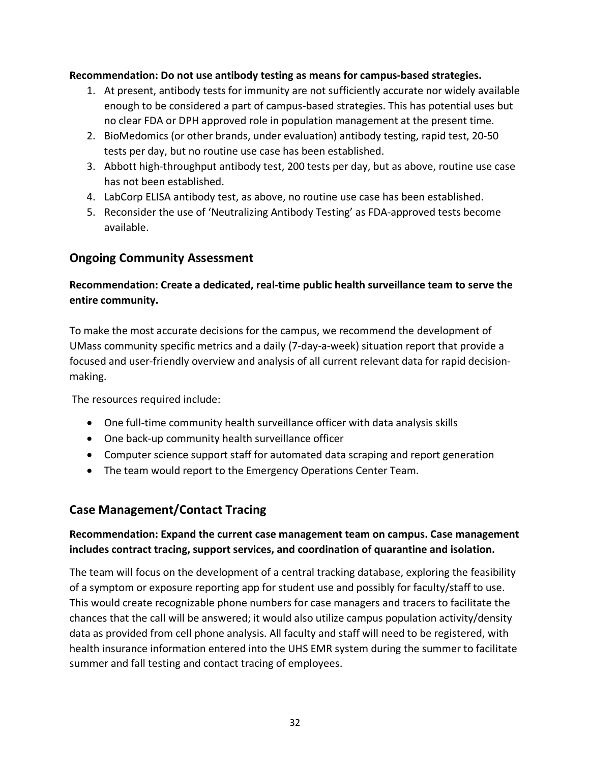**Recommendation: Do not use antibody testing as means for campus-based strategies.**

1. At present, antibody tests for immunity are not sufficiently accurate nor widely available enough to be considered a part of campus-based strategies. This has potential uses but no clear FDA or DPH approved role in population management at the present time.
2. BioMedomics (or other brands, under evaluation) antibody testing, rapid test, 20-50 tests per day, but no routine use case has been established.
3. Abbott high-throughput antibody test, 200 tests per day, but as above, routine use case has not been established.
4. LabCorp ELISA antibody test, as above, no routine use case has been established.
5. Reconsider the use of 'Neutralizing Antibody Testing' as FDA-approved tests become available.

## Ongoing Community Assessment

**Recommendation: Create a dedicated, real-time public health surveillance team to serve the entire community.**

To make the most accurate decisions for the campus, we recommend the development of UMass community specific metrics and a daily (7-day-a-week) situation report that provide a focused and user-friendly overview and analysis of all current relevant data for rapid decision-making.

The resources required include:

- One full-time community health surveillance officer with data analysis skills
- One back-up community health surveillance officer
- Computer science support staff for automated data scraping and report generation
- The team would report to the Emergency Operations Center Team.

## Case Management/Contact Tracing

**Recommendation: Expand the current case management team on campus. Case management includes contract tracing, support services, and coordination of quarantine and isolation.**

The team will focus on the development of a central tracking database, exploring the feasibility of a symptom or exposure reporting app for student use and possibly for faculty/staff to use. This would create recognizable phone numbers for case managers and tracers to facilitate the chances that the call will be answered; it would also utilize campus population activity/density data as provided from cell phone analysis. All faculty and staff will need to be registered, with health insurance information entered into the UHS EMR system during the summer to facilitate summer and fall testing and contact tracing of employees.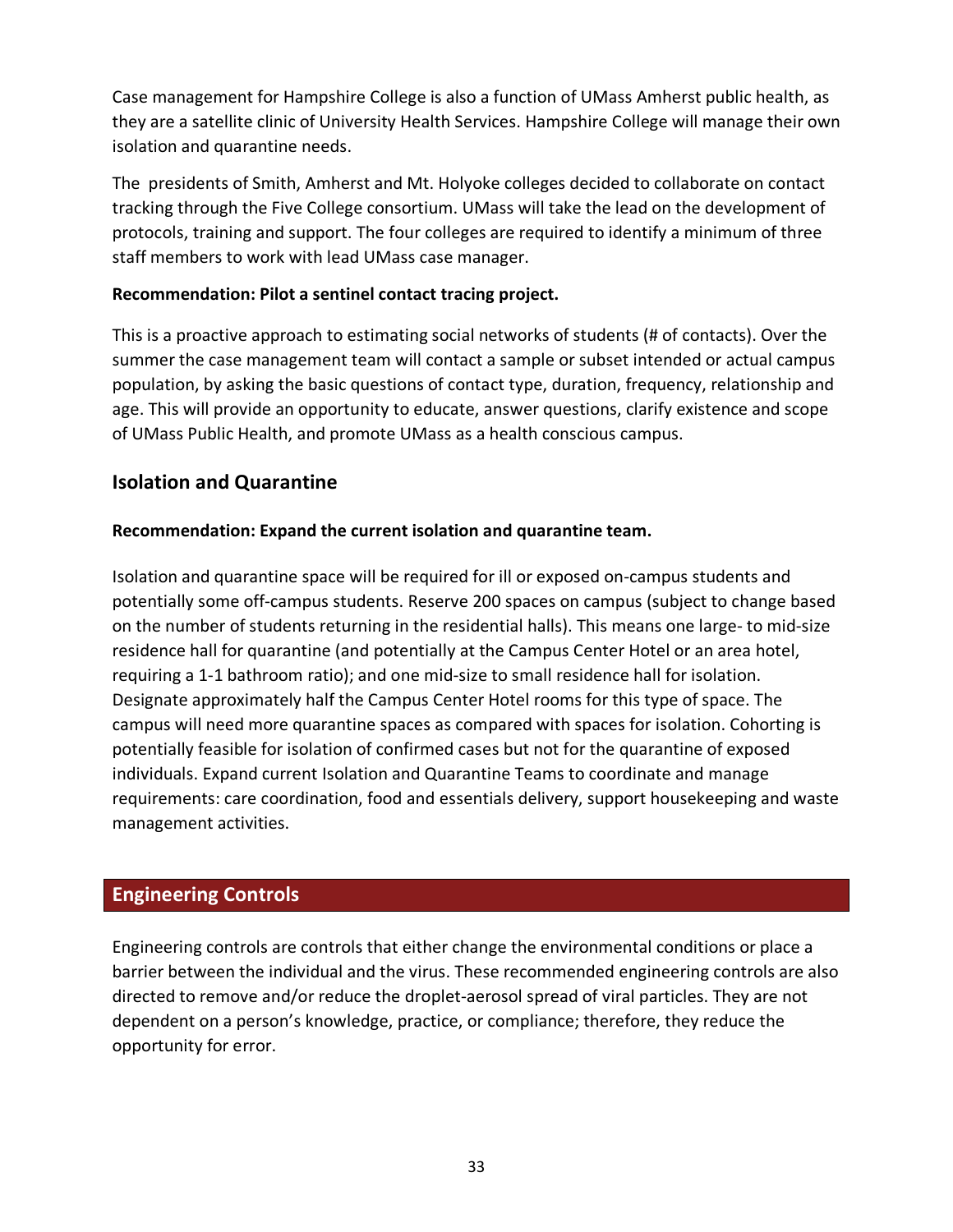Case management for Hampshire College is also a function of UMass Amherst public health, as they are a satellite clinic of University Health Services. Hampshire College will manage their own isolation and quarantine needs.

The presidents of Smith, Amherst and Mt. Holyoke colleges decided to collaborate on contact tracking through the Five College consortium. UMass will take the lead on the development of protocols, training and support. The four colleges are required to identify a minimum of three staff members to work with lead UMass case manager.

**Recommendation: Pilot a sentinel contact tracing project.**

This is a proactive approach to estimating social networks of students (# of contacts). Over the summer the case management team will contact a sample or subset intended or actual campus population, by asking the basic questions of contact type, duration, frequency, relationship and age. This will provide an opportunity to educate, answer questions, clarify existence and scope of UMass Public Health, and promote UMass as a health conscious campus.

## Isolation and Quarantine

**Recommendation: Expand the current isolation and quarantine team.**

Isolation and quarantine space will be required for ill or exposed on-campus students and potentially some off-campus students. Reserve 200 spaces on campus (subject to change based on the number of students returning in the residential halls). This means one large- to mid-size residence hall for quarantine (and potentially at the Campus Center Hotel or an area hotel, requiring a 1-1 bathroom ratio); and one mid-size to small residence hall for isolation. Designate approximately half the Campus Center Hotel rooms for this type of space. The campus will need more quarantine spaces as compared with spaces for isolation. Cohorting is potentially feasible for isolation of confirmed cases but not for the quarantine of exposed individuals. Expand current Isolation and Quarantine Teams to coordinate and manage requirements: care coordination, food and essentials delivery, support housekeeping and waste management activities.

# Engineering Controls

Engineering controls are controls that either change the environmental conditions or place a barrier between the individual and the virus. These recommended engineering controls are also directed to remove and/or reduce the droplet-aerosol spread of viral particles. They are not dependent on a person's knowledge, practice, or compliance; therefore, they reduce the opportunity for error.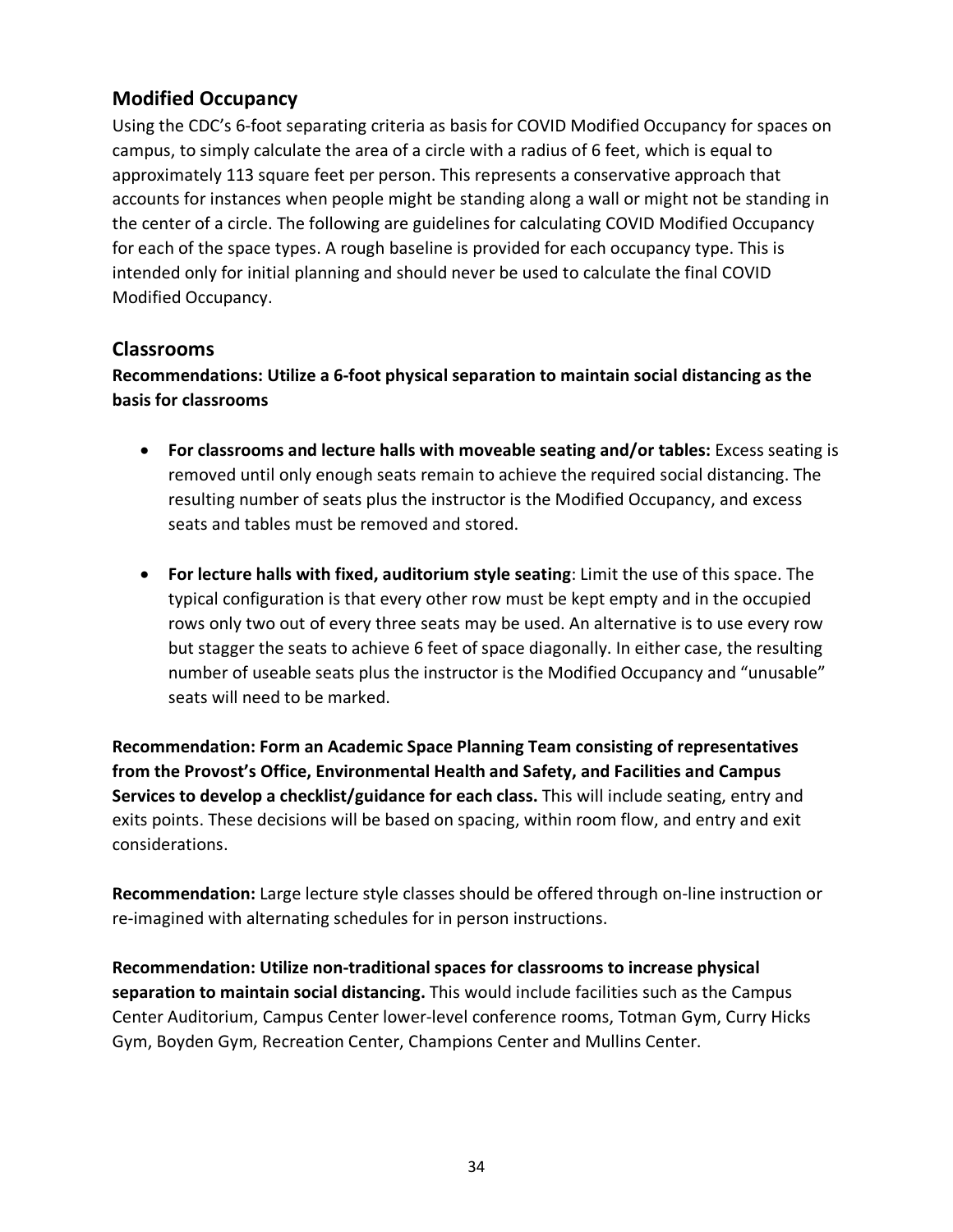## Modified Occupancy

Using the CDC's 6-foot separating criteria as basis for COVID Modified Occupancy for spaces on campus, to simply calculate the area of a circle with a radius of 6 feet, which is equal to approximately 113 square feet per person. This represents a conservative approach that accounts for instances when people might be standing along a wall or might not be standing in the center of a circle. The following are guidelines for calculating COVID Modified Occupancy for each of the space types. A rough baseline is provided for each occupancy type. This is intended only for initial planning and should never be used to calculate the final COVID Modified Occupancy.

## Classrooms

**Recommendations: Utilize a 6-foot physical separation to maintain social distancing as the basis for classrooms**

- **For classrooms and lecture halls with moveable seating and/or tables:** Excess seating is removed until only enough seats remain to achieve the required social distancing. The resulting number of seats plus the instructor is the Modified Occupancy, and excess seats and tables must be removed and stored.

- **For lecture halls with fixed, auditorium style seating**: Limit the use of this space. The typical configuration is that every other row must be kept empty and in the occupied rows only two out of every three seats may be used. An alternative is to use every row but stagger the seats to achieve 6 feet of space diagonally. In either case, the resulting number of useable seats plus the instructor is the Modified Occupancy and "unusable" seats will need to be marked.

**Recommendation: Form an Academic Space Planning Team consisting of representatives from the Provost's Office, Environmental Health and Safety, and Facilities and Campus Services to develop a checklist/guidance for each class.** This will include seating, entry and exits points. These decisions will be based on spacing, within room flow, and entry and exit considerations.

**Recommendation:** Large lecture style classes should be offered through on-line instruction or re-imagined with alternating schedules for in person instructions.

**Recommendation: Utilize non-traditional spaces for classrooms to increase physical separation to maintain social distancing.** This would include facilities such as the Campus Center Auditorium, Campus Center lower-level conference rooms, Totman Gym, Curry Hicks Gym, Boyden Gym, Recreation Center, Champions Center and Mullins Center.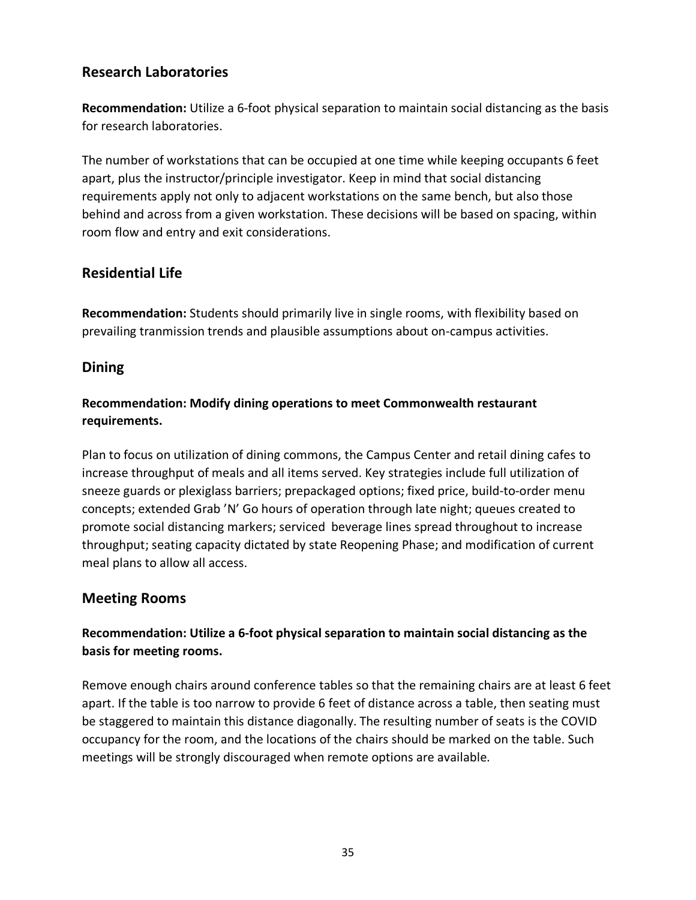## Research Laboratories

**Recommendation:** Utilize a 6-foot physical separation to maintain social distancing as the basis for research laboratories.

The number of workstations that can be occupied at one time while keeping occupants 6 feet apart, plus the instructor/principle investigator. Keep in mind that social distancing requirements apply not only to adjacent workstations on the same bench, but also those behind and across from a given workstation. These decisions will be based on spacing, within room flow and entry and exit considerations.

## Residential Life

**Recommendation:** Students should primarily live in single rooms, with flexibility based on prevailing tranmission trends and plausible assumptions about on-campus activities.

## Dining

### Recommendation: Modify dining operations to meet Commonwealth restaurant requirements.

Plan to focus on utilization of dining commons, the Campus Center and retail dining cafes to increase throughput of meals and all items served. Key strategies include full utilization of sneeze guards or plexiglass barriers; prepackaged options; fixed price, build-to-order menu concepts; extended Grab 'N' Go hours of operation through late night; queues created to promote social distancing markers; serviced beverage lines spread throughout to increase throughput; seating capacity dictated by state Reopening Phase; and modification of current meal plans to allow all access.

## Meeting Rooms

### Recommendation: Utilize a 6-foot physical separation to maintain social distancing as the basis for meeting rooms.

Remove enough chairs around conference tables so that the remaining chairs are at least 6 feet apart. If the table is too narrow to provide 6 feet of distance across a table, then seating must be staggered to maintain this distance diagonally. The resulting number of seats is the COVID occupancy for the room, and the locations of the chairs should be marked on the table. Such meetings will be strongly discouraged when remote options are available.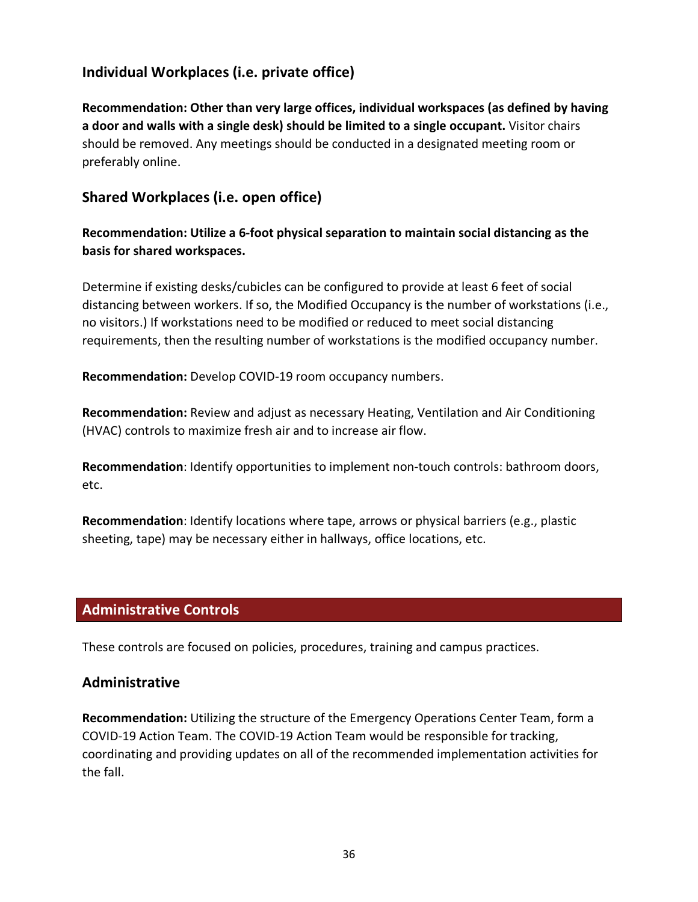### Individual Workplaces (i.e. private office)

**Recommendation: Other than very large offices, individual workspaces (as defined by having a door and walls with a single desk) should be limited to a single occupant.** Visitor chairs should be removed. Any meetings should be conducted in a designated meeting room or preferably online.

### Shared Workplaces (i.e. open office)

**Recommendation: Utilize a 6-foot physical separation to maintain social distancing as the basis for shared workspaces.**

Determine if existing desks/cubicles can be configured to provide at least 6 feet of social distancing between workers. If so, the Modified Occupancy is the number of workstations (i.e., no visitors.) If workstations need to be modified or reduced to meet social distancing requirements, then the resulting number of workstations is the modified occupancy number.

**Recommendation:** Develop COVID-19 room occupancy numbers.

**Recommendation:** Review and adjust as necessary Heating, Ventilation and Air Conditioning (HVAC) controls to maximize fresh air and to increase air flow.

**Recommendation**: Identify opportunities to implement non-touch controls: bathroom doors, etc.

**Recommendation**: Identify locations where tape, arrows or physical barriers (e.g., plastic sheeting, tape) may be necessary either in hallways, office locations, etc.

## Administrative Controls

These controls are focused on policies, procedures, training and campus practices.

### Administrative

**Recommendation:** Utilizing the structure of the Emergency Operations Center Team, form a COVID-19 Action Team. The COVID-19 Action Team would be responsible for tracking, coordinating and providing updates on all of the recommended implementation activities for the fall.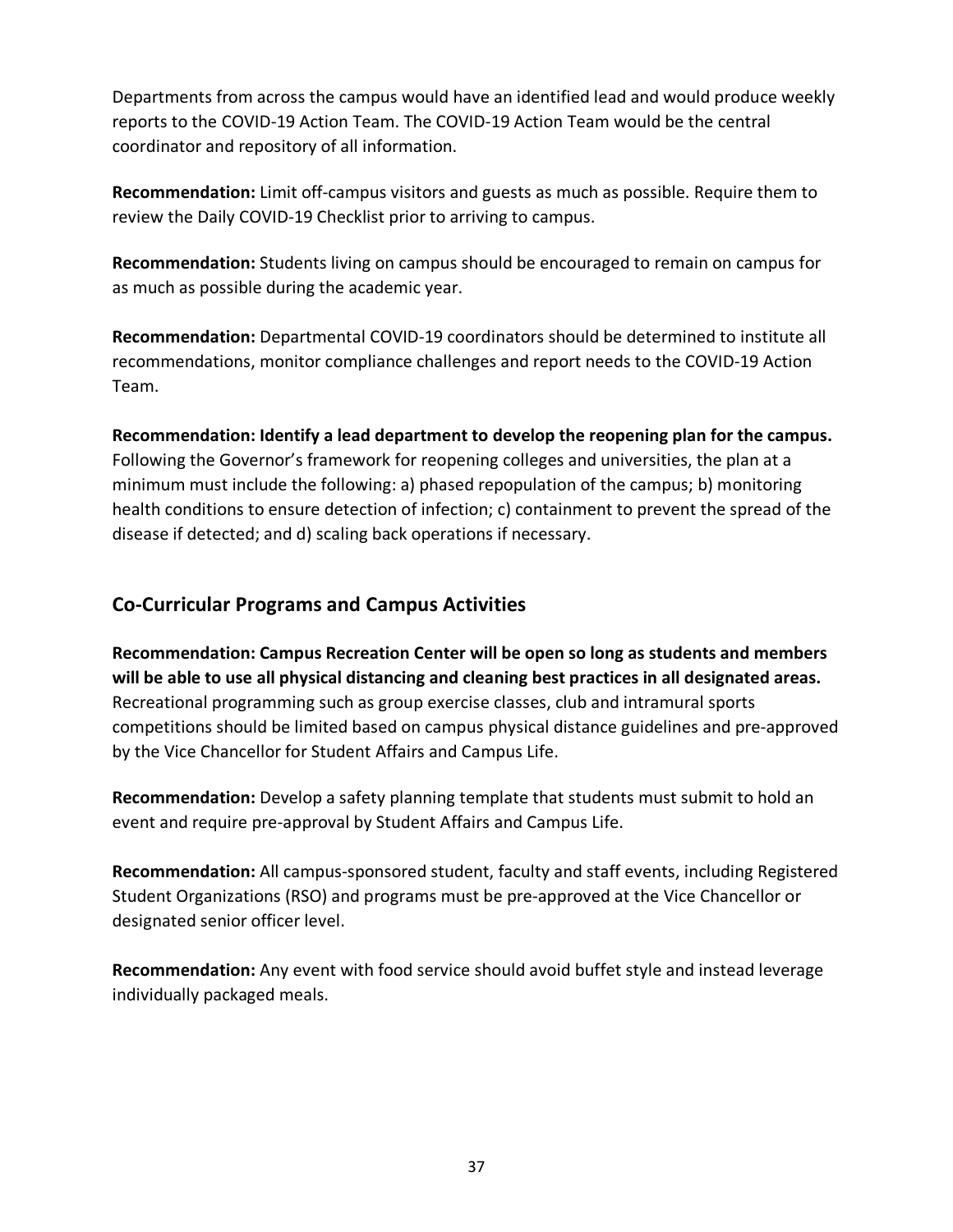Departments from across the campus would have an identified lead and would produce weekly reports to the COVID-19 Action Team. The COVID-19 Action Team would be the central coordinator and repository of all information.

**Recommendation:** Limit off-campus visitors and guests as much as possible. Require them to review the Daily COVID-19 Checklist prior to arriving to campus.

**Recommendation:** Students living on campus should be encouraged to remain on campus for as much as possible during the academic year.

**Recommendation:** Departmental COVID-19 coordinators should be determined to institute all recommendations, monitor compliance challenges and report needs to the COVID-19 Action Team.

**Recommendation: Identify a lead department to develop the reopening plan for the campus.** Following the Governor's framework for reopening colleges and universities, the plan at a minimum must include the following: a) phased repopulation of the campus; b) monitoring health conditions to ensure detection of infection; c) containment to prevent the spread of the disease if detected; and d) scaling back operations if necessary.

## Co-Curricular Programs and Campus Activities

**Recommendation: Campus Recreation Center will be open so long as students and members will be able to use all physical distancing and cleaning best practices in all designated areas.** Recreational programming such as group exercise classes, club and intramural sports competitions should be limited based on campus physical distance guidelines and pre-approved by the Vice Chancellor for Student Affairs and Campus Life.

**Recommendation:** Develop a safety planning template that students must submit to hold an event and require pre-approval by Student Affairs and Campus Life.

**Recommendation:** All campus-sponsored student, faculty and staff events, including Registered Student Organizations (RSO) and programs must be pre-approved at the Vice Chancellor or designated senior officer level.

**Recommendation:** Any event with food service should avoid buffet style and instead leverage individually packaged meals.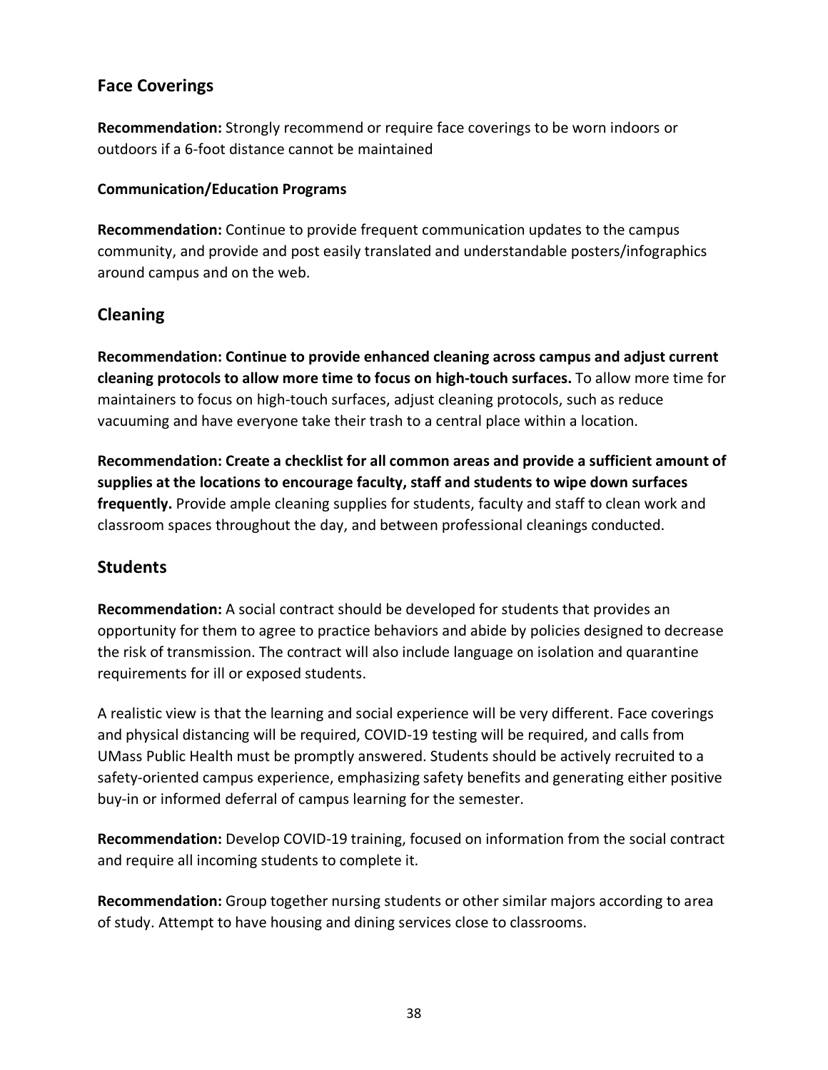## Face Coverings

**Recommendation:** Strongly recommend or require face coverings to be worn indoors or outdoors if a 6-foot distance cannot be maintained

### Communication/Education Programs

**Recommendation:** Continue to provide frequent communication updates to the campus community, and provide and post easily translated and understandable posters/infographics around campus and on the web.

## Cleaning

**Recommendation: Continue to provide enhanced cleaning across campus and adjust current cleaning protocols to allow more time to focus on high-touch surfaces.** To allow more time for maintainers to focus on high-touch surfaces, adjust cleaning protocols, such as reduce vacuuming and have everyone take their trash to a central place within a location.

**Recommendation: Create a checklist for all common areas and provide a sufficient amount of supplies at the locations to encourage faculty, staff and students to wipe down surfaces frequently.** Provide ample cleaning supplies for students, faculty and staff to clean work and classroom spaces throughout the day, and between professional cleanings conducted.

## Students

**Recommendation:** A social contract should be developed for students that provides an opportunity for them to agree to practice behaviors and abide by policies designed to decrease the risk of transmission. The contract will also include language on isolation and quarantine requirements for ill or exposed students.

A realistic view is that the learning and social experience will be very different. Face coverings and physical distancing will be required, COVID-19 testing will be required, and calls from UMass Public Health must be promptly answered. Students should be actively recruited to a safety-oriented campus experience, emphasizing safety benefits and generating either positive buy-in or informed deferral of campus learning for the semester.

**Recommendation:** Develop COVID-19 training, focused on information from the social contract and require all incoming students to complete it.

**Recommendation:** Group together nursing students or other similar majors according to area of study. Attempt to have housing and dining services close to classrooms.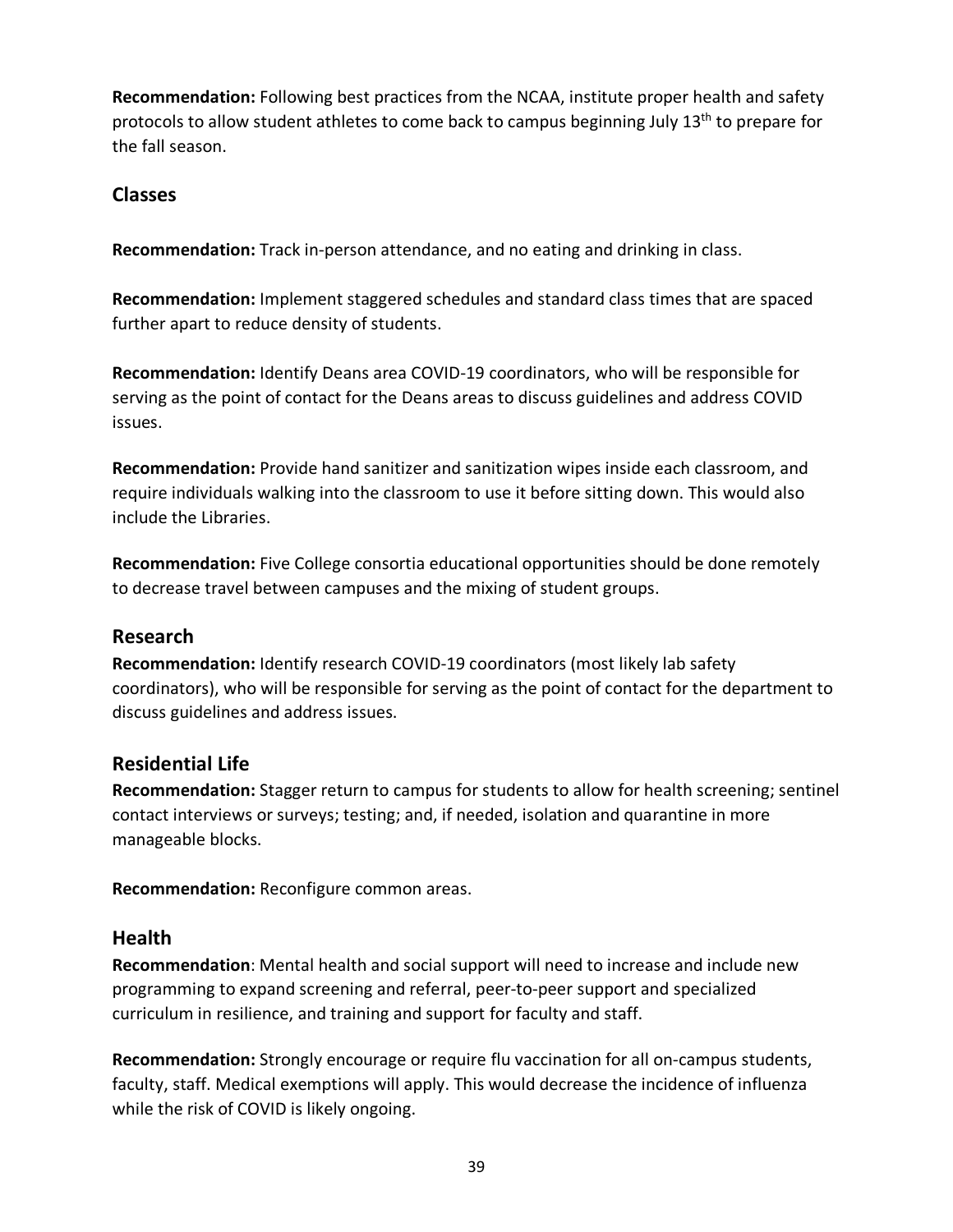**Recommendation:** Following best practices from the NCAA, institute proper health and safety protocols to allow student athletes to come back to campus beginning July 13th to prepare for the fall season.

## Classes

**Recommendation:** Track in-person attendance, and no eating and drinking in class.

**Recommendation:** Implement staggered schedules and standard class times that are spaced further apart to reduce density of students.

**Recommendation:** Identify Deans area COVID-19 coordinators, who will be responsible for serving as the point of contact for the Deans areas to discuss guidelines and address COVID issues.

**Recommendation:** Provide hand sanitizer and sanitization wipes inside each classroom, and require individuals walking into the classroom to use it before sitting down. This would also include the Libraries.

**Recommendation:** Five College consortia educational opportunities should be done remotely to decrease travel between campuses and the mixing of student groups.

## Research

**Recommendation:** Identify research COVID-19 coordinators (most likely lab safety coordinators), who will be responsible for serving as the point of contact for the department to discuss guidelines and address issues.

## Residential Life

**Recommendation:** Stagger return to campus for students to allow for health screening; sentinel contact interviews or surveys; testing; and, if needed, isolation and quarantine in more manageable blocks.

**Recommendation:** Reconfigure common areas.

## Health

**Recommendation**: Mental health and social support will need to increase and include new programming to expand screening and referral, peer-to-peer support and specialized curriculum in resilience, and training and support for faculty and staff.

**Recommendation:** Strongly encourage or require flu vaccination for all on-campus students, faculty, staff. Medical exemptions will apply. This would decrease the incidence of influenza while the risk of COVID is likely ongoing.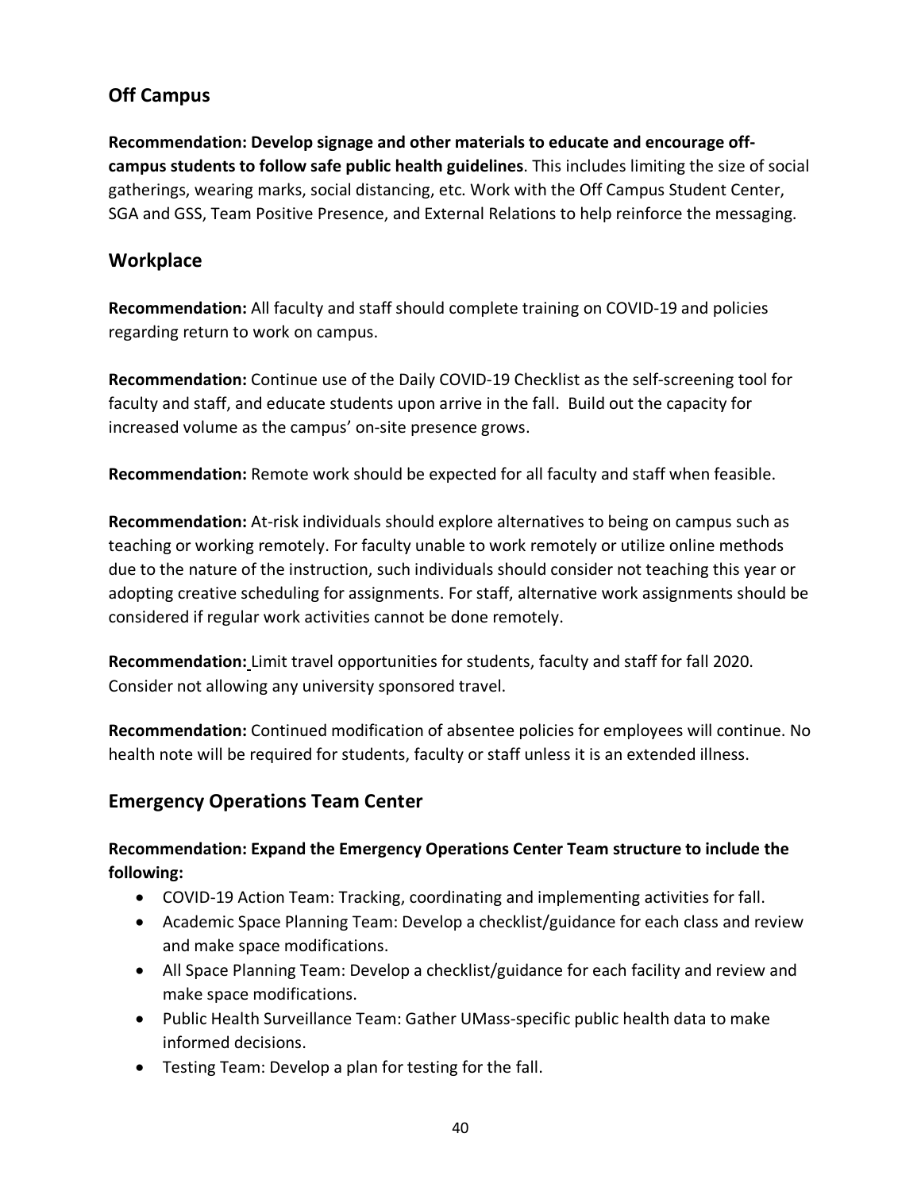## Off Campus

**Recommendation: Develop signage and other materials to educate and encourage off-campus students to follow safe public health guidelines**. This includes limiting the size of social gatherings, wearing marks, social distancing, etc. Work with the Off Campus Student Center, SGA and GSS, Team Positive Presence, and External Relations to help reinforce the messaging.

## Workplace

**Recommendation:** All faculty and staff should complete training on COVID-19 and policies regarding return to work on campus.

**Recommendation:** Continue use of the Daily COVID-19 Checklist as the self-screening tool for faculty and staff, and educate students upon arrive in the fall. Build out the capacity for increased volume as the campus' on-site presence grows.

**Recommendation:** Remote work should be expected for all faculty and staff when feasible.

**Recommendation:** At-risk individuals should explore alternatives to being on campus such as teaching or working remotely. For faculty unable to work remotely or utilize online methods due to the nature of the instruction, such individuals should consider not teaching this year or adopting creative scheduling for assignments. For staff, alternative work assignments should be considered if regular work activities cannot be done remotely.

**Recommendation:** Limit travel opportunities for students, faculty and staff for fall 2020. Consider not allowing any university sponsored travel.

**Recommendation:** Continued modification of absentee policies for employees will continue. No health note will be required for students, faculty or staff unless it is an extended illness.

## Emergency Operations Team Center

**Recommendation: Expand the Emergency Operations Center Team structure to include the following:**

- COVID-19 Action Team: Tracking, coordinating and implementing activities for fall.
- Academic Space Planning Team: Develop a checklist/guidance for each class and review and make space modifications.
- All Space Planning Team: Develop a checklist/guidance for each facility and review and make space modifications.
- Public Health Surveillance Team: Gather UMass-specific public health data to make informed decisions.
- Testing Team: Develop a plan for testing for the fall.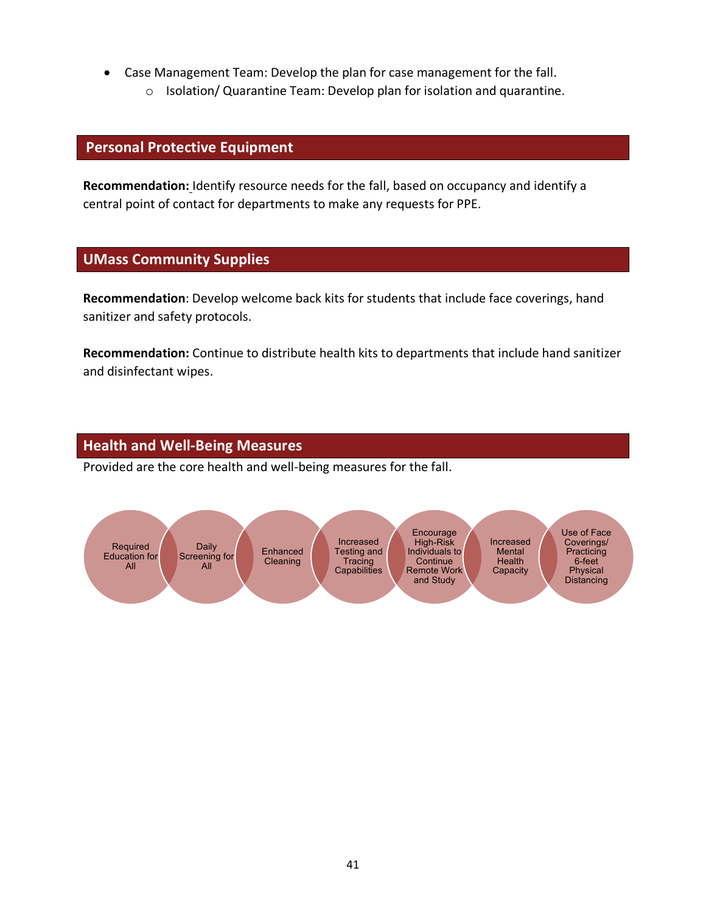- Case Management Team: Develop the plan for case management for the fall.
  - Isolation/ Quarantine Team: Develop plan for isolation and quarantine.

## Personal Protective Equipment

**Recommendation:** Identify resource needs for the fall, based on occupancy and identify a central point of contact for departments to make any requests for PPE.

## UMass Community Supplies

**Recommendation**: Develop welcome back kits for students that include face coverings, hand sanitizer and safety protocols.

**Recommendation:** Continue to distribute health kits to departments that include hand sanitizer and disinfectant wipes.

## Health and Well-Being Measures

Provided are the core health and well-being measures for the fall.

- Required Education for All
- Daily Screening for All
- Enhanced Cleaning
- Increased Testing and Tracing Capabilities
- Encourage High-Risk Individuals to Continue Remote Work and Study
- Increased Mental Health Capacity
- Use of Face Coverings/ Practicing 6-feet Physical Distancing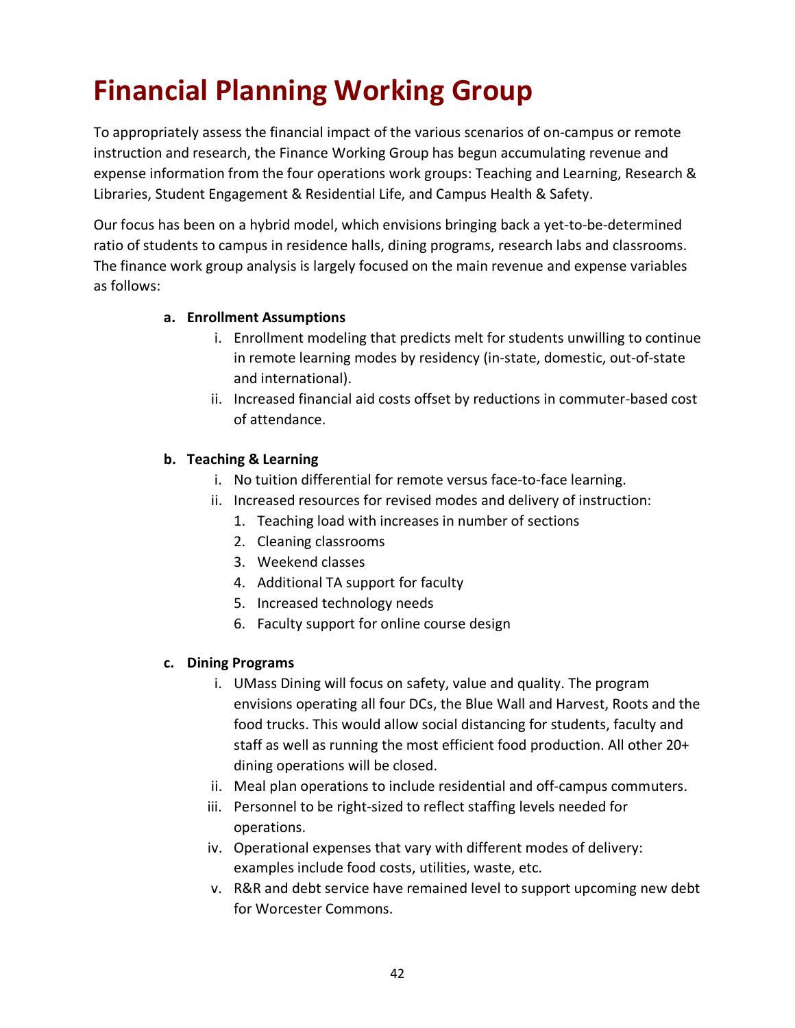# Financial Planning Working Group

To appropriately assess the financial impact of the various scenarios of on-campus or remote instruction and research, the Finance Working Group has begun accumulating revenue and expense information from the four operations work groups: Teaching and Learning, Research & Libraries, Student Engagement & Residential Life, and Campus Health & Safety.

Our focus has been on a hybrid model, which envisions bringing back a yet-to-be-determined ratio of students to campus in residence halls, dining programs, research labs and classrooms. The finance work group analysis is largely focused on the main revenue and expense variables as follows:

**a. Enrollment Assumptions**

i. Enrollment modeling that predicts melt for students unwilling to continue in remote learning modes by residency (in-state, domestic, out-of-state and international).

ii. Increased financial aid costs offset by reductions in commuter-based cost of attendance.

**b. Teaching & Learning**

i. No tuition differential for remote versus face-to-face learning.

ii. Increased resources for revised modes and delivery of instruction:

1. Teaching load with increases in number of sections
2. Cleaning classrooms
3. Weekend classes
4. Additional TA support for faculty
5. Increased technology needs
6. Faculty support for online course design

**c. Dining Programs**

i. UMass Dining will focus on safety, value and quality. The program envisions operating all four DCs, the Blue Wall and Harvest, Roots and the food trucks. This would allow social distancing for students, faculty and staff as well as running the most efficient food production. All other 20+ dining operations will be closed.

ii. Meal plan operations to include residential and off-campus commuters.

iii. Personnel to be right-sized to reflect staffing levels needed for operations.

iv. Operational expenses that vary with different modes of delivery: examples include food costs, utilities, waste, etc.

v. R&R and debt service have remained level to support upcoming new debt for Worcester Commons.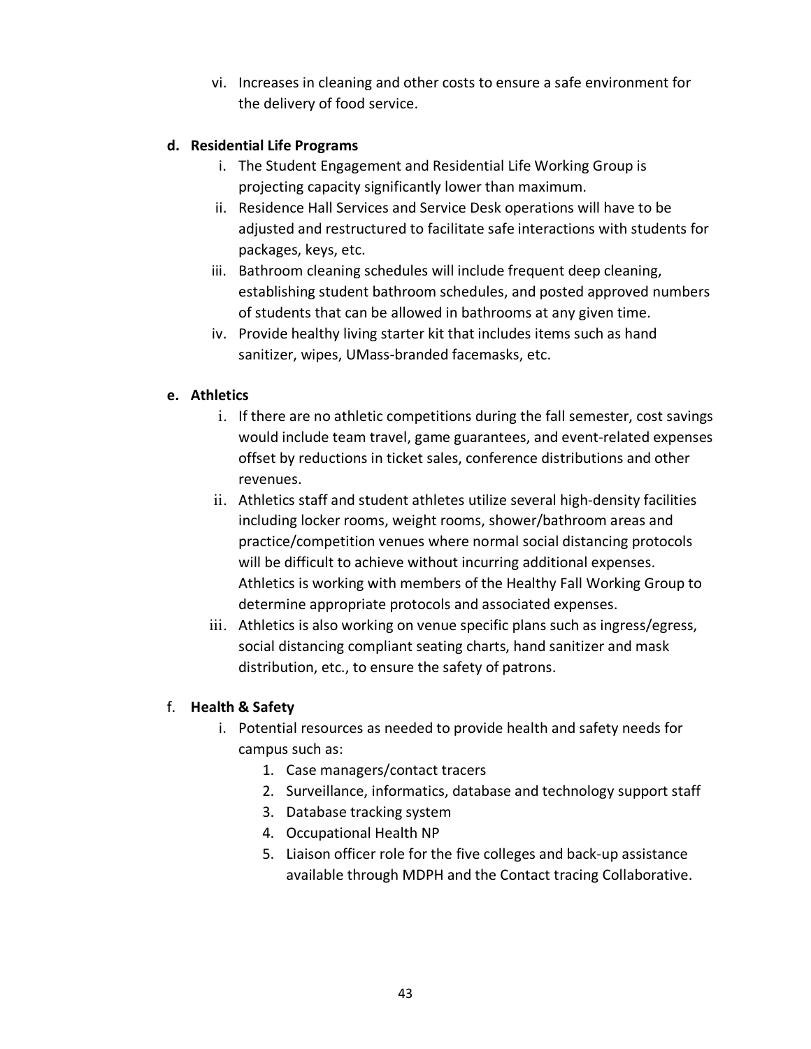vi. Increases in cleaning and other costs to ensure a safe environment for the delivery of food service.

**d. Residential Life Programs**

i. The Student Engagement and Residential Life Working Group is projecting capacity significantly lower than maximum.

ii. Residence Hall Services and Service Desk operations will have to be adjusted and restructured to facilitate safe interactions with students for packages, keys, etc.

iii. Bathroom cleaning schedules will include frequent deep cleaning, establishing student bathroom schedules, and posted approved numbers of students that can be allowed in bathrooms at any given time.

iv. Provide healthy living starter kit that includes items such as hand sanitizer, wipes, UMass-branded facemasks, etc.

**e. Athletics**

i. If there are no athletic competitions during the fall semester, cost savings would include team travel, game guarantees, and event-related expenses offset by reductions in ticket sales, conference distributions and other revenues.

ii. Athletics staff and student athletes utilize several high-density facilities including locker rooms, weight rooms, shower/bathroom areas and practice/competition venues where normal social distancing protocols will be difficult to achieve without incurring additional expenses. Athletics is working with members of the Healthy Fall Working Group to determine appropriate protocols and associated expenses.

iii. Athletics is also working on venue specific plans such as ingress/egress, social distancing compliant seating charts, hand sanitizer and mask distribution, etc., to ensure the safety of patrons.

f. **Health & Safety**

i. Potential resources as needed to provide health and safety needs for campus such as:

1. Case managers/contact tracers
2. Surveillance, informatics, database and technology support staff
3. Database tracking system
4. Occupational Health NP
5. Liaison officer role for the five colleges and back-up assistance available through MDPH and the Contact tracing Collaborative.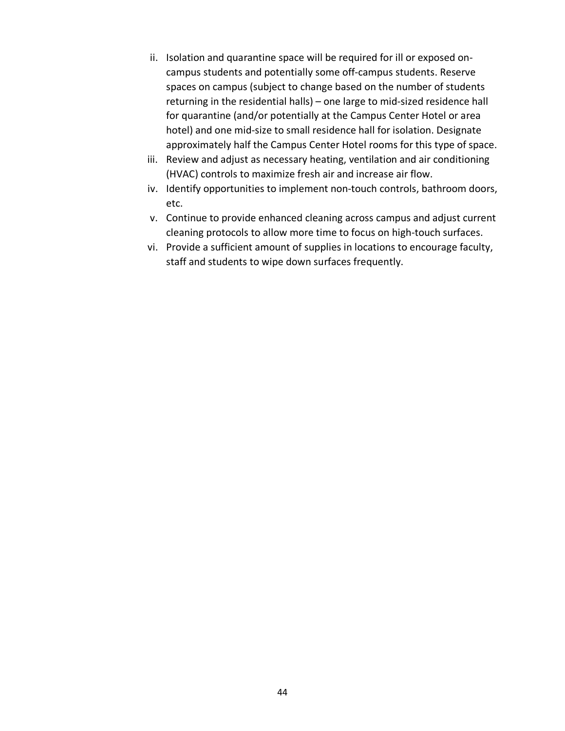ii. Isolation and quarantine space will be required for ill or exposed on-campus students and potentially some off-campus students. Reserve spaces on campus (subject to change based on the number of students returning in the residential halls) – one large to mid-sized residence hall for quarantine (and/or potentially at the Campus Center Hotel or area hotel) and one mid-size to small residence hall for isolation. Designate approximately half the Campus Center Hotel rooms for this type of space.

iii. Review and adjust as necessary heating, ventilation and air conditioning (HVAC) controls to maximize fresh air and increase air flow.

iv. Identify opportunities to implement non-touch controls, bathroom doors, etc.

v. Continue to provide enhanced cleaning across campus and adjust current cleaning protocols to allow more time to focus on high-touch surfaces.

vi. Provide a sufficient amount of supplies in locations to encourage faculty, staff and students to wipe down surfaces frequently.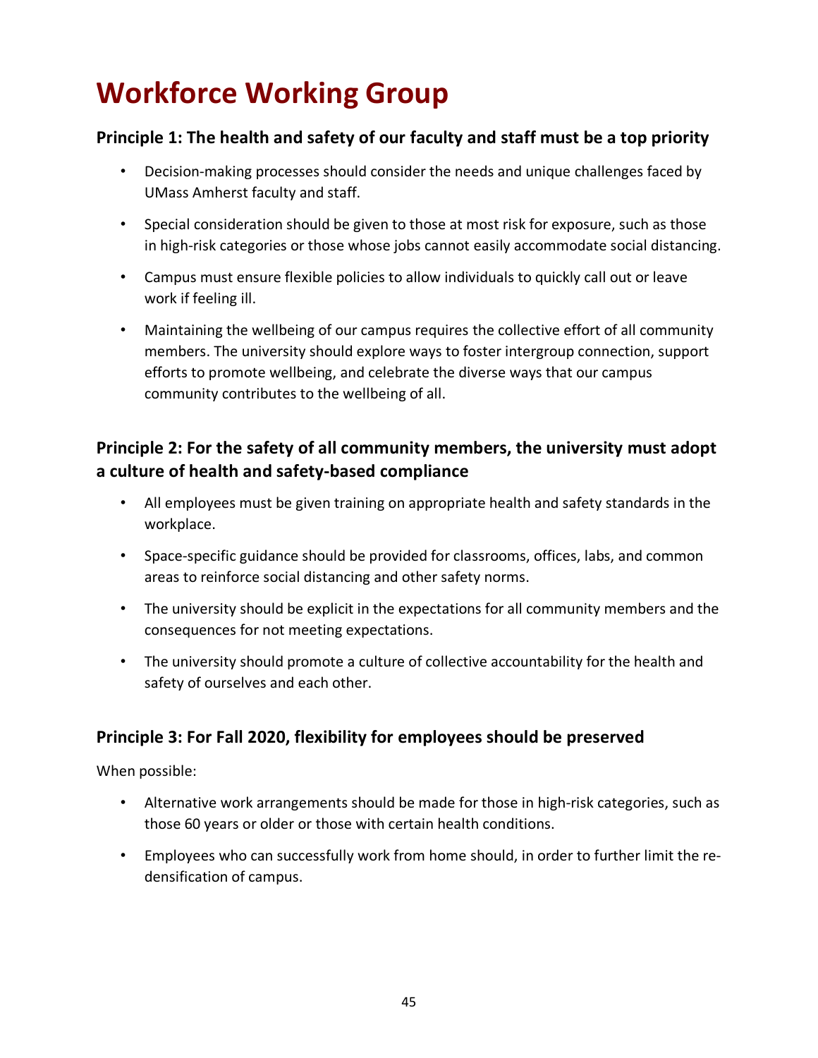# Workforce Working Group

### Principle 1: The health and safety of our faculty and staff must be a top priority

- Decision-making processes should consider the needs and unique challenges faced by UMass Amherst faculty and staff.
- Special consideration should be given to those at most risk for exposure, such as those in high-risk categories or those whose jobs cannot easily accommodate social distancing.
- Campus must ensure flexible policies to allow individuals to quickly call out or leave work if feeling ill.
- Maintaining the wellbeing of our campus requires the collective effort of all community members. The university should explore ways to foster intergroup connection, support efforts to promote wellbeing, and celebrate the diverse ways that our campus community contributes to the wellbeing of all.

### Principle 2: For the safety of all community members, the university must adopt a culture of health and safety-based compliance

- All employees must be given training on appropriate health and safety standards in the workplace.
- Space-specific guidance should be provided for classrooms, offices, labs, and common areas to reinforce social distancing and other safety norms.
- The university should be explicit in the expectations for all community members and the consequences for not meeting expectations.
- The university should promote a culture of collective accountability for the health and safety of ourselves and each other.

### Principle 3: For Fall 2020, flexibility for employees should be preserved

When possible:

- Alternative work arrangements should be made for those in high-risk categories, such as those 60 years or older or those with certain health conditions.
- Employees who can successfully work from home should, in order to further limit the re-densification of campus.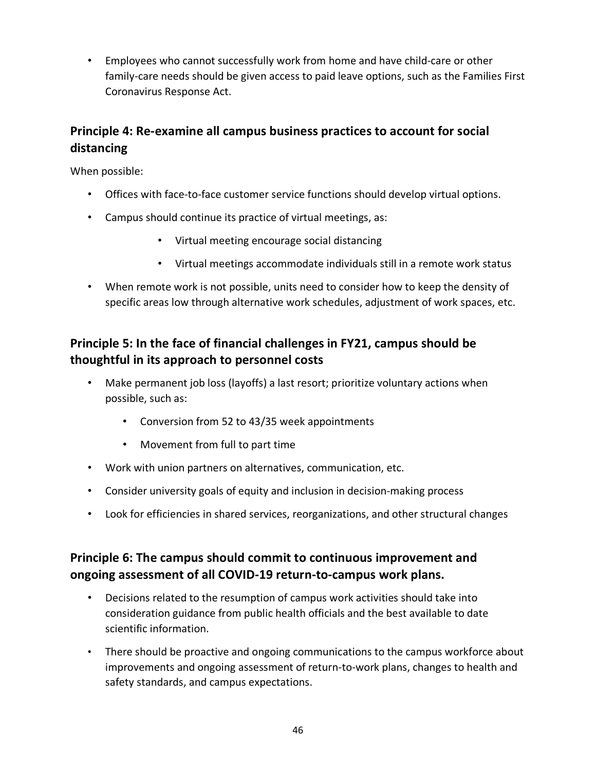- Employees who cannot successfully work from home and have child-care or other family-care needs should be given access to paid leave options, such as the Families First Coronavirus Response Act.

## Principle 4: Re-examine all campus business practices to account for social distancing

When possible:

- Offices with face-to-face customer service functions should develop virtual options.
- Campus should continue its practice of virtual meetings, as:
    - Virtual meeting encourage social distancing
    - Virtual meetings accommodate individuals still in a remote work status
- When remote work is not possible, units need to consider how to keep the density of specific areas low through alternative work schedules, adjustment of work spaces, etc.

## Principle 5: In the face of financial challenges in FY21, campus should be thoughtful in its approach to personnel costs

- Make permanent job loss (layoffs) a last resort; prioritize voluntary actions when possible, such as:
    - Conversion from 52 to 43/35 week appointments
    - Movement from full to part time
- Work with union partners on alternatives, communication, etc.
- Consider university goals of equity and inclusion in decision-making process
- Look for efficiencies in shared services, reorganizations, and other structural changes

## Principle 6: The campus should commit to continuous improvement and ongoing assessment of all COVID-19 return-to-campus work plans.

- Decisions related to the resumption of campus work activities should take into consideration guidance from public health officials and the best available to date scientific information.
- There should be proactive and ongoing communications to the campus workforce about improvements and ongoing assessment of return-to-work plans, changes to health and safety standards, and campus expectations.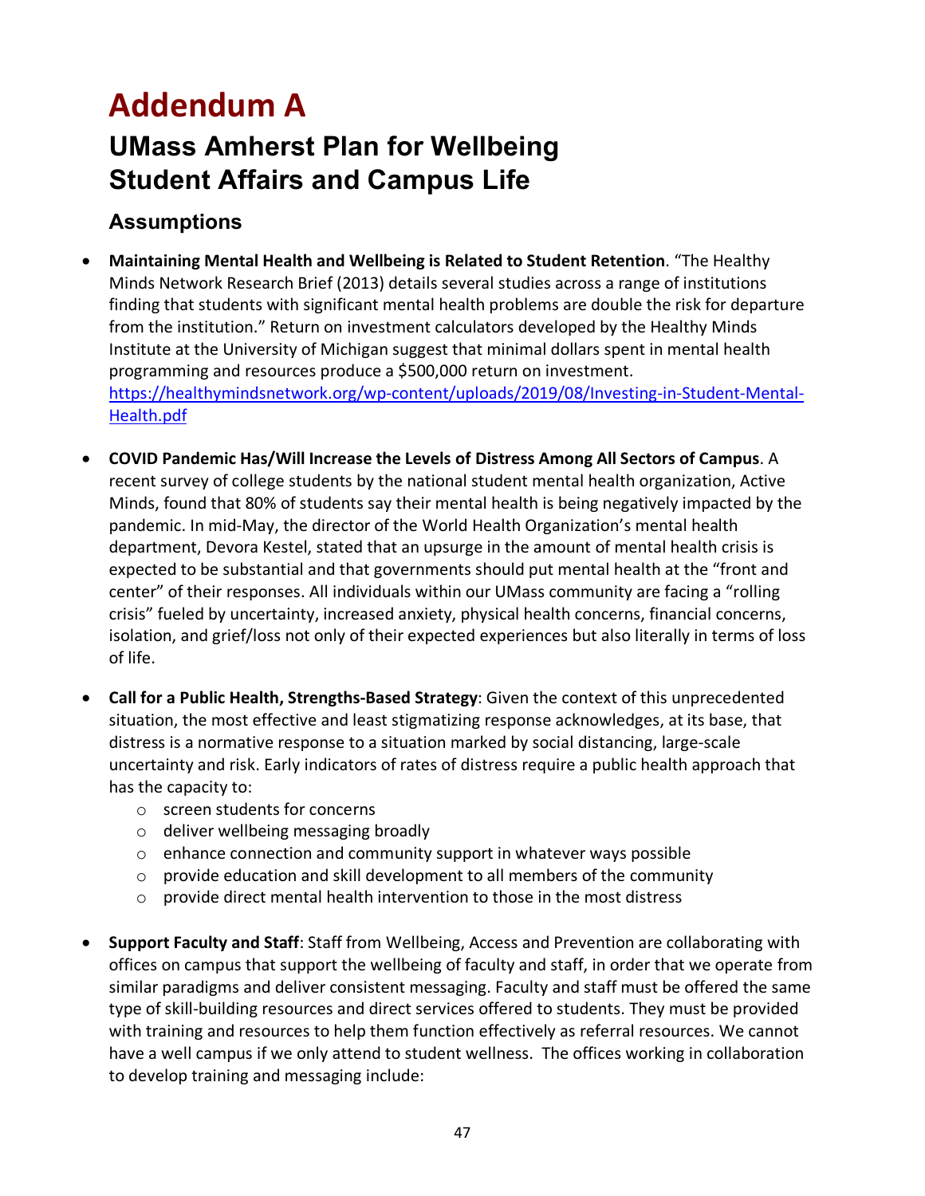# Addendum A

## UMass Amherst Plan for Wellbeing
## Student Affairs and Campus Life

### Assumptions

- **Maintaining Mental Health and Wellbeing is Related to Student Retention**. "The Healthy Minds Network Research Brief (2013) details several studies across a range of institutions finding that students with significant mental health problems are double the risk for departure from the institution." Return on investment calculators developed by the Healthy Minds Institute at the University of Michigan suggest that minimal dollars spent in mental health programming and resources produce a $500,000 return on investment. https://healthymindsnetwork.org/wp-content/uploads/2019/08/Investing-in-Student-Mental-Health.pdf

- **COVID Pandemic Has/Will Increase the Levels of Distress Among All Sectors of Campus**. A recent survey of college students by the national student mental health organization, Active Minds, found that 80% of students say their mental health is being negatively impacted by the pandemic. In mid-May, the director of the World Health Organization's mental health department, Devora Kestel, stated that an upsurge in the amount of mental health crisis is expected to be substantial and that governments should put mental health at the "front and center" of their responses. All individuals within our UMass community are facing a "rolling crisis" fueled by uncertainty, increased anxiety, physical health concerns, financial concerns, isolation, and grief/loss not only of their expected experiences but also literally in terms of loss of life.

- **Call for a Public Health, Strengths-Based Strategy**: Given the context of this unprecedented situation, the most effective and least stigmatizing response acknowledges, at its base, that distress is a normative response to a situation marked by social distancing, large-scale uncertainty and risk. Early indicators of rates of distress require a public health approach that has the capacity to:
  - screen students for concerns
  - deliver wellbeing messaging broadly
  - enhance connection and community support in whatever ways possible
  - provide education and skill development to all members of the community
  - provide direct mental health intervention to those in the most distress

- **Support Faculty and Staff**: Staff from Wellbeing, Access and Prevention are collaborating with offices on campus that support the wellbeing of faculty and staff, in order that we operate from similar paradigms and deliver consistent messaging. Faculty and staff must be offered the same type of skill-building resources and direct services offered to students. They must be provided with training and resources to help them function effectively as referral resources. We cannot have a well campus if we only attend to student wellness. The offices working in collaboration to develop training and messaging include: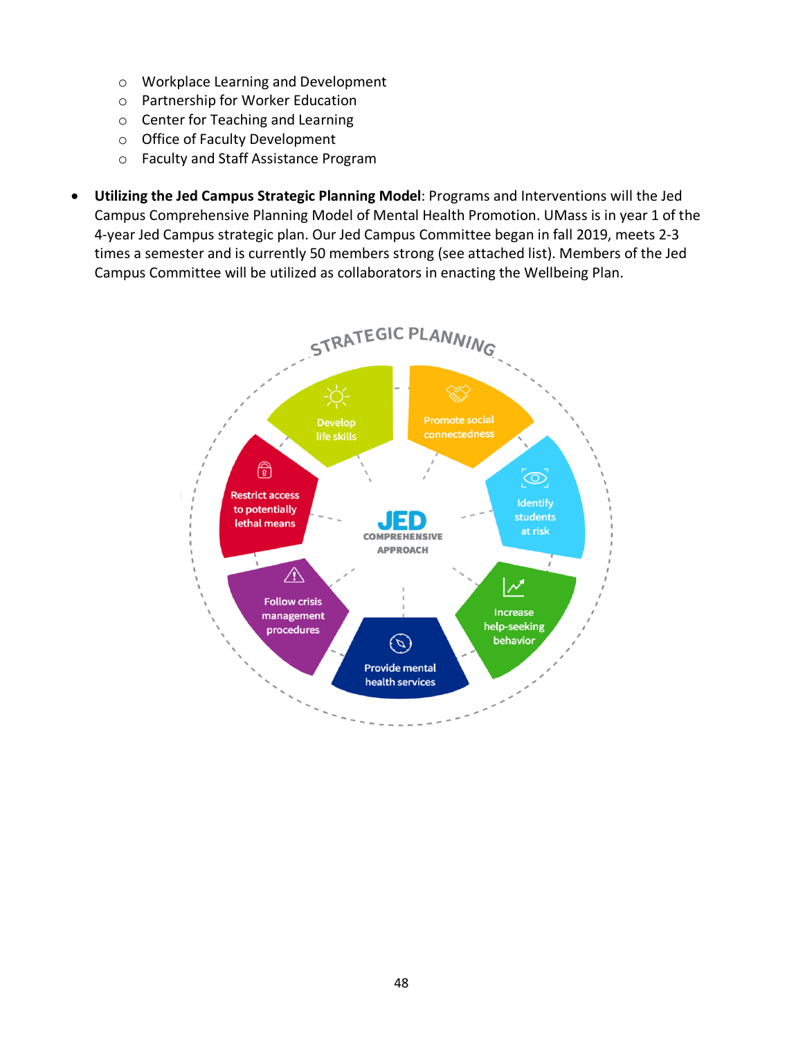- Workplace Learning and Development
- Partnership for Worker Education
- Center for Teaching and Learning
- Office of Faculty Development
- Faculty and Staff Assistance Program

- **Utilizing the Jed Campus Strategic Planning Model**: Programs and Interventions will the Jed Campus Comprehensive Planning Model of Mental Health Promotion. UMass is in year 1 of the 4-year Jed Campus strategic plan. Our Jed Campus Committee began in fall 2019, meets 2-3 times a semester and is currently 50 members strong (see attached list). Members of the Jed Campus Committee will be utilized as collaborators in enacting the Wellbeing Plan.

STRATEGIC PLANNING

JED COMPREHENSIVE APPROACH

- Develop life skills
- Promote social connectedness
- Identify students at risk
- Increase help-seeking behavior
- Provide mental health services
- Follow crisis management procedures
- Restrict access to potentially lethal means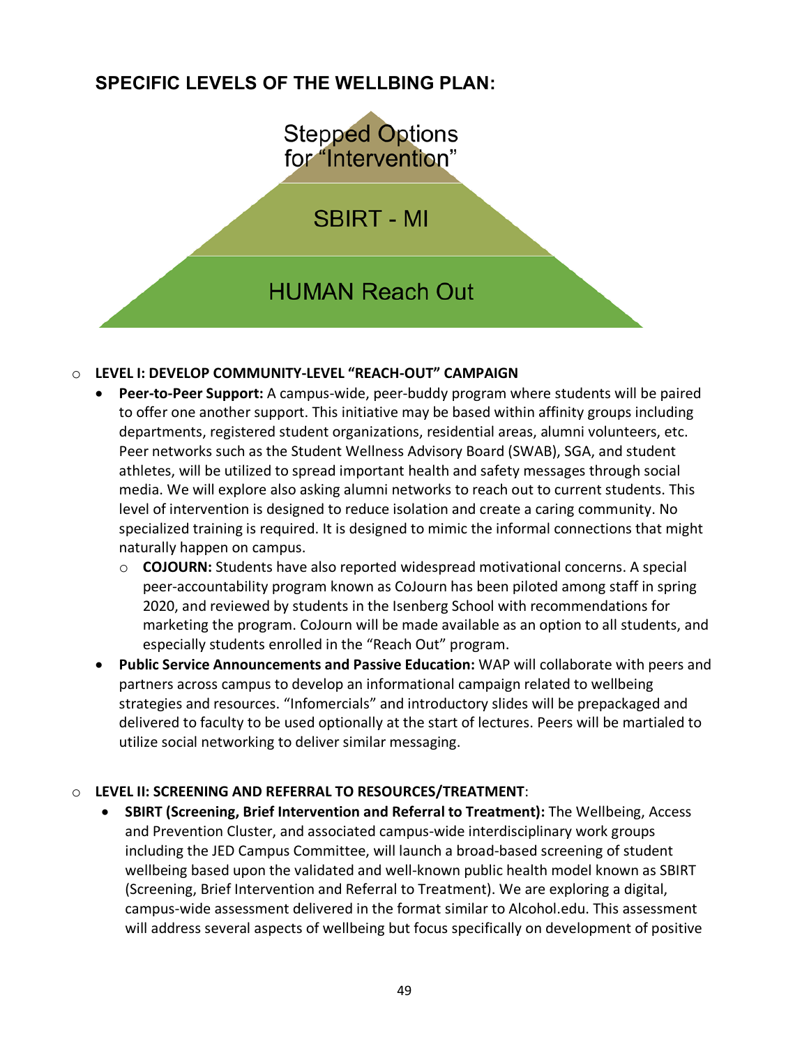## SPECIFIC LEVELS OF THE WELLBING PLAN:

Stepped Options for "Intervention"

SBIRT - MI

HUMAN Reach Out

- **LEVEL I: DEVELOP COMMUNITY-LEVEL "REACH-OUT" CAMPAIGN**
  - **Peer-to-Peer Support:** A campus-wide, peer-buddy program where students will be paired to offer one another support. This initiative may be based within affinity groups including departments, registered student organizations, residential areas, alumni volunteers, etc. Peer networks such as the Student Wellness Advisory Board (SWAB), SGA, and student athletes, will be utilized to spread important health and safety messages through social media. We will explore also asking alumni networks to reach out to current students. This level of intervention is designed to reduce isolation and create a caring community. No specialized training is required. It is designed to mimic the informal connections that might naturally happen on campus.
    - **COJOURN:** Students have also reported widespread motivational concerns. A special peer-accountability program known as CoJourn has been piloted among staff in spring 2020, and reviewed by students in the Isenberg School with recommendations for marketing the program. CoJourn will be made available as an option to all students, and especially students enrolled in the "Reach Out" program.
  - **Public Service Announcements and Passive Education:** WAP will collaborate with peers and partners across campus to develop an informational campaign related to wellbeing strategies and resources. "Infomercials" and introductory slides will be prepackaged and delivered to faculty to be used optionally at the start of lectures. Peers will be martialed to utilize social networking to deliver similar messaging.

- **LEVEL II: SCREENING AND REFERRAL TO RESOURCES/TREATMENT**:
  - **SBIRT (Screening, Brief Intervention and Referral to Treatment):** The Wellbeing, Access and Prevention Cluster, and associated campus-wide interdisciplinary work groups including the JED Campus Committee, will launch a broad-based screening of student wellbeing based upon the validated and well-known public health model known as SBIRT (Screening, Brief Intervention and Referral to Treatment). We are exploring a digital, campus-wide assessment delivered in the format similar to Alcohol.edu. This assessment will address several aspects of wellbeing but focus specifically on development of positive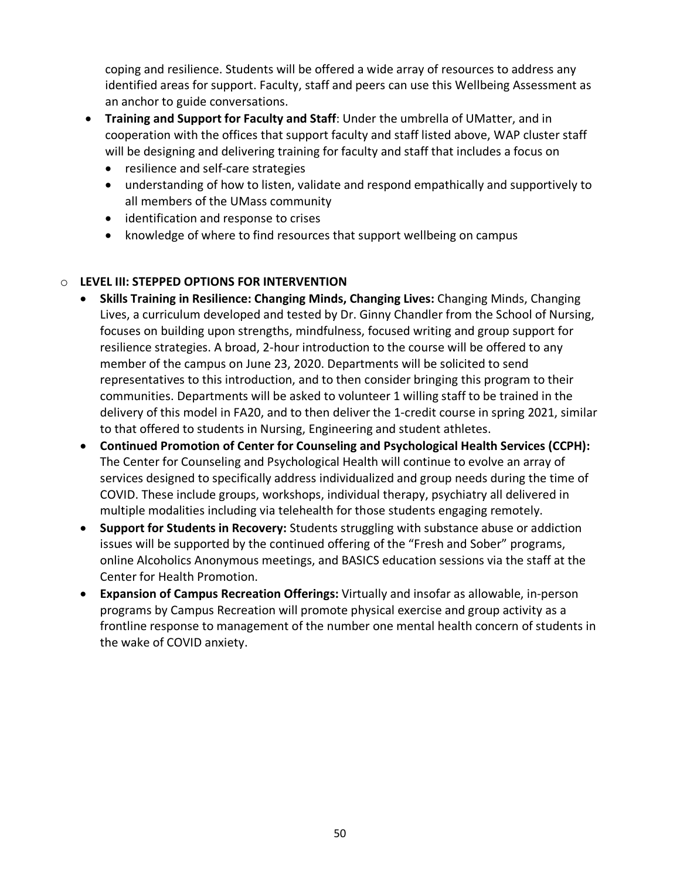coping and resilience. Students will be offered a wide array of resources to address any identified areas for support. Faculty, staff and peers can use this Wellbeing Assessment as an anchor to guide conversations.

- **Training and Support for Faculty and Staff**: Under the umbrella of UMatter, and in cooperation with the offices that support faculty and staff listed above, WAP cluster staff will be designing and delivering training for faculty and staff that includes a focus on
  - resilience and self-care strategies
  - understanding of how to listen, validate and respond empathically and supportively to all members of the UMass community
  - identification and response to crises
  - knowledge of where to find resources that support wellbeing on campus

- **LEVEL III: STEPPED OPTIONS FOR INTERVENTION**
  - **Skills Training in Resilience: Changing Minds, Changing Lives:** Changing Minds, Changing Lives, a curriculum developed and tested by Dr. Ginny Chandler from the School of Nursing, focuses on building upon strengths, mindfulness, focused writing and group support for resilience strategies. A broad, 2-hour introduction to the course will be offered to any member of the campus on June 23, 2020. Departments will be solicited to send representatives to this introduction, and to then consider bringing this program to their communities. Departments will be asked to volunteer 1 willing staff to be trained in the delivery of this model in FA20, and to then deliver the 1-credit course in spring 2021, similar to that offered to students in Nursing, Engineering and student athletes.
  - **Continued Promotion of Center for Counseling and Psychological Health Services (CCPH):** The Center for Counseling and Psychological Health will continue to evolve an array of services designed to specifically address individualized and group needs during the time of COVID. These include groups, workshops, individual therapy, psychiatry all delivered in multiple modalities including via telehealth for those students engaging remotely.
  - **Support for Students in Recovery:** Students struggling with substance abuse or addiction issues will be supported by the continued offering of the "Fresh and Sober" programs, online Alcoholics Anonymous meetings, and BASICS education sessions via the staff at the Center for Health Promotion.
  - **Expansion of Campus Recreation Offerings:** Virtually and insofar as allowable, in-person programs by Campus Recreation will promote physical exercise and group activity as a frontline response to management of the number one mental health concern of students in the wake of COVID anxiety.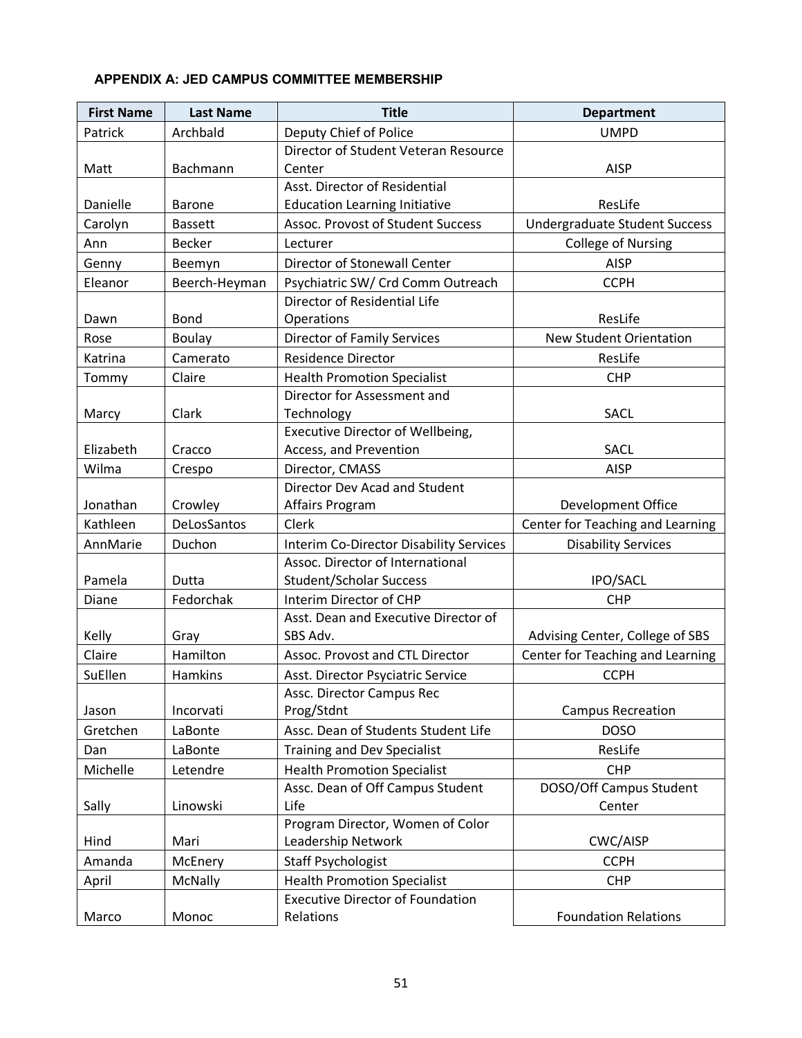**APPENDIX A: JED CAMPUS COMMITTEE MEMBERSHIP**

| First Name | Last Name | Title | Department |
|---|---|---|---|
| Patrick | Archbald | Deputy Chief of Police | UMPD |
| Matt | Bachmann | Director of Student Veteran Resource Center | AISP |
| Danielle | Barone | Asst. Director of Residential Education Learning Initiative | ResLife |
| Carolyn | Bassett | Assoc. Provost of Student Success | Undergraduate Student Success |
| Ann | Becker | Lecturer | College of Nursing |
| Genny | Beemyn | Director of Stonewall Center | AISP |
| Eleanor | Beerch-Heyman | Psychiatric SW/ Crd Comm Outreach | CCPH |
| Dawn | Bond | Director of Residential Life Operations | ResLife |
| Rose | Boulay | Director of Family Services | New Student Orientation |
| Katrina | Camerato | Residence Director | ResLife |
| Tommy | Claire | Health Promotion Specialist | CHP |
| Marcy | Clark | Director for Assessment and Technology | SACL |
| Elizabeth | Cracco | Executive Director of Wellbeing, Access, and Prevention | SACL |
| Wilma | Crespo | Director, CMASS | AISP |
| Jonathan | Crowley | Director Dev Acad and Student Affairs Program | Development Office |
| Kathleen | DeLosSantos | Clerk | Center for Teaching and Learning |
| AnnMarie | Duchon | Interim Co-Director Disability Services | Disability Services |
| Pamela | Dutta | Assoc. Director of International Student/Scholar Success | IPO/SACL |
| Diane | Fedorchak | Interim Director of CHP | CHP |
| Kelly | Gray | Asst. Dean and Executive Director of SBS Adv. | Advising Center, College of SBS |
| Claire | Hamilton | Assoc. Provost and CTL Director | Center for Teaching and Learning |
| SuEllen | Hamkins | Asst. Director Psyciatric Service | CCPH |
| Jason | Incorvati | Assc. Director Campus Rec Prog/Stdnt | Campus Recreation |
| Gretchen | LaBonte | Assc. Dean of Students Student Life | DOSO |
| Dan | LaBonte | Training and Dev Specialist | ResLife |
| Michelle | Letendre | Health Promotion Specialist | CHP |
| Sally | Linowski | Assc. Dean of Off Campus Student Life | DOSO/Off Campus Student Center |
| Hind | Mari | Program Director, Women of Color Leadership Network | CWC/AISP |
| Amanda | McEnery | Staff Psychologist | CCPH |
| April | McNally | Health Promotion Specialist | CHP |
| Marco | Monoc | Executive Director of Foundation Relations | Foundation Relations |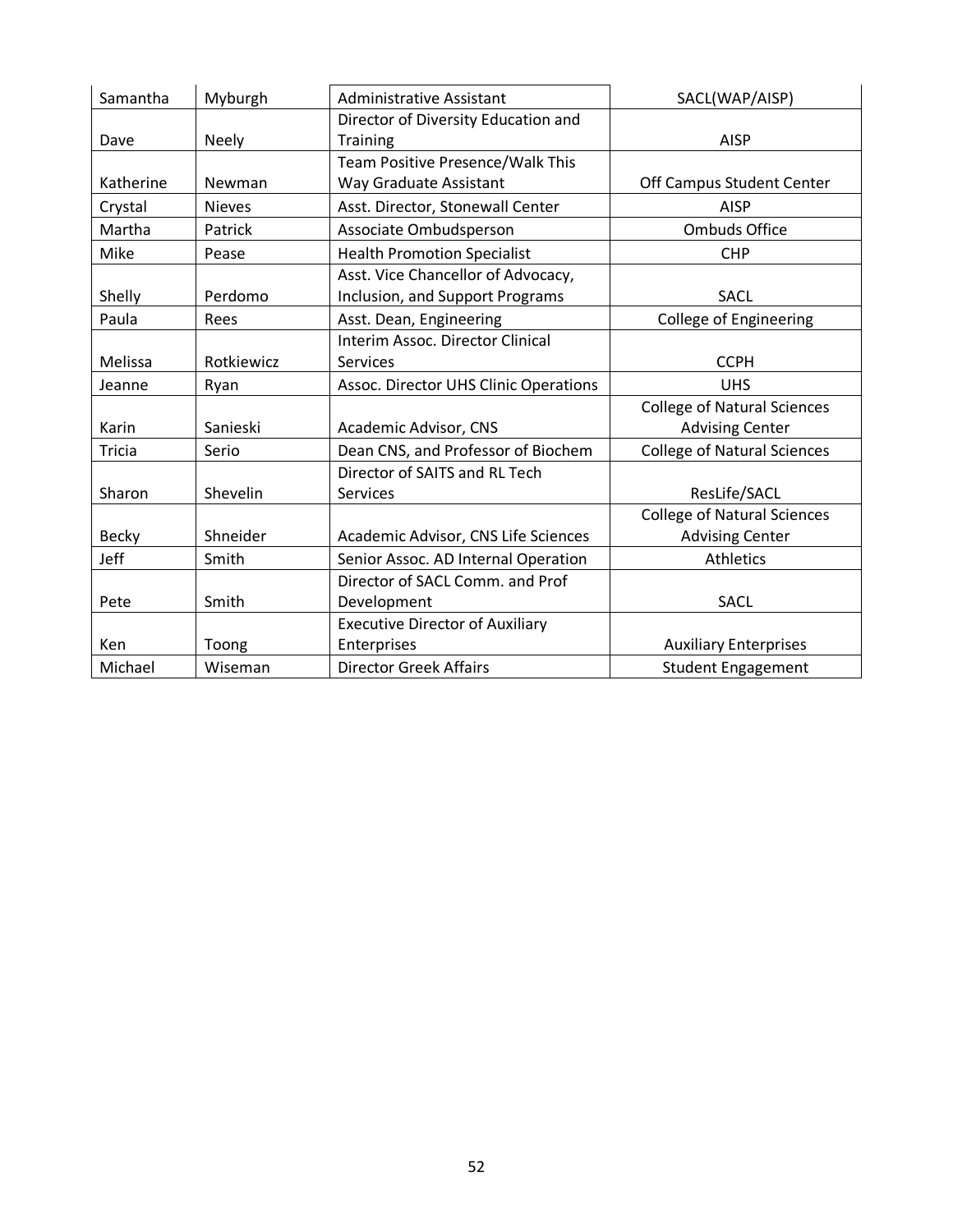| Samantha | Myburgh | Administrative Assistant | SACL(WAP/AISP) |
|---|---|---|---|
| Dave | Neely | Director of Diversity Education and Training | AISP |
| Katherine | Newman | Team Positive Presence/Walk This Way Graduate Assistant | Off Campus Student Center |
| Crystal | Nieves | Asst. Director, Stonewall Center | AISP |
| Martha | Patrick | Associate Ombudsperson | Ombuds Office |
| Mike | Pease | Health Promotion Specialist | CHP |
| Shelly | Perdomo | Asst. Vice Chancellor of Advocacy, Inclusion, and Support Programs | SACL |
| Paula | Rees | Asst. Dean, Engineering | College of Engineering |
| Melissa | Rotkiewicz | Interim Assoc. Director Clinical Services | CCPH |
| Jeanne | Ryan | Assoc. Director UHS Clinic Operations | UHS |
| Karin | Sanieski | Academic Advisor, CNS | College of Natural Sciences Advising Center |
| Tricia | Serio | Dean CNS, and Professor of Biochem | College of Natural Sciences |
| Sharon | Shevelin | Director of SAITS and RL Tech Services | ResLife/SACL |
| Becky | Shneider | Academic Advisor, CNS Life Sciences | College of Natural Sciences Advising Center |
| Jeff | Smith | Senior Assoc. AD Internal Operation | Athletics |
| Pete | Smith | Director of SACL Comm. and Prof Development | SACL |
| Ken | Toong | Executive Director of Auxiliary Enterprises | Auxiliary Enterprises |
| Michael | Wiseman | Director Greek Affairs | Student Engagement |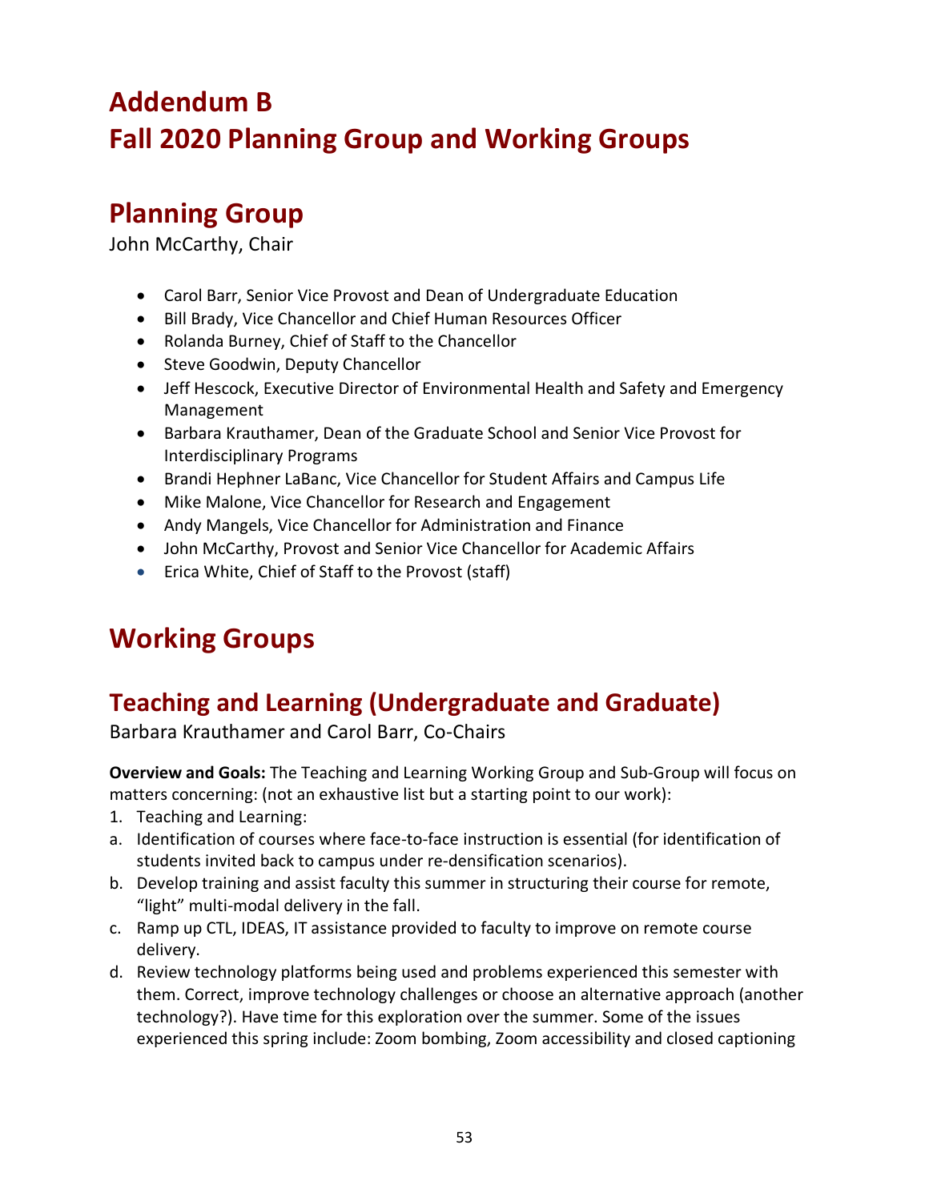# Addendum B
# Fall 2020 Planning Group and Working Groups

## Planning Group

John McCarthy, Chair

- Carol Barr, Senior Vice Provost and Dean of Undergraduate Education
- Bill Brady, Vice Chancellor and Chief Human Resources Officer
- Rolanda Burney, Chief of Staff to the Chancellor
- Steve Goodwin, Deputy Chancellor
- Jeff Hescock, Executive Director of Environmental Health and Safety and Emergency Management
- Barbara Krauthamer, Dean of the Graduate School and Senior Vice Provost for Interdisciplinary Programs
- Brandi Hephner LaBanc, Vice Chancellor for Student Affairs and Campus Life
- Mike Malone, Vice Chancellor for Research and Engagement
- Andy Mangels, Vice Chancellor for Administration and Finance
- John McCarthy, Provost and Senior Vice Chancellor for Academic Affairs
- Erica White, Chief of Staff to the Provost (staff)

## Working Groups

### Teaching and Learning (Undergraduate and Graduate)

Barbara Krauthamer and Carol Barr, Co-Chairs

**Overview and Goals:** The Teaching and Learning Working Group and Sub-Group will focus on matters concerning: (not an exhaustive list but a starting point to our work):

1. Teaching and Learning:

a. Identification of courses where face-to-face instruction is essential (for identification of students invited back to campus under re-densification scenarios).

b. Develop training and assist faculty this summer in structuring their course for remote, "light" multi-modal delivery in the fall.

c. Ramp up CTL, IDEAS, IT assistance provided to faculty to improve on remote course delivery.

d. Review technology platforms being used and problems experienced this semester with them. Correct, improve technology challenges or choose an alternative approach (another technology?). Have time for this exploration over the summer. Some of the issues experienced this spring include: Zoom bombing, Zoom accessibility and closed captioning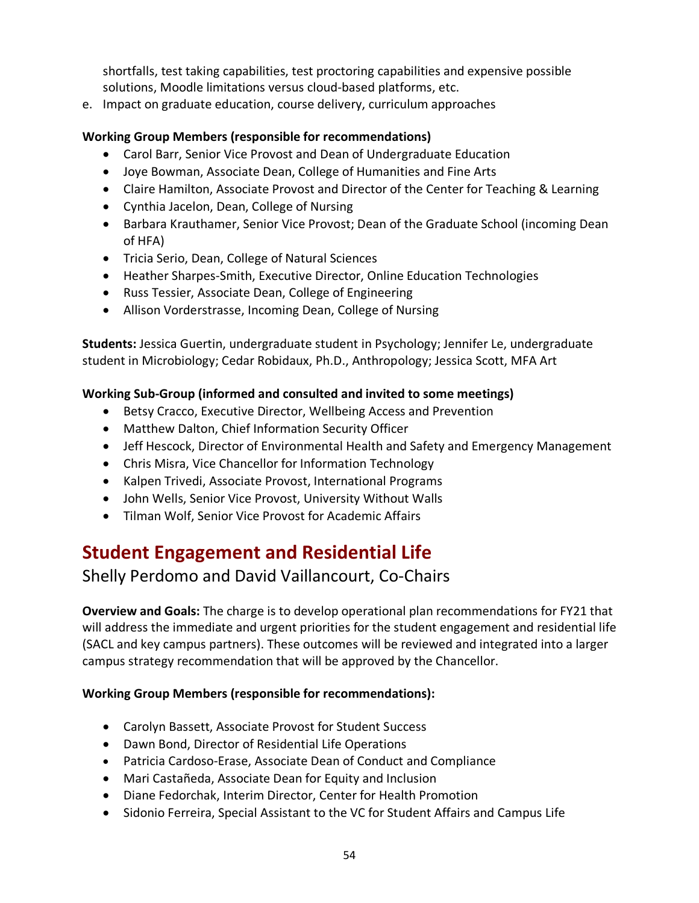shortfalls, test taking capabilities, test proctoring capabilities and expensive possible solutions, Moodle limitations versus cloud-based platforms, etc.

e. Impact on graduate education, course delivery, curriculum approaches

**Working Group Members (responsible for recommendations)**

- Carol Barr, Senior Vice Provost and Dean of Undergraduate Education
- Joye Bowman, Associate Dean, College of Humanities and Fine Arts
- Claire Hamilton, Associate Provost and Director of the Center for Teaching & Learning
- Cynthia Jacelon, Dean, College of Nursing
- Barbara Krauthamer, Senior Vice Provost; Dean of the Graduate School (incoming Dean of HFA)
- Tricia Serio, Dean, College of Natural Sciences
- Heather Sharpes-Smith, Executive Director, Online Education Technologies
- Russ Tessier, Associate Dean, College of Engineering
- Allison Vorderstrasse, Incoming Dean, College of Nursing

**Students:** Jessica Guertin, undergraduate student in Psychology; Jennifer Le, undergraduate student in Microbiology; Cedar Robidaux, Ph.D., Anthropology; Jessica Scott, MFA Art

**Working Sub-Group (informed and consulted and invited to some meetings)**

- Betsy Cracco, Executive Director, Wellbeing Access and Prevention
- Matthew Dalton, Chief Information Security Officer
- Jeff Hescock, Director of Environmental Health and Safety and Emergency Management
- Chris Misra, Vice Chancellor for Information Technology
- Kalpen Trivedi, Associate Provost, International Programs
- John Wells, Senior Vice Provost, University Without Walls
- Tilman Wolf, Senior Vice Provost for Academic Affairs

## Student Engagement and Residential Life

### Shelly Perdomo and David Vaillancourt, Co-Chairs

**Overview and Goals:** The charge is to develop operational plan recommendations for FY21 that will address the immediate and urgent priorities for the student engagement and residential life (SACL and key campus partners). These outcomes will be reviewed and integrated into a larger campus strategy recommendation that will be approved by the Chancellor.

**Working Group Members (responsible for recommendations):**

- Carolyn Bassett, Associate Provost for Student Success
- Dawn Bond, Director of Residential Life Operations
- Patricia Cardoso-Erase, Associate Dean of Conduct and Compliance
- Mari Castañeda, Associate Dean for Equity and Inclusion
- Diane Fedorchak, Interim Director, Center for Health Promotion
- Sidonio Ferreira, Special Assistant to the VC for Student Affairs and Campus Life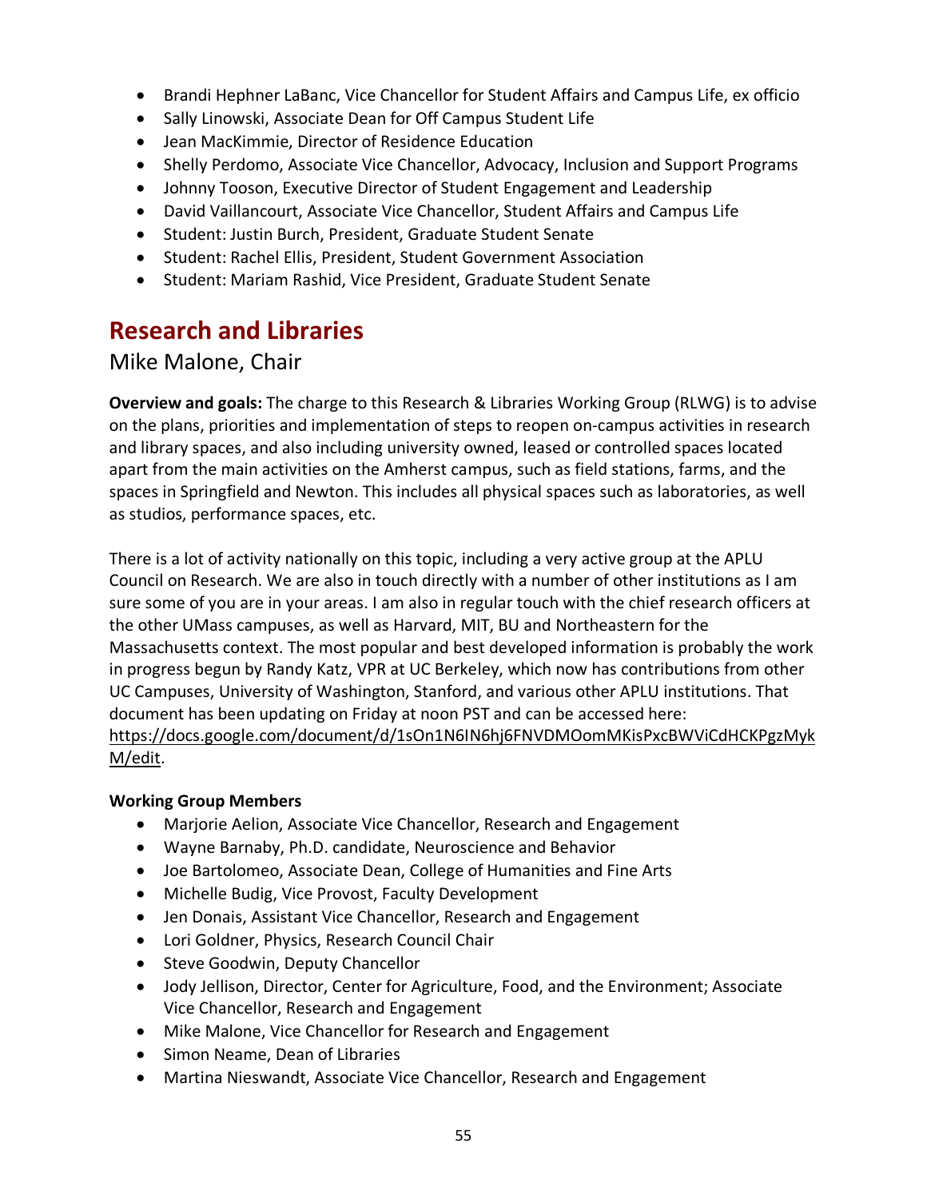- Brandi Hephner LaBanc, Vice Chancellor for Student Affairs and Campus Life, ex officio
- Sally Linowski, Associate Dean for Off Campus Student Life
- Jean MacKimmie, Director of Residence Education
- Shelly Perdomo, Associate Vice Chancellor, Advocacy, Inclusion and Support Programs
- Johnny Tooson, Executive Director of Student Engagement and Leadership
- David Vaillancourt, Associate Vice Chancellor, Student Affairs and Campus Life
- Student: Justin Burch, President, Graduate Student Senate
- Student: Rachel Ellis, President, Student Government Association
- Student: Mariam Rashid, Vice President, Graduate Student Senate

## Research and Libraries

### Mike Malone, Chair

**Overview and goals:** The charge to this Research & Libraries Working Group (RLWG) is to advise on the plans, priorities and implementation of steps to reopen on-campus activities in research and library spaces, and also including university owned, leased or controlled spaces located apart from the main activities on the Amherst campus, such as field stations, farms, and the spaces in Springfield and Newton. This includes all physical spaces such as laboratories, as well as studios, performance spaces, etc.

There is a lot of activity nationally on this topic, including a very active group at the APLU Council on Research. We are also in touch directly with a number of other institutions as I am sure some of you are in your areas. I am also in regular touch with the chief research officers at the other UMass campuses, as well as Harvard, MIT, BU and Northeastern for the Massachusetts context. The most popular and best developed information is probably the work in progress begun by Randy Katz, VPR at UC Berkeley, which now has contributions from other UC Campuses, University of Washington, Stanford, and various other APLU institutions. That document has been updating on Friday at noon PST and can be accessed here: https://docs.google.com/document/d/1sOn1N6IN6hj6FNVDMOomMKisPxcBWViCdHCKPgzMykM/edit.

**Working Group Members**

- Marjorie Aelion, Associate Vice Chancellor, Research and Engagement
- Wayne Barnaby, Ph.D. candidate, Neuroscience and Behavior
- Joe Bartolomeo, Associate Dean, College of Humanities and Fine Arts
- Michelle Budig, Vice Provost, Faculty Development
- Jen Donais, Assistant Vice Chancellor, Research and Engagement
- Lori Goldner, Physics, Research Council Chair
- Steve Goodwin, Deputy Chancellor
- Jody Jellison, Director, Center for Agriculture, Food, and the Environment; Associate Vice Chancellor, Research and Engagement
- Mike Malone, Vice Chancellor for Research and Engagement
- Simon Neame, Dean of Libraries
- Martina Nieswandt, Associate Vice Chancellor, Research and Engagement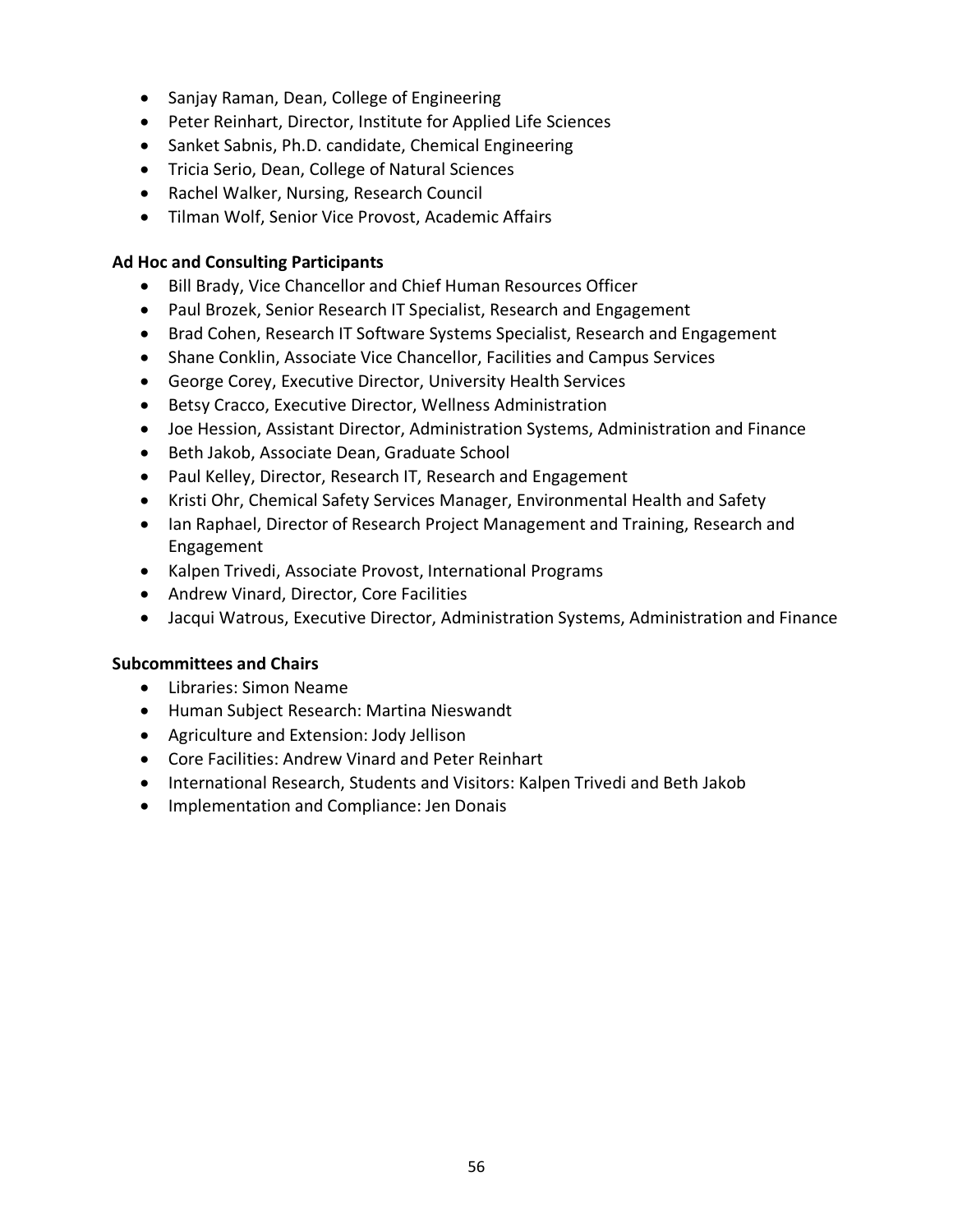- Sanjay Raman, Dean, College of Engineering
- Peter Reinhart, Director, Institute for Applied Life Sciences
- Sanket Sabnis, Ph.D. candidate, Chemical Engineering
- Tricia Serio, Dean, College of Natural Sciences
- Rachel Walker, Nursing, Research Council
- Tilman Wolf, Senior Vice Provost, Academic Affairs

**Ad Hoc and Consulting Participants**

- Bill Brady, Vice Chancellor and Chief Human Resources Officer
- Paul Brozek, Senior Research IT Specialist, Research and Engagement
- Brad Cohen, Research IT Software Systems Specialist, Research and Engagement
- Shane Conklin, Associate Vice Chancellor, Facilities and Campus Services
- George Corey, Executive Director, University Health Services
- Betsy Cracco, Executive Director, Wellness Administration
- Joe Hession, Assistant Director, Administration Systems, Administration and Finance
- Beth Jakob, Associate Dean, Graduate School
- Paul Kelley, Director, Research IT, Research and Engagement
- Kristi Ohr, Chemical Safety Services Manager, Environmental Health and Safety
- Ian Raphael, Director of Research Project Management and Training, Research and Engagement
- Kalpen Trivedi, Associate Provost, International Programs
- Andrew Vinard, Director, Core Facilities
- Jacqui Watrous, Executive Director, Administration Systems, Administration and Finance

**Subcommittees and Chairs**

- Libraries: Simon Neame
- Human Subject Research: Martina Nieswandt
- Agriculture and Extension: Jody Jellison
- Core Facilities: Andrew Vinard and Peter Reinhart
- International Research, Students and Visitors: Kalpen Trivedi and Beth Jakob
- Implementation and Compliance: Jen Donais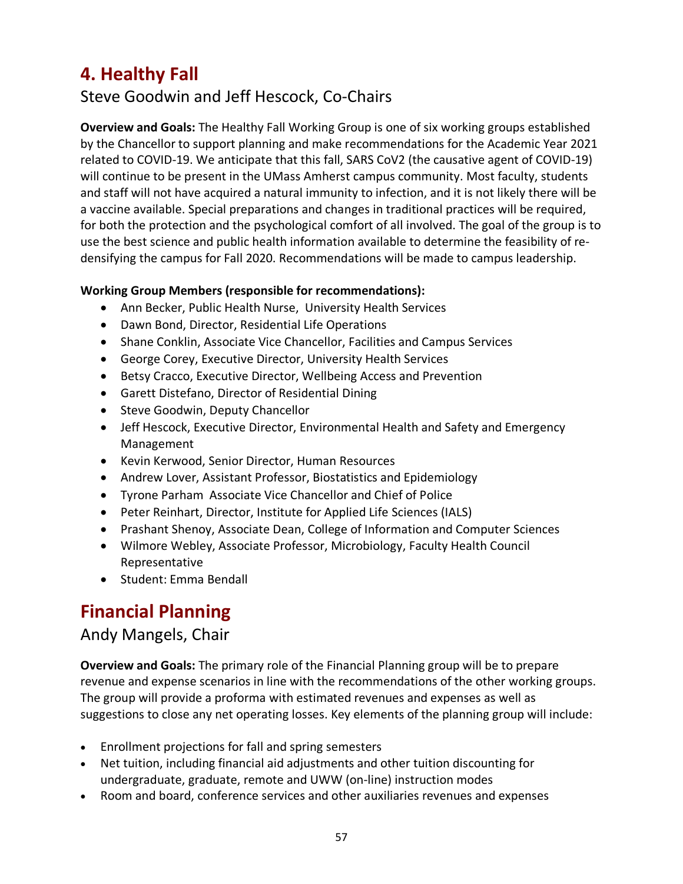# 4. Healthy Fall

## Steve Goodwin and Jeff Hescock, Co-Chairs

**Overview and Goals:** The Healthy Fall Working Group is one of six working groups established by the Chancellor to support planning and make recommendations for the Academic Year 2021 related to COVID-19. We anticipate that this fall, SARS CoV2 (the causative agent of COVID-19) will continue to be present in the UMass Amherst campus community. Most faculty, students and staff will not have acquired a natural immunity to infection, and it is not likely there will be a vaccine available. Special preparations and changes in traditional practices will be required, for both the protection and the psychological comfort of all involved. The goal of the group is to use the best science and public health information available to determine the feasibility of re-densifying the campus for Fall 2020. Recommendations will be made to campus leadership.

**Working Group Members (responsible for recommendations):**

- Ann Becker, Public Health Nurse, University Health Services
- Dawn Bond, Director, Residential Life Operations
- Shane Conklin, Associate Vice Chancellor, Facilities and Campus Services
- George Corey, Executive Director, University Health Services
- Betsy Cracco, Executive Director, Wellbeing Access and Prevention
- Garett Distefano, Director of Residential Dining
- Steve Goodwin, Deputy Chancellor
- Jeff Hescock, Executive Director, Environmental Health and Safety and Emergency Management
- Kevin Kerwood, Senior Director, Human Resources
- Andrew Lover, Assistant Professor, Biostatistics and Epidemiology
- Tyrone Parham Associate Vice Chancellor and Chief of Police
- Peter Reinhart, Director, Institute for Applied Life Sciences (IALS)
- Prashant Shenoy, Associate Dean, College of Information and Computer Sciences
- Wilmore Webley, Associate Professor, Microbiology, Faculty Health Council Representative
- Student: Emma Bendall

# Financial Planning

## Andy Mangels, Chair

**Overview and Goals:** The primary role of the Financial Planning group will be to prepare revenue and expense scenarios in line with the recommendations of the other working groups. The group will provide a proforma with estimated revenues and expenses as well as suggestions to close any net operating losses. Key elements of the planning group will include:

- Enrollment projections for fall and spring semesters
- Net tuition, including financial aid adjustments and other tuition discounting for undergraduate, graduate, remote and UWW (on-line) instruction modes
- Room and board, conference services and other auxiliaries revenues and expenses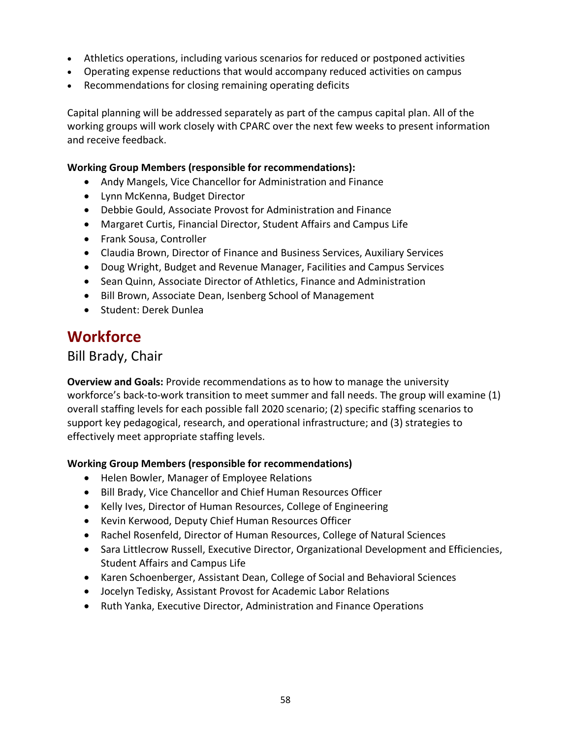- Athletics operations, including various scenarios for reduced or postponed activities
- Operating expense reductions that would accompany reduced activities on campus
- Recommendations for closing remaining operating deficits

Capital planning will be addressed separately as part of the campus capital plan. All of the working groups will work closely with CPARC over the next few weeks to present information and receive feedback.

**Working Group Members (responsible for recommendations):**

- Andy Mangels, Vice Chancellor for Administration and Finance
- Lynn McKenna, Budget Director
- Debbie Gould, Associate Provost for Administration and Finance
- Margaret Curtis, Financial Director, Student Affairs and Campus Life
- Frank Sousa, Controller
- Claudia Brown, Director of Finance and Business Services, Auxiliary Services
- Doug Wright, Budget and Revenue Manager, Facilities and Campus Services
- Sean Quinn, Associate Director of Athletics, Finance and Administration
- Bill Brown, Associate Dean, Isenberg School of Management
- Student: Derek Dunlea

# Workforce

## Bill Brady, Chair

**Overview and Goals:** Provide recommendations as to how to manage the university workforce's back-to-work transition to meet summer and fall needs. The group will examine (1) overall staffing levels for each possible fall 2020 scenario; (2) specific staffing scenarios to support key pedagogical, research, and operational infrastructure; and (3) strategies to effectively meet appropriate staffing levels.

**Working Group Members (responsible for recommendations)**

- Helen Bowler, Manager of Employee Relations
- Bill Brady, Vice Chancellor and Chief Human Resources Officer
- Kelly Ives, Director of Human Resources, College of Engineering
- Kevin Kerwood, Deputy Chief Human Resources Officer
- Rachel Rosenfeld, Director of Human Resources, College of Natural Sciences
- Sara Littlecrow Russell, Executive Director, Organizational Development and Efficiencies, Student Affairs and Campus Life
- Karen Schoenberger, Assistant Dean, College of Social and Behavioral Sciences
- Jocelyn Tedisky, Assistant Provost for Academic Labor Relations
- Ruth Yanka, Executive Director, Administration and Finance Operations